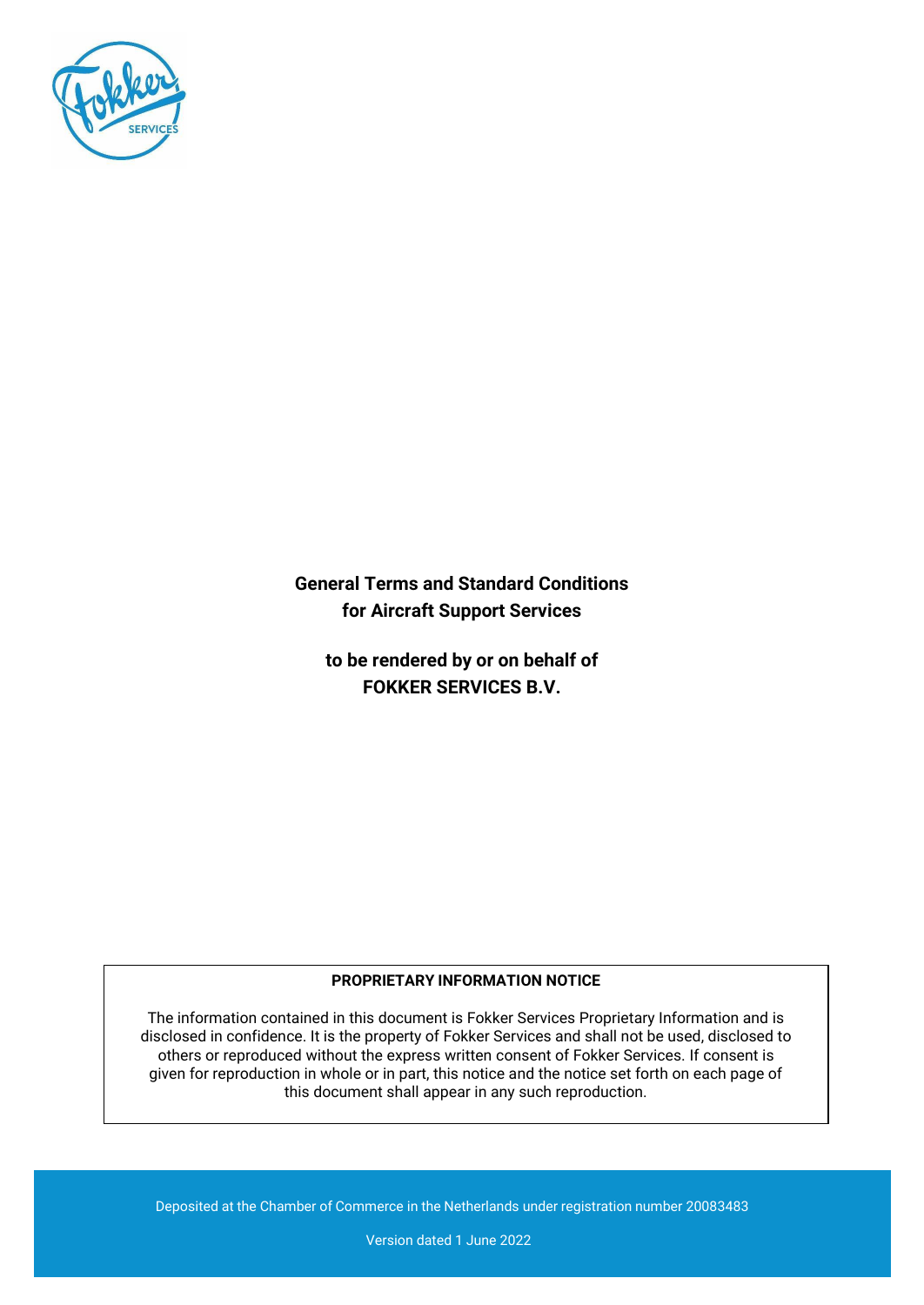# General Terms and Standard Conditions for Aircraft Support Services

## to be rendered by or on behalf of FOKKER SERVICES B.V.

**PROPRIETARY INFORMATION NOTICE**

The information contained in this document is Fokker Services Proprietary Information and is disclosed in confidence. It is the property of Fokker Services and shall not be used, disclosed to others or reproduced without the express written consent of Fokker Services. If consent is given for reproduction in whole or in part, this notice and the notice set forth on each page of this document shall appear in any such reproduction.

Deposited at the Chamber of Commerce in the Netherlands under registration number 20083483

Version dated 1 June 2022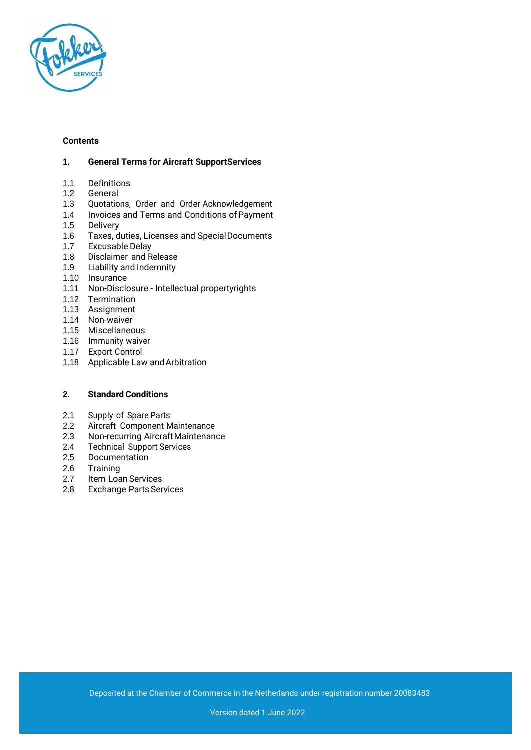**Contents**

**1. General Terms for Aircraft SupportServices**

1.1 Definitions
1.2 General
1.3 Quotations, Order and Order Acknowledgement
1.4 Invoices and Terms and Conditions of Payment
1.5 Delivery
1.6 Taxes, duties, Licenses and Special Documents
1.7 Excusable Delay
1.8 Disclaimer and Release
1.9 Liability and Indemnity
1.10 Insurance
1.11 Non-Disclosure - Intellectual propertyrights
1.12 Termination
1.13 Assignment
1.14 Non-waiver
1.15 Miscellaneous
1.16 Immunity waiver
1.17 Export Control
1.18 Applicable Law and Arbitration

**2. Standard Conditions**

2.1 Supply of Spare Parts
2.2 Aircraft Component Maintenance
2.3 Non-recurring Aircraft Maintenance
2.4 Technical Support Services
2.5 Documentation
2.6 Training
2.7 Item Loan Services
2.8 Exchange Parts Services

Deposited at the Chamber of Commerce in the Netherlands under registration number 20083483

Version dated 1 June 2022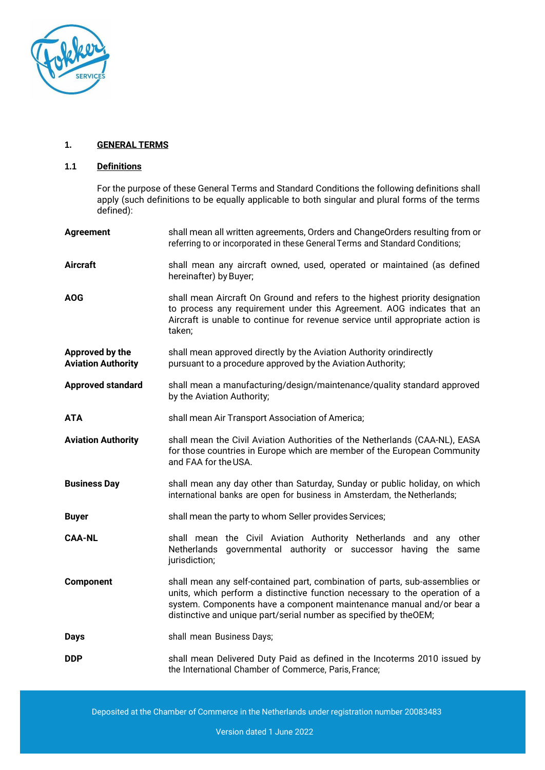## 1. GENERAL TERMS

### 1.1 Definitions

For the purpose of these General Terms and Standard Conditions the following definitions shall apply (such definitions to be equally applicable to both singular and plural forms of the terms defined):

**Agreement** shall mean all written agreements, Orders and ChangeOrders resulting from or referring to or incorporated in these General Terms and Standard Conditions;

**Aircraft** shall mean any aircraft owned, used, operated or maintained (as defined hereinafter) by Buyer;

**AOG** shall mean Aircraft On Ground and refers to the highest priority designation to process any requirement under this Agreement. AOG indicates that an Aircraft is unable to continue for revenue service until appropriate action is taken;

**Approved by the Aviation Authority** shall mean approved directly by the Aviation Authority orindirectly pursuant to a procedure approved by the Aviation Authority;

**Approved standard** shall mean a manufacturing/design/maintenance/quality standard approved by the Aviation Authority;

**ATA** shall mean Air Transport Association of America;

**Aviation Authority** shall mean the Civil Aviation Authorities of the Netherlands (CAA-NL), EASA for those countries in Europe which are member of the European Community and FAA for the USA.

**Business Day** shall mean any day other than Saturday, Sunday or public holiday, on which international banks are open for business in Amsterdam, the Netherlands;

**Buyer** shall mean the party to whom Seller provides Services;

**CAA-NL** shall mean the Civil Aviation Authority Netherlands and any other Netherlands governmental authority or successor having the same jurisdiction;

**Component** shall mean any self-contained part, combination of parts, sub-assemblies or units, which perform a distinctive function necessary to the operation of a system. Components have a component maintenance manual and/or bear a distinctive and unique part/serial number as specified by theOEM;

**Days** shall mean Business Days;

**DDP** shall mean Delivered Duty Paid as defined in the Incoterms 2010 issued by the International Chamber of Commerce, Paris, France;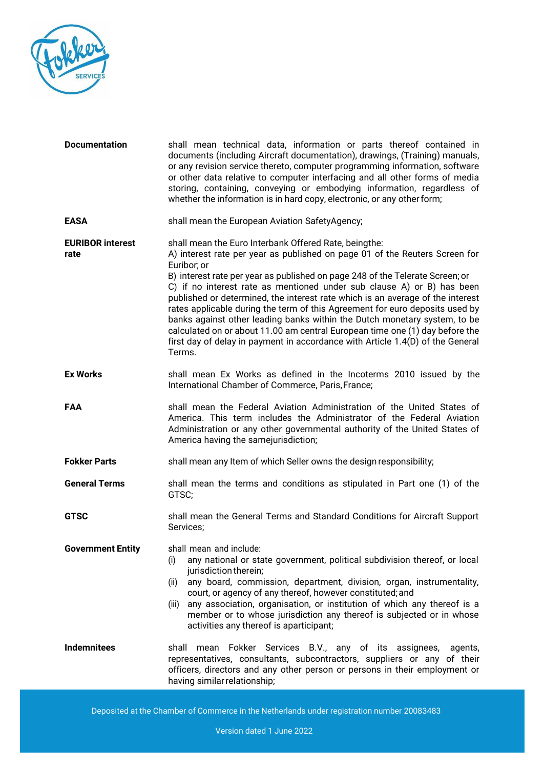| | |
|---|---|
| **Documentation** | shall mean technical data, information or parts thereof contained in documents (including Aircraft documentation), drawings, (Training) manuals, or any revision service thereto, computer programming information, software or other data relative to computer interfacing and all other forms of media storing, containing, conveying or embodying information, regardless of whether the information is in hard copy, electronic, or any other form; |
| **EASA** | shall mean the European Aviation SafetyAgency; |
| **EURIBOR interest rate** | shall mean the Euro Interbank Offered Rate, beingthe:<br>A) interest rate per year as published on page 01 of the Reuters Screen for Euribor; or<br>B) interest rate per year as published on page 248 of the Telerate Screen; or<br>C) if no interest rate as mentioned under sub clause A) or B) has been published or determined, the interest rate which is an average of the interest rates applicable during the term of this Agreement for euro deposits used by banks against other leading banks within the Dutch monetary system, to be calculated on or about 11.00 am central European time one (1) day before the first day of delay in payment in accordance with Article 1.4(D) of the General Terms. |
| **Ex Works** | shall mean Ex Works as defined in the Incoterms 2010 issued by the International Chamber of Commerce, Paris, France; |
| **FAA** | shall mean the Federal Aviation Administration of the United States of America. This term includes the Administrator of the Federal Aviation Administration or any other governmental authority of the United States of America having the samejurisdiction; |
| **Fokker Parts** | shall mean any Item of which Seller owns the design responsibility; |
| **General Terms** | shall mean the terms and conditions as stipulated in Part one (1) of the GTSC; |
| **GTSC** | shall mean the General Terms and Standard Conditions for Aircraft Support Services; |
| **Government Entity** | shall mean and include:<br>(i) any national or state government, political subdivision thereof, or local jurisdiction therein;<br>(ii) any board, commission, department, division, organ, instrumentality, court, or agency of any thereof, however constituted; and<br>(iii) any association, organisation, or institution of which any thereof is a member or to whose jurisdiction any thereof is subjected or in whose activities any thereof is aparticipant; |
| **Indemnitees** | shall mean Fokker Services B.V., any of its assignees, agents, representatives, consultants, subcontractors, suppliers or any of their officers, directors and any other person or persons in their employment or having similar relationship; |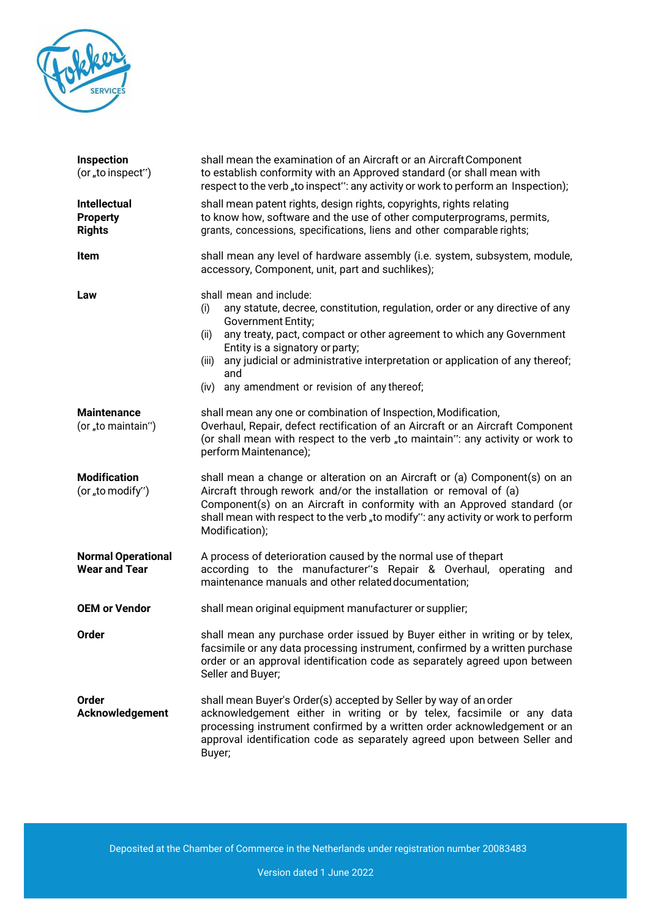**Inspection** (or „to inspect") shall mean the examination of an Aircraft or an Aircraft Component to establish conformity with an Approved standard (or shall mean with respect to the verb „to inspect": any activity or work to perform an Inspection);

**Intellectual Property Rights** shall mean patent rights, design rights, copyrights, rights relating to know how, software and the use of other computerprograms, permits, grants, concessions, specifications, liens and other comparable rights;

**Item** shall mean any level of hardware assembly (i.e. system, subsystem, module, accessory, Component, unit, part and suchlikes);

**Law** shall mean and include:

(i) any statute, decree, constitution, regulation, order or any directive of any Government Entity;

(ii) any treaty, pact, compact or other agreement to which any Government Entity is a signatory or party;

(iii) any judicial or administrative interpretation or application of any thereof; and

(iv) any amendment or revision of any thereof;

**Maintenance** (or „to maintain") shall mean any one or combination of Inspection, Modification, Overhaul, Repair, defect rectification of an Aircraft or an Aircraft Component (or shall mean with respect to the verb „to maintain": any activity or work to perform Maintenance);

**Modification** (or „to modify") shall mean a change or alteration on an Aircraft or (a) Component(s) on an Aircraft through rework and/or the installation or removal of (a) Component(s) on an Aircraft in conformity with an Approved standard (or shall mean with respect to the verb „to modify": any activity or work to perform Modification);

**Normal Operational Wear and Tear** A process of deterioration caused by the normal use of thepart according to the manufacturer"s Repair & Overhaul, operating and maintenance manuals and other related documentation;

**OEM or Vendor** shall mean original equipment manufacturer or supplier;

**Order** shall mean any purchase order issued by Buyer either in writing or by telex, facsimile or any data processing instrument, confirmed by a written purchase order or an approval identification code as separately agreed upon between Seller and Buyer;

**Order Acknowledgement** shall mean Buyer's Order(s) accepted by Seller by way of an order acknowledgement either in writing or by telex, facsimile or any data processing instrument confirmed by a written order acknowledgement or an approval identification code as separately agreed upon between Seller and Buyer;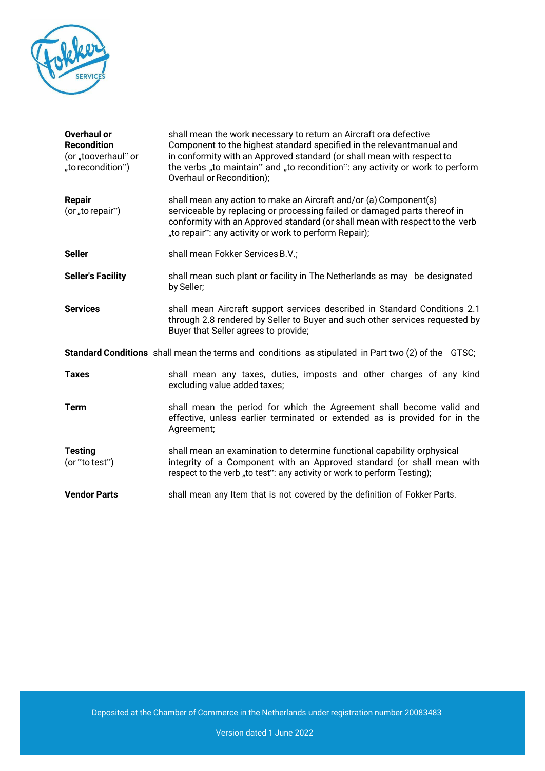| | |
|---|---|
| **Overhaul or Recondition** (or „tooverhaul‟ or „to recondition‟) | shall mean the work necessary to return an Aircraft ora defective Component to the highest standard specified in the relevantmanual and in conformity with an Approved standard (or shall mean with respect to the verbs „to maintain‟ and „to recondition‟: any activity or work to perform Overhaul or Recondition); |
| **Repair** (or „to repair‟) | shall mean any action to make an Aircraft and/or (a) Component(s) serviceable by replacing or processing failed or damaged parts thereof in conformity with an Approved standard (or shall mean with respect to the verb „to repair‟: any activity or work to perform Repair); |
| **Seller** | shall mean Fokker Services B.V.; |
| **Seller's Facility** | shall mean such plant or facility in The Netherlands as may be designated by Seller; |
| **Services** | shall mean Aircraft support services described in Standard Conditions 2.1 through 2.8 rendered by Seller to Buyer and such other services requested by Buyer that Seller agrees to provide; |
| **Standard Conditions** | shall mean the terms and conditions as stipulated in Part two (2) of the GTSC; |
| **Taxes** | shall mean any taxes, duties, imposts and other charges of any kind excluding value added taxes; |
| **Term** | shall mean the period for which the Agreement shall become valid and effective, unless earlier terminated or extended as is provided for in the Agreement; |
| **Testing** (or "to test‟) | shall mean an examination to determine functional capability orphysical integrity of a Component with an Approved standard (or shall mean with respect to the verb „to test‟: any activity or work to perform Testing); |
| **Vendor Parts** | shall mean any Item that is not covered by the definition of Fokker Parts. |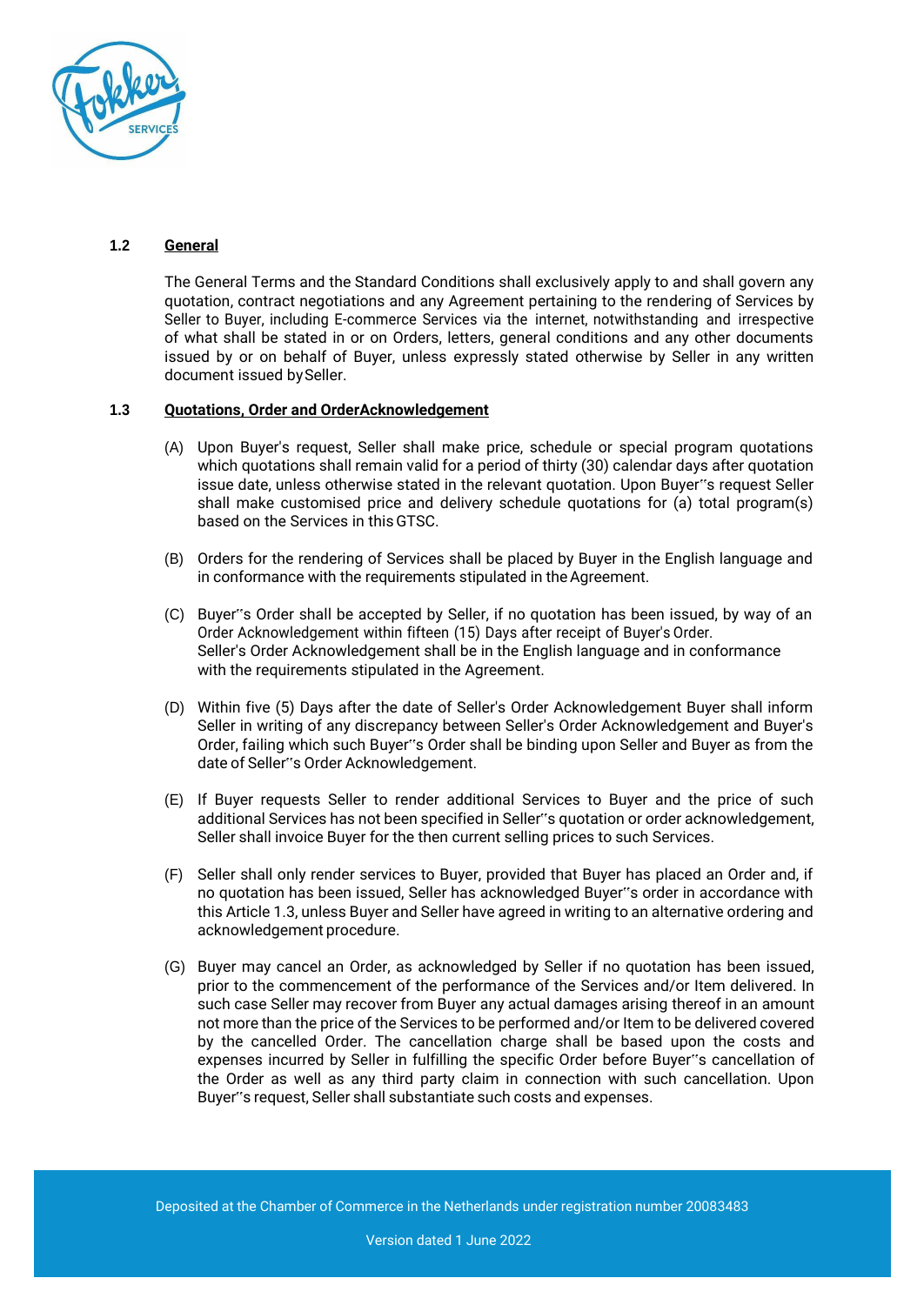### 1.2 General

The General Terms and the Standard Conditions shall exclusively apply to and shall govern any quotation, contract negotiations and any Agreement pertaining to the rendering of Services by Seller to Buyer, including E-commerce Services via the internet, notwithstanding and irrespective of what shall be stated in or on Orders, letters, general conditions and any other documents issued by or on behalf of Buyer, unless expressly stated otherwise by Seller in any written document issued by Seller.

### 1.3 Quotations, Order and Order Acknowledgement

(A) Upon Buyer's request, Seller shall make price, schedule or special program quotations which quotations shall remain valid for a period of thirty (30) calendar days after quotation issue date, unless otherwise stated in the relevant quotation. Upon Buyer''s request Seller shall make customised price and delivery schedule quotations for (a) total program(s) based on the Services in this GTSC.

(B) Orders for the rendering of Services shall be placed by Buyer in the English language and in conformance with the requirements stipulated in the Agreement.

(C) Buyer''s Order shall be accepted by Seller, if no quotation has been issued, by way of an Order Acknowledgement within fifteen (15) Days after receipt of Buyer's Order. Seller's Order Acknowledgement shall be in the English language and in conformance with the requirements stipulated in the Agreement.

(D) Within five (5) Days after the date of Seller's Order Acknowledgement Buyer shall inform Seller in writing of any discrepancy between Seller's Order Acknowledgement and Buyer's Order, failing which such Buyer''s Order shall be binding upon Seller and Buyer as from the date of Seller''s Order Acknowledgement.

(E) If Buyer requests Seller to render additional Services to Buyer and the price of such additional Services has not been specified in Seller''s quotation or order acknowledgement, Seller shall invoice Buyer for the then current selling prices to such Services.

(F) Seller shall only render services to Buyer, provided that Buyer has placed an Order and, if no quotation has been issued, Seller has acknowledged Buyer''s order in accordance with this Article 1.3, unless Buyer and Seller have agreed in writing to an alternative ordering and acknowledgement procedure.

(G) Buyer may cancel an Order, as acknowledged by Seller if no quotation has been issued, prior to the commencement of the performance of the Services and/or Item delivered. In such case Seller may recover from Buyer any actual damages arising thereof in an amount not more than the price of the Services to be performed and/or Item to be delivered covered by the cancelled Order. The cancellation charge shall be based upon the costs and expenses incurred by Seller in fulfilling the specific Order before Buyer''s cancellation of the Order as well as any third party claim in connection with such cancellation. Upon Buyer''s request, Seller shall substantiate such costs and expenses.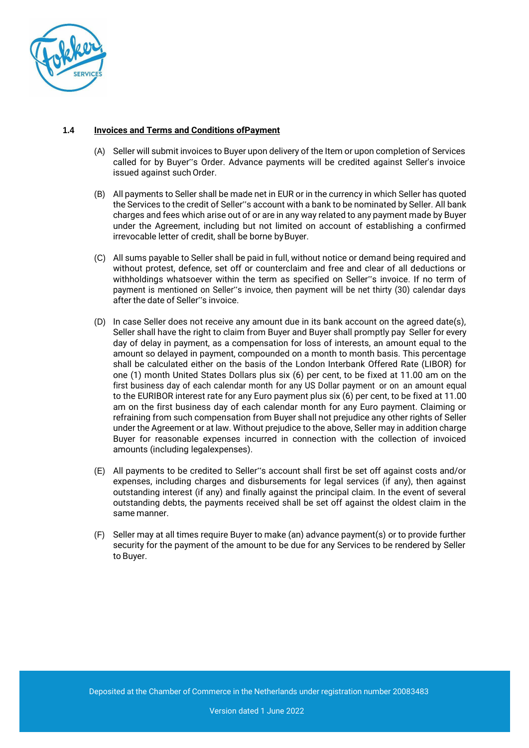### 1.4 Invoices and Terms and Conditions ofPayment

(A) Seller will submit invoices to Buyer upon delivery of the Item or upon completion of Services called for by Buyer‟s Order. Advance payments will be credited against Seller's invoice issued against such Order.

(B) All payments to Seller shall be made net in EUR or in the currency in which Seller has quoted the Services to the credit of Seller‟s account with a bank to be nominated by Seller. All bank charges and fees which arise out of or are in any way related to any payment made by Buyer under the Agreement, including but not limited on account of establishing a confirmed irrevocable letter of credit, shall be borne by Buyer.

(C) All sums payable to Seller shall be paid in full, without notice or demand being required and without protest, defence, set off or counterclaim and free and clear of all deductions or withholdings whatsoever within the term as specified on Seller‟s invoice. If no term of payment is mentioned on Seller‟s invoice, then payment will be net thirty (30) calendar days after the date of Seller‟s invoice.

(D) In case Seller does not receive any amount due in its bank account on the agreed date(s), Seller shall have the right to claim from Buyer and Buyer shall promptly pay Seller for every day of delay in payment, as a compensation for loss of interests, an amount equal to the amount so delayed in payment, compounded on a month to month basis. This percentage shall be calculated either on the basis of the London Interbank Offered Rate (LIBOR) for one (1) month United States Dollars plus six (6) per cent, to be fixed at 11.00 am on the first business day of each calendar month for any US Dollar payment or on an amount equal to the EURIBOR interest rate for any Euro payment plus six (6) per cent, to be fixed at 11.00 am on the first business day of each calendar month for any Euro payment. Claiming or refraining from such compensation from Buyer shall not prejudice any other rights of Seller under the Agreement or at law. Without prejudice to the above, Seller may in addition charge Buyer for reasonable expenses incurred in connection with the collection of invoiced amounts (including legalexpenses).

(E) All payments to be credited to Seller‟s account shall first be set off against costs and/or expenses, including charges and disbursements for legal services (if any), then against outstanding interest (if any) and finally against the principal claim. In the event of several outstanding debts, the payments received shall be set off against the oldest claim in the same manner.

(F) Seller may at all times require Buyer to make (an) advance payment(s) or to provide further security for the payment of the amount to be due for any Services to be rendered by Seller to Buyer.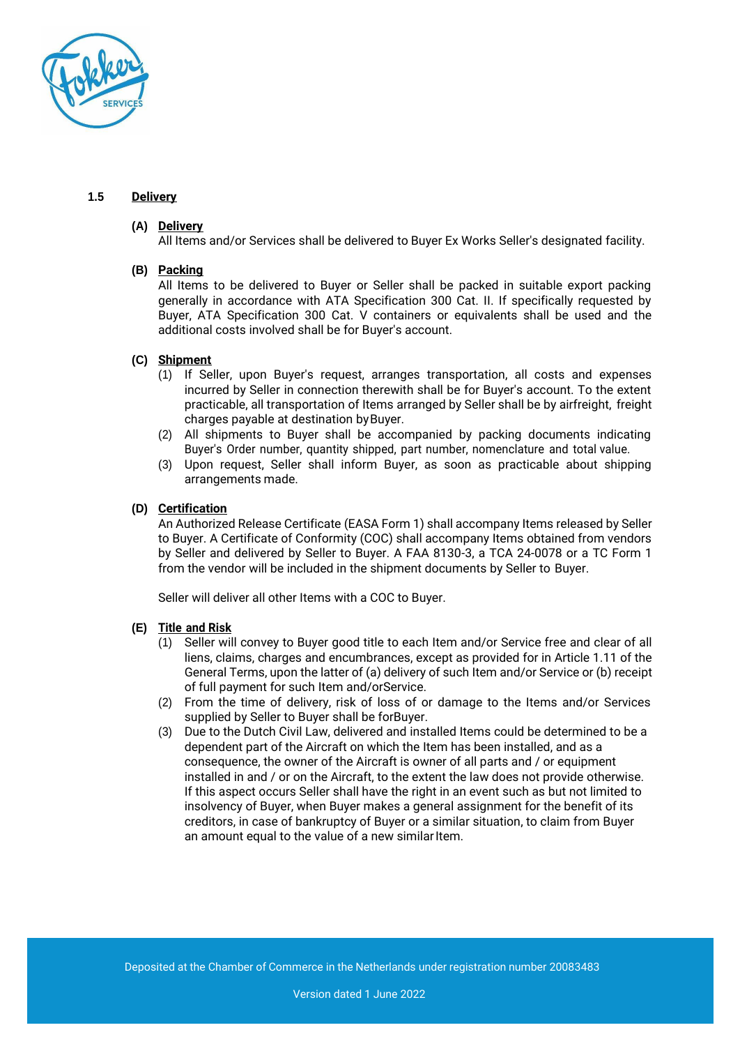## 1.5 Delivery

### (A) Delivery

All Items and/or Services shall be delivered to Buyer Ex Works Seller's designated facility.

### (B) Packing

All Items to be delivered to Buyer or Seller shall be packed in suitable export packing generally in accordance with ATA Specification 300 Cat. II. If specifically requested by Buyer, ATA Specification 300 Cat. V containers or equivalents shall be used and the additional costs involved shall be for Buyer's account.

### (C) Shipment

(1) If Seller, upon Buyer's request, arranges transportation, all costs and expenses incurred by Seller in connection therewith shall be for Buyer's account. To the extent practicable, all transportation of Items arranged by Seller shall be by airfreight, freight charges payable at destination by Buyer.

(2) All shipments to Buyer shall be accompanied by packing documents indicating Buyer's Order number, quantity shipped, part number, nomenclature and total value.

(3) Upon request, Seller shall inform Buyer, as soon as practicable about shipping arrangements made.

### (D) Certification

An Authorized Release Certificate (EASA Form 1) shall accompany Items released by Seller to Buyer. A Certificate of Conformity (COC) shall accompany Items obtained from vendors by Seller and delivered by Seller to Buyer. A FAA 8130-3, a TCA 24-0078 or a TC Form 1 from the vendor will be included in the shipment documents by Seller to Buyer.

Seller will deliver all other Items with a COC to Buyer.

### (E) Title and Risk

(1) Seller will convey to Buyer good title to each Item and/or Service free and clear of all liens, claims, charges and encumbrances, except as provided for in Article 1.11 of the General Terms, upon the latter of (a) delivery of such Item and/or Service or (b) receipt of full payment for such Item and/orService.

(2) From the time of delivery, risk of loss of or damage to the Items and/or Services supplied by Seller to Buyer shall be forBuyer.

(3) Due to the Dutch Civil Law, delivered and installed Items could be determined to be a dependent part of the Aircraft on which the Item has been installed, and as a consequence, the owner of the Aircraft is owner of all parts and / or equipment installed in and / or on the Aircraft, to the extent the law does not provide otherwise. If this aspect occurs Seller shall have the right in an event such as but not limited to insolvency of Buyer, when Buyer makes a general assignment for the benefit of its creditors, in case of bankruptcy of Buyer or a similar situation, to claim from Buyer an amount equal to the value of a new similar Item.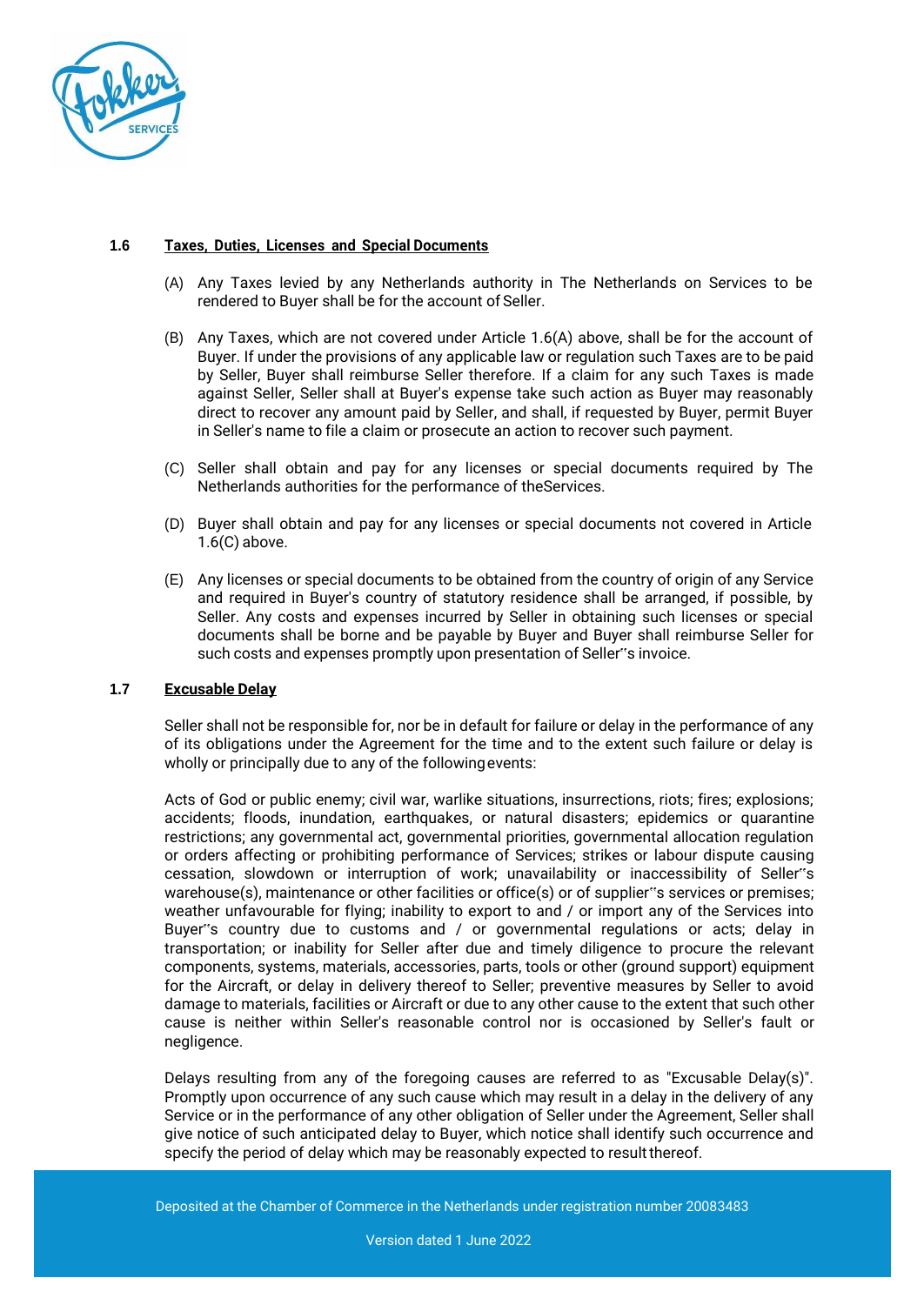### 1.6 Taxes, Duties, Licenses and Special Documents

(A) Any Taxes levied by any Netherlands authority in The Netherlands on Services to be rendered to Buyer shall be for the account of Seller.

(B) Any Taxes, which are not covered under Article 1.6(A) above, shall be for the account of Buyer. If under the provisions of any applicable law or regulation such Taxes are to be paid by Seller, Buyer shall reimburse Seller therefore. If a claim for any such Taxes is made against Seller, Seller shall at Buyer's expense take such action as Buyer may reasonably direct to recover any amount paid by Seller, and shall, if requested by Buyer, permit Buyer in Seller's name to file a claim or prosecute an action to recover such payment.

(C) Seller shall obtain and pay for any licenses or special documents required by The Netherlands authorities for the performance of theServices.

(D) Buyer shall obtain and pay for any licenses or special documents not covered in Article 1.6(C) above.

(E) Any licenses or special documents to be obtained from the country of origin of any Service and required in Buyer's country of statutory residence shall be arranged, if possible, by Seller. Any costs and expenses incurred by Seller in obtaining such licenses or special documents shall be borne and be payable by Buyer and Buyer shall reimburse Seller for such costs and expenses promptly upon presentation of Seller''s invoice.

### 1.7 Excusable Delay

Seller shall not be responsible for, nor be in default for failure or delay in the performance of any of its obligations under the Agreement for the time and to the extent such failure or delay is wholly or principally due to any of the followingevents:

Acts of God or public enemy; civil war, warlike situations, insurrections, riots; fires; explosions; accidents; floods, inundation, earthquakes, or natural disasters; epidemics or quarantine restrictions; any governmental act, governmental priorities, governmental allocation regulation or orders affecting or prohibiting performance of Services; strikes or labour dispute causing cessation, slowdown or interruption of work; unavailability or inaccessibility of Seller''s warehouse(s), maintenance or other facilities or office(s) or of supplier''s services or premises; weather unfavourable for flying; inability to export to and / or import any of the Services into Buyer''s country due to customs and / or governmental regulations or acts; delay in transportation; or inability for Seller after due and timely diligence to procure the relevant components, systems, materials, accessories, parts, tools or other (ground support) equipment for the Aircraft, or delay in delivery thereof to Seller; preventive measures by Seller to avoid damage to materials, facilities or Aircraft or due to any other cause to the extent that such other cause is neither within Seller's reasonable control nor is occasioned by Seller's fault or negligence.

Delays resulting from any of the foregoing causes are referred to as "Excusable Delay(s)". Promptly upon occurrence of any such cause which may result in a delay in the delivery of any Service or in the performance of any other obligation of Seller under the Agreement, Seller shall give notice of such anticipated delay to Buyer, which notice shall identify such occurrence and specify the period of delay which may be reasonably expected to resultthereof.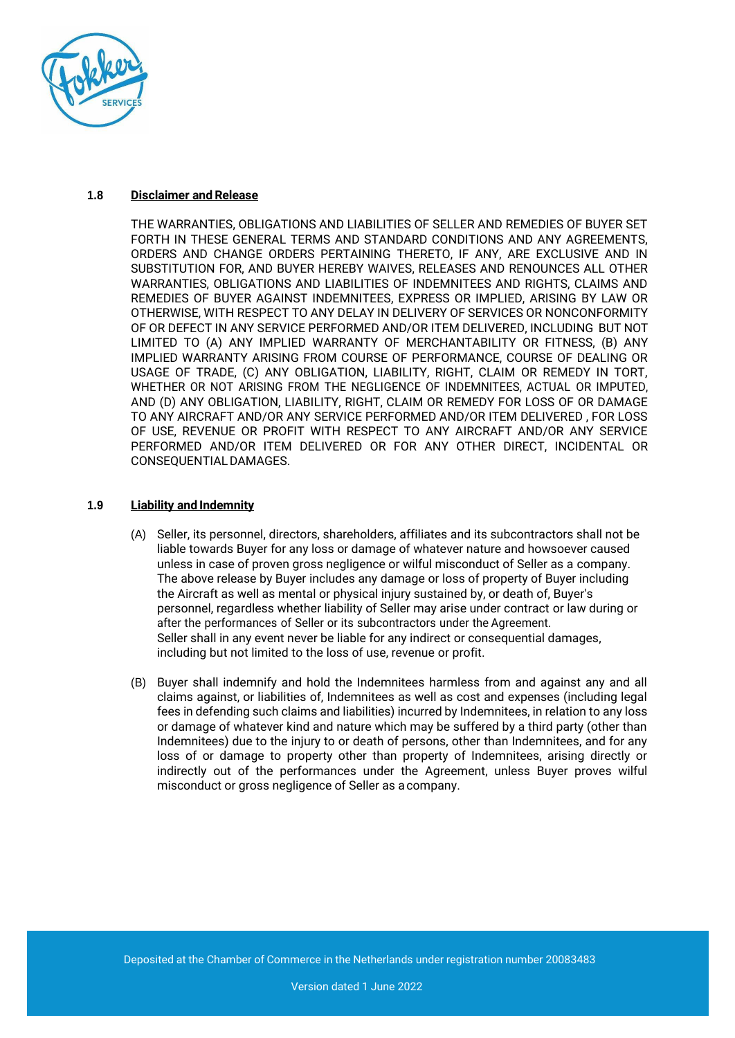### 1.8 Disclaimer and Release

THE WARRANTIES, OBLIGATIONS AND LIABILITIES OF SELLER AND REMEDIES OF BUYER SET FORTH IN THESE GENERAL TERMS AND STANDARD CONDITIONS AND ANY AGREEMENTS, ORDERS AND CHANGE ORDERS PERTAINING THERETO, IF ANY, ARE EXCLUSIVE AND IN SUBSTITUTION FOR, AND BUYER HEREBY WAIVES, RELEASES AND RENOUNCES ALL OTHER WARRANTIES, OBLIGATIONS AND LIABILITIES OF INDEMNITEES AND RIGHTS, CLAIMS AND REMEDIES OF BUYER AGAINST INDEMNITEES, EXPRESS OR IMPLIED, ARISING BY LAW OR OTHERWISE, WITH RESPECT TO ANY DELAY IN DELIVERY OF SERVICES OR NONCONFORMITY OF OR DEFECT IN ANY SERVICE PERFORMED AND/OR ITEM DELIVERED, INCLUDING BUT NOT LIMITED TO (A) ANY IMPLIED WARRANTY OF MERCHANTABILITY OR FITNESS, (B) ANY IMPLIED WARRANTY ARISING FROM COURSE OF PERFORMANCE, COURSE OF DEALING OR USAGE OF TRADE, (C) ANY OBLIGATION, LIABILITY, RIGHT, CLAIM OR REMEDY IN TORT, WHETHER OR NOT ARISING FROM THE NEGLIGENCE OF INDEMNITEES, ACTUAL OR IMPUTED, AND (D) ANY OBLIGATION, LIABILITY, RIGHT, CLAIM OR REMEDY FOR LOSS OF OR DAMAGE TO ANY AIRCRAFT AND/OR ANY SERVICE PERFORMED AND/OR ITEM DELIVERED , FOR LOSS OF USE, REVENUE OR PROFIT WITH RESPECT TO ANY AIRCRAFT AND/OR ANY SERVICE PERFORMED AND/OR ITEM DELIVERED OR FOR ANY OTHER DIRECT, INCIDENTAL OR CONSEQUENTIAL DAMAGES.

### 1.9 Liability and Indemnity

(A) Seller, its personnel, directors, shareholders, affiliates and its subcontractors shall not be liable towards Buyer for any loss or damage of whatever nature and howsoever caused unless in case of proven gross negligence or wilful misconduct of Seller as a company. The above release by Buyer includes any damage or loss of property of Buyer including the Aircraft as well as mental or physical injury sustained by, or death of, Buyer's personnel, regardless whether liability of Seller may arise under contract or law during or after the performances of Seller or its subcontractors under the Agreement.
Seller shall in any event never be liable for any indirect or consequential damages, including but not limited to the loss of use, revenue or profit.

(B) Buyer shall indemnify and hold the Indemnitees harmless from and against any and all claims against, or liabilities of, Indemnitees as well as cost and expenses (including legal fees in defending such claims and liabilities) incurred by Indemnitees, in relation to any loss or damage of whatever kind and nature which may be suffered by a third party (other than Indemnitees) due to the injury to or death of persons, other than Indemnitees, and for any loss of or damage to property other than property of Indemnitees, arising directly or indirectly out of the performances under the Agreement, unless Buyer proves wilful misconduct or gross negligence of Seller as a company.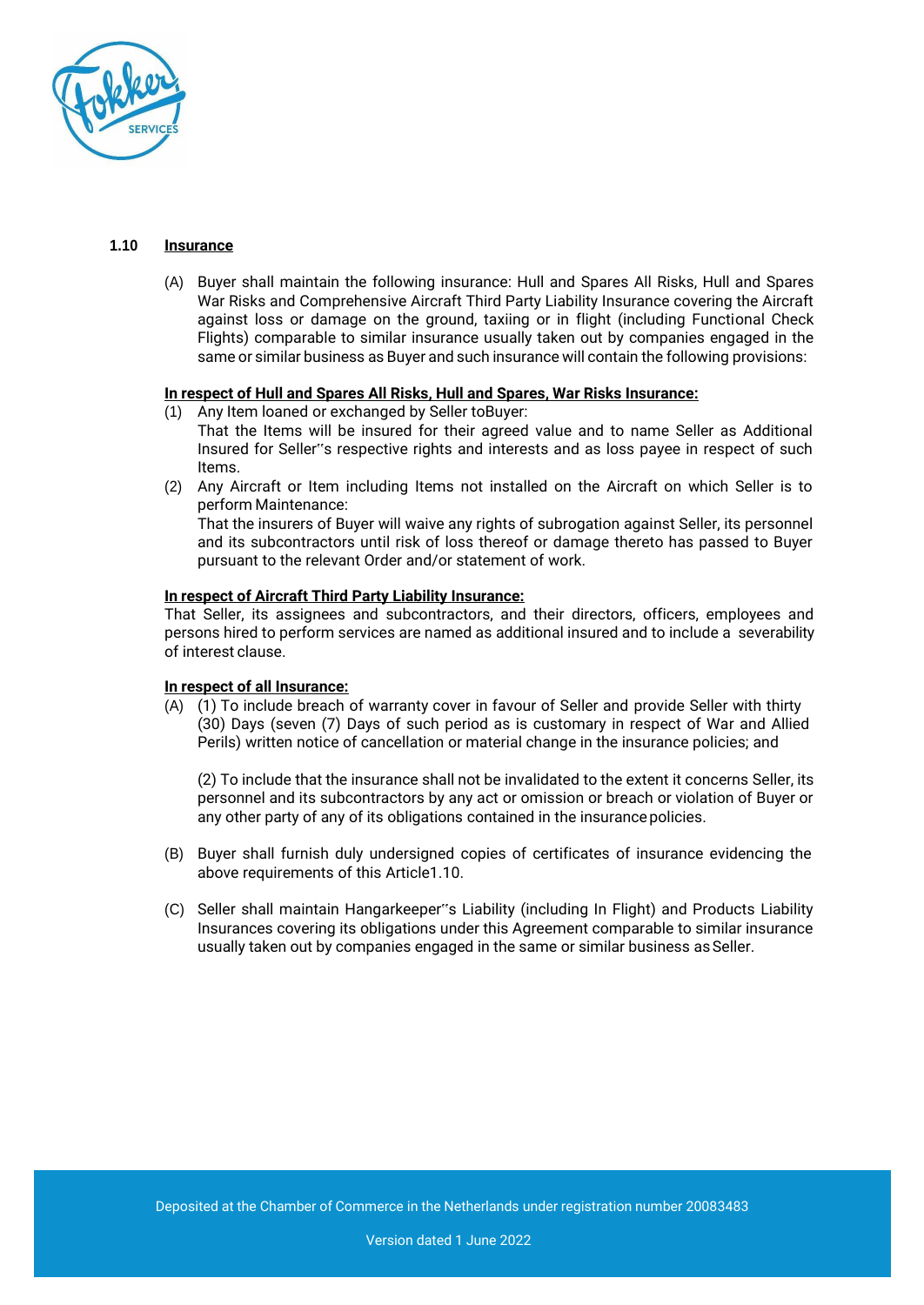### 1.10 Insurance

(A) Buyer shall maintain the following insurance: Hull and Spares All Risks, Hull and Spares War Risks and Comprehensive Aircraft Third Party Liability Insurance covering the Aircraft against loss or damage on the ground, taxiing or in flight (including Functional Check Flights) comparable to similar insurance usually taken out by companies engaged in the same or similar business as Buyer and such insurance will contain the following provisions:

**In respect of Hull and Spares All Risks, Hull and Spares, War Risks Insurance:**

(1) Any Item loaned or exchanged by Seller toBuyer:
That the Items will be insured for their agreed value and to name Seller as Additional Insured for Seller‟s respective rights and interests and as loss payee in respect of such Items.

(2) Any Aircraft or Item including Items not installed on the Aircraft on which Seller is to perform Maintenance:
That the insurers of Buyer will waive any rights of subrogation against Seller, its personnel and its subcontractors until risk of loss thereof or damage thereto has passed to Buyer pursuant to the relevant Order and/or statement of work.

**In respect of Aircraft Third Party Liability Insurance:**

That Seller, its assignees and subcontractors, and their directors, officers, employees and persons hired to perform services are named as additional insured and to include a severability of interest clause.

**In respect of all Insurance:**

(A) (1) To include breach of warranty cover in favour of Seller and provide Seller with thirty (30) Days (seven (7) Days of such period as is customary in respect of War and Allied Perils) written notice of cancellation or material change in the insurance policies; and

(2) To include that the insurance shall not be invalidated to the extent it concerns Seller, its personnel and its subcontractors by any act or omission or breach or violation of Buyer or any other party of any of its obligations contained in the insurance policies.

(B) Buyer shall furnish duly undersigned copies of certificates of insurance evidencing the above requirements of this Article1.10.

(C) Seller shall maintain Hangarkeeper‟s Liability (including In Flight) and Products Liability Insurances covering its obligations under this Agreement comparable to similar insurance usually taken out by companies engaged in the same or similar business as Seller.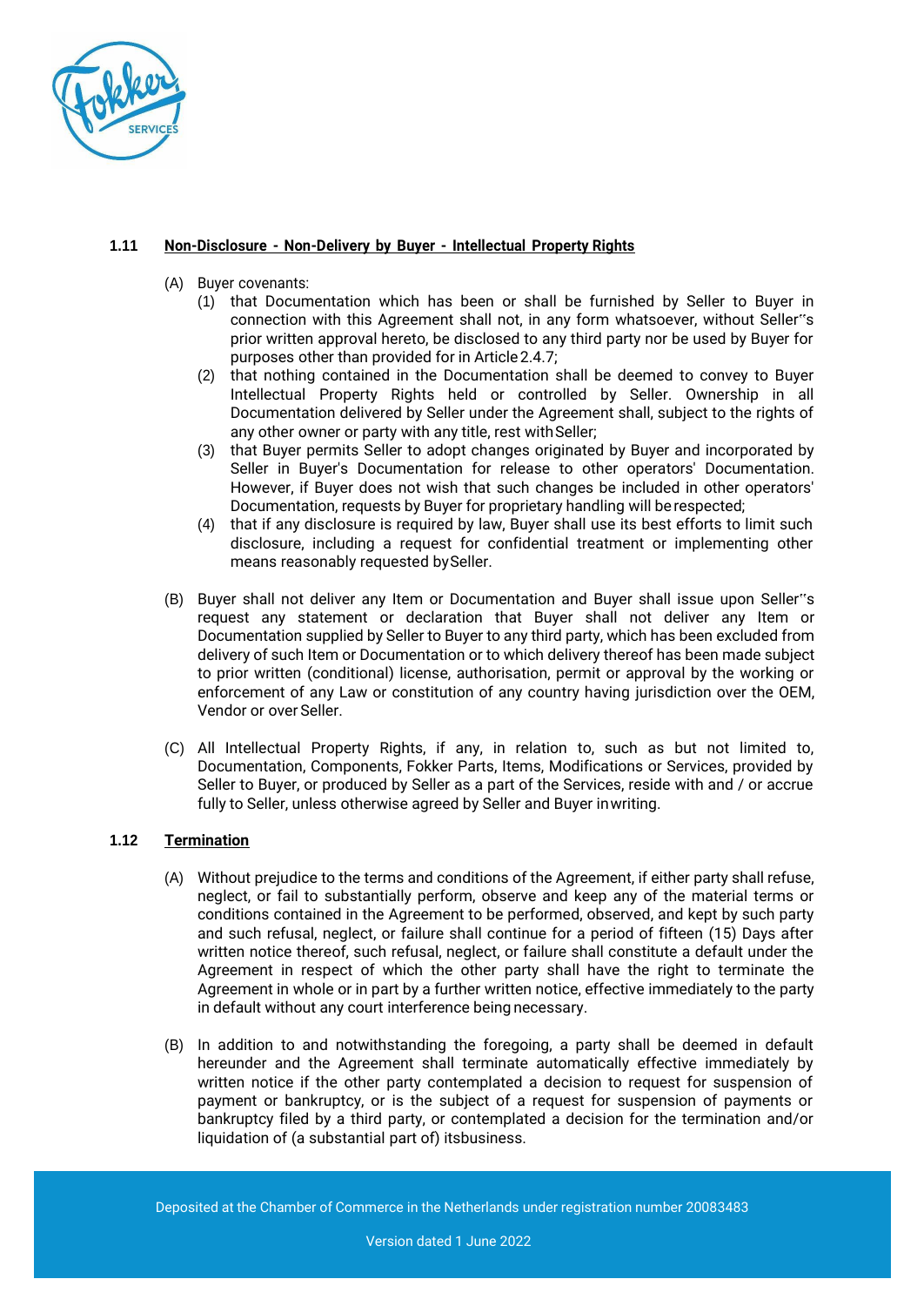### 1.11 Non-Disclosure - Non-Delivery by Buyer - Intellectual Property Rights

(A) Buyer covenants:

(1) that Documentation which has been or shall be furnished by Seller to Buyer in connection with this Agreement shall not, in any form whatsoever, without Seller''s prior written approval hereto, be disclosed to any third party nor be used by Buyer for purposes other than provided for in Article 2.4.7;

(2) that nothing contained in the Documentation shall be deemed to convey to Buyer Intellectual Property Rights held or controlled by Seller. Ownership in all Documentation delivered by Seller under the Agreement shall, subject to the rights of any other owner or party with any title, rest with Seller;

(3) that Buyer permits Seller to adopt changes originated by Buyer and incorporated by Seller in Buyer's Documentation for release to other operators' Documentation. However, if Buyer does not wish that such changes be included in other operators' Documentation, requests by Buyer for proprietary handling will be respected;

(4) that if any disclosure is required by law, Buyer shall use its best efforts to limit such disclosure, including a request for confidential treatment or implementing other means reasonably requested by Seller.

(B) Buyer shall not deliver any Item or Documentation and Buyer shall issue upon Seller''s request any statement or declaration that Buyer shall not deliver any Item or Documentation supplied by Seller to Buyer to any third party, which has been excluded from delivery of such Item or Documentation or to which delivery thereof has been made subject to prior written (conditional) license, authorisation, permit or approval by the working or enforcement of any Law or constitution of any country having jurisdiction over the OEM, Vendor or over Seller.

(C) All Intellectual Property Rights, if any, in relation to, such as but not limited to, Documentation, Components, Fokker Parts, Items, Modifications or Services, provided by Seller to Buyer, or produced by Seller as a part of the Services, reside with and / or accrue fully to Seller, unless otherwise agreed by Seller and Buyer in writing.

### 1.12 Termination

(A) Without prejudice to the terms and conditions of the Agreement, if either party shall refuse, neglect, or fail to substantially perform, observe and keep any of the material terms or conditions contained in the Agreement to be performed, observed, and kept by such party and such refusal, neglect, or failure shall continue for a period of fifteen (15) Days after written notice thereof, such refusal, neglect, or failure shall constitute a default under the Agreement in respect of which the other party shall have the right to terminate the Agreement in whole or in part by a further written notice, effective immediately to the party in default without any court interference being necessary.

(B) In addition to and notwithstanding the foregoing, a party shall be deemed in default hereunder and the Agreement shall terminate automatically effective immediately by written notice if the other party contemplated a decision to request for suspension of payment or bankruptcy, or is the subject of a request for suspension of payments or bankruptcy filed by a third party, or contemplated a decision for the termination and/or liquidation of (a substantial part of) its business.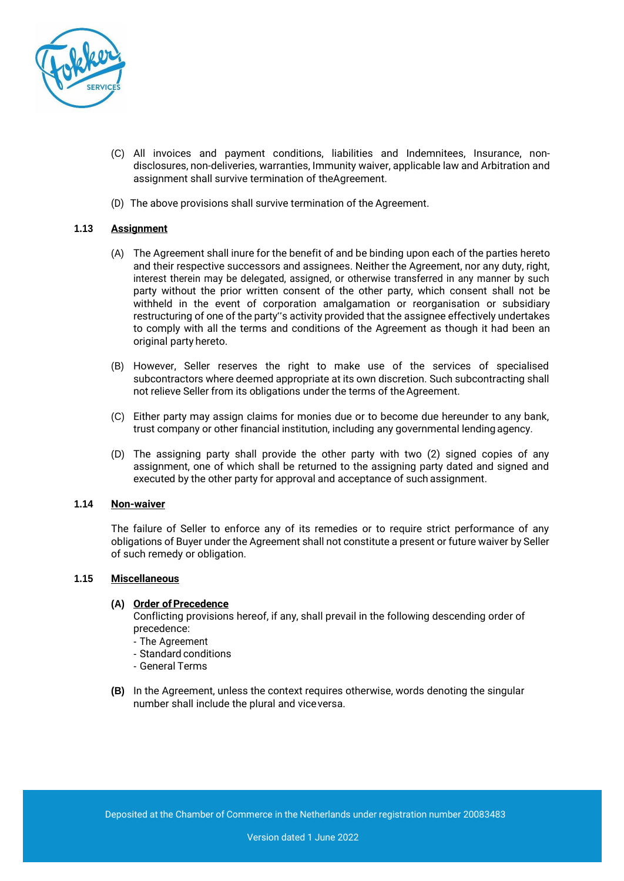(C) All invoices and payment conditions, liabilities and Indemnitees, Insurance, non-disclosures, non-deliveries, warranties, Immunity waiver, applicable law and Arbitration and assignment shall survive termination of theAgreement.

(D) The above provisions shall survive termination of the Agreement.

### 1.13 Assignment

(A) The Agreement shall inure for the benefit of and be binding upon each of the parties hereto and their respective successors and assignees. Neither the Agreement, nor any duty, right, interest therein may be delegated, assigned, or otherwise transferred in any manner by such party without the prior written consent of the other party, which consent shall not be withheld in the event of corporation amalgamation or reorganisation or subsidiary restructuring of one of the party''s activity provided that the assignee effectively undertakes to comply with all the terms and conditions of the Agreement as though it had been an original party hereto.

(B) However, Seller reserves the right to make use of the services of specialised subcontractors where deemed appropriate at its own discretion. Such subcontracting shall not relieve Seller from its obligations under the terms of the Agreement.

(C) Either party may assign claims for monies due or to become due hereunder to any bank, trust company or other financial institution, including any governmental lending agency.

(D) The assigning party shall provide the other party with two (2) signed copies of any assignment, one of which shall be returned to the assigning party dated and signed and executed by the other party for approval and acceptance of such assignment.

### 1.14 Non-waiver

The failure of Seller to enforce any of its remedies or to require strict performance of any obligations of Buyer under the Agreement shall not constitute a present or future waiver by Seller of such remedy or obligation.

### 1.15 Miscellaneous

**(A) Order of Precedence**
Conflicting provisions hereof, if any, shall prevail in the following descending order of precedence:
- The Agreement
- Standard conditions
- General Terms

**(B)** In the Agreement, unless the context requires otherwise, words denoting the singular number shall include the plural and viceversa.

Deposited at the Chamber of Commerce in the Netherlands under registration number 20083483

Version dated 1 June 2022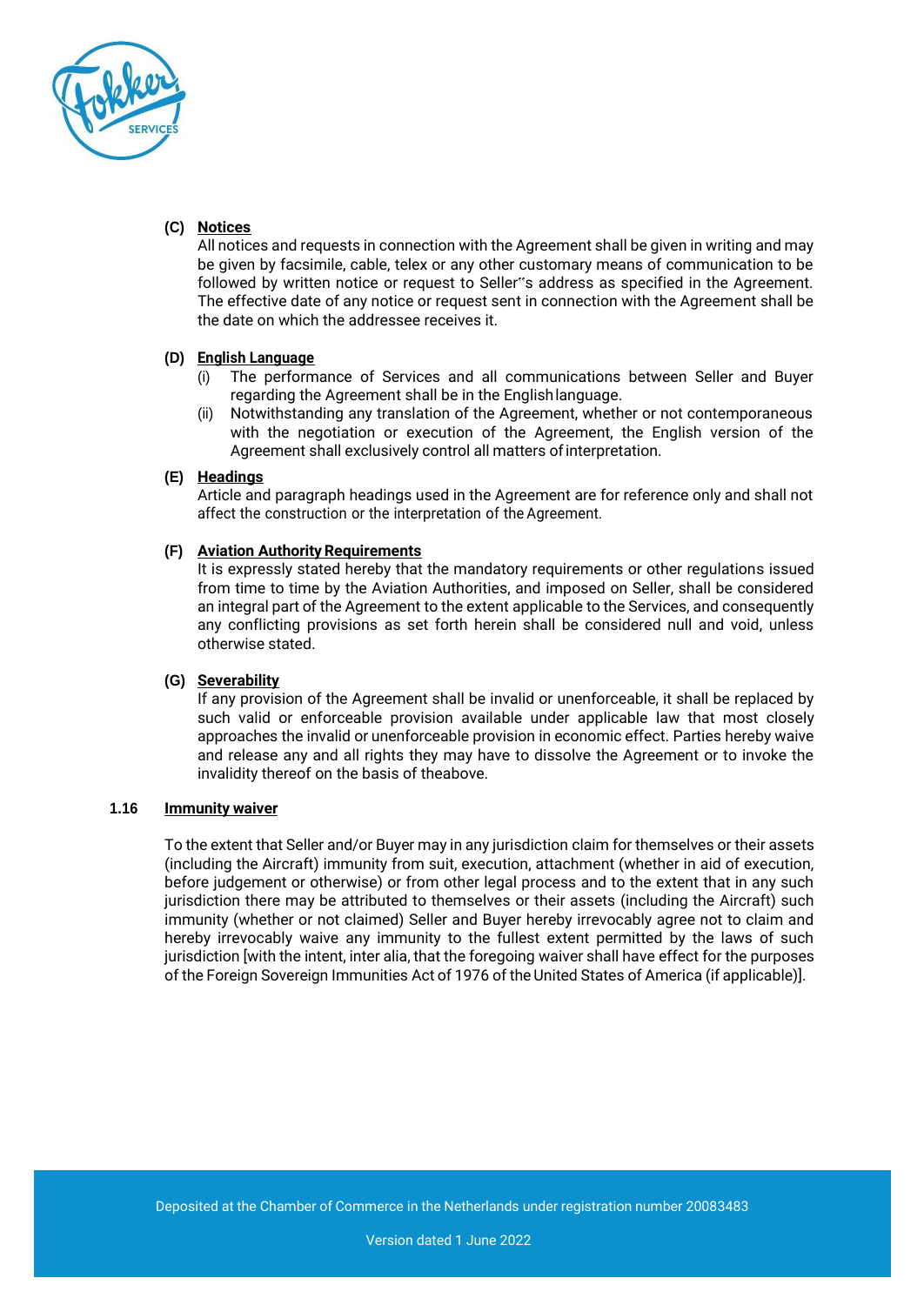**(C) Notices**

All notices and requests in connection with the Agreement shall be given in writing and may be given by facsimile, cable, telex or any other customary means of communication to be followed by written notice or request to Seller"s address as specified in the Agreement. The effective date of any notice or request sent in connection with the Agreement shall be the date on which the addressee receives it.

**(D) English Language**

(i) The performance of Services and all communications between Seller and Buyer regarding the Agreement shall be in the English language.

(ii) Notwithstanding any translation of the Agreement, whether or not contemporaneous with the negotiation or execution of the Agreement, the English version of the Agreement shall exclusively control all matters of interpretation.

**(E) Headings**

Article and paragraph headings used in the Agreement are for reference only and shall not affect the construction or the interpretation of the Agreement.

**(F) Aviation Authority Requirements**

It is expressly stated hereby that the mandatory requirements or other regulations issued from time to time by the Aviation Authorities, and imposed on Seller, shall be considered an integral part of the Agreement to the extent applicable to the Services, and consequently any conflicting provisions as set forth herein shall be considered null and void, unless otherwise stated.

**(G) Severability**

If any provision of the Agreement shall be invalid or unenforceable, it shall be replaced by such valid or enforceable provision available under applicable law that most closely approaches the invalid or unenforceable provision in economic effect. Parties hereby waive and release any and all rights they may have to dissolve the Agreement or to invoke the invalidity thereof on the basis of theabove.

**1.16 Immunity waiver**

To the extent that Seller and/or Buyer may in any jurisdiction claim for themselves or their assets (including the Aircraft) immunity from suit, execution, attachment (whether in aid of execution, before judgement or otherwise) or from other legal process and to the extent that in any such jurisdiction there may be attributed to themselves or their assets (including the Aircraft) such immunity (whether or not claimed) Seller and Buyer hereby irrevocably agree not to claim and hereby irrevocably waive any immunity to the fullest extent permitted by the laws of such jurisdiction [with the intent, inter alia, that the foregoing waiver shall have effect for the purposes of the Foreign Sovereign Immunities Act of 1976 of the United States of America (if applicable)].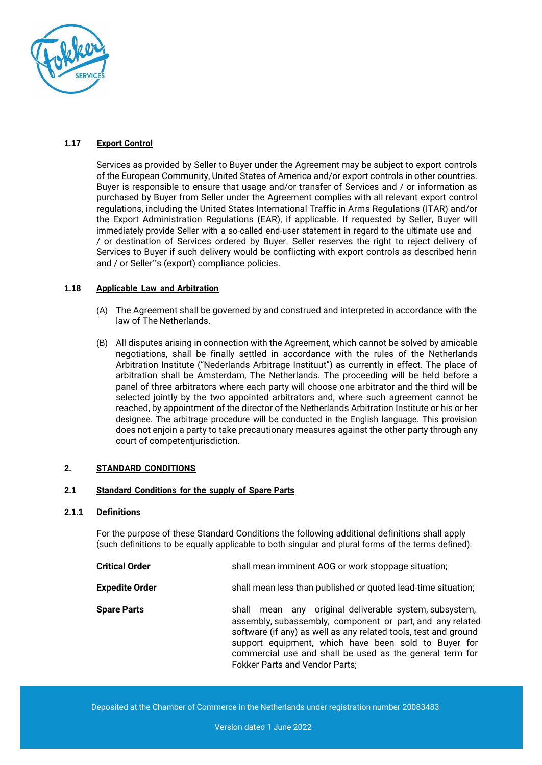### 1.17 Export Control

Services as provided by Seller to Buyer under the Agreement may be subject to export controls of the European Community, United States of America and/or export controls in other countries. Buyer is responsible to ensure that usage and/or transfer of Services and / or information as purchased by Buyer from Seller under the Agreement complies with all relevant export control regulations, including the United States International Traffic in Arms Regulations (ITAR) and/or the Export Administration Regulations (EAR), if applicable. If requested by Seller, Buyer will immediately provide Seller with a so-called end-user statement in regard to the ultimate use and / or destination of Services ordered by Buyer. Seller reserves the right to reject delivery of Services to Buyer if such delivery would be conflicting with export controls as described herin and / or Seller''s (export) compliance policies.

### 1.18 Applicable Law and Arbitration

(A) The Agreement shall be governed by and construed and interpreted in accordance with the law of The Netherlands.

(B) All disputes arising in connection with the Agreement, which cannot be solved by amicable negotiations, shall be finally settled in accordance with the rules of the Netherlands Arbitration Institute ("Nederlands Arbitrage Instituut") as currently in effect. The place of arbitration shall be Amsterdam, The Netherlands. The proceeding will be held before a panel of three arbitrators where each party will choose one arbitrator and the third will be selected jointly by the two appointed arbitrators and, where such agreement cannot be reached, by appointment of the director of the Netherlands Arbitration Institute or his or her designee. The arbitrage procedure will be conducted in the English language. This provision does not enjoin a party to take precautionary measures against the other party through any court of competentjurisdiction.

## 2. STANDARD CONDITIONS

### 2.1 Standard Conditions for the supply of Spare Parts

#### 2.1.1 Definitions

For the purpose of these Standard Conditions the following additional definitions shall apply (such definitions to be equally applicable to both singular and plural forms of the terms defined):

**Critical Order** shall mean imminent AOG or work stoppage situation;

**Expedite Order** shall mean less than published or quoted lead-time situation;

**Spare Parts** shall mean any original deliverable system, subsystem, assembly, subassembly, component or part, and any related software (if any) as well as any related tools, test and ground support equipment, which have been sold to Buyer for commercial use and shall be used as the general term for Fokker Parts and Vendor Parts;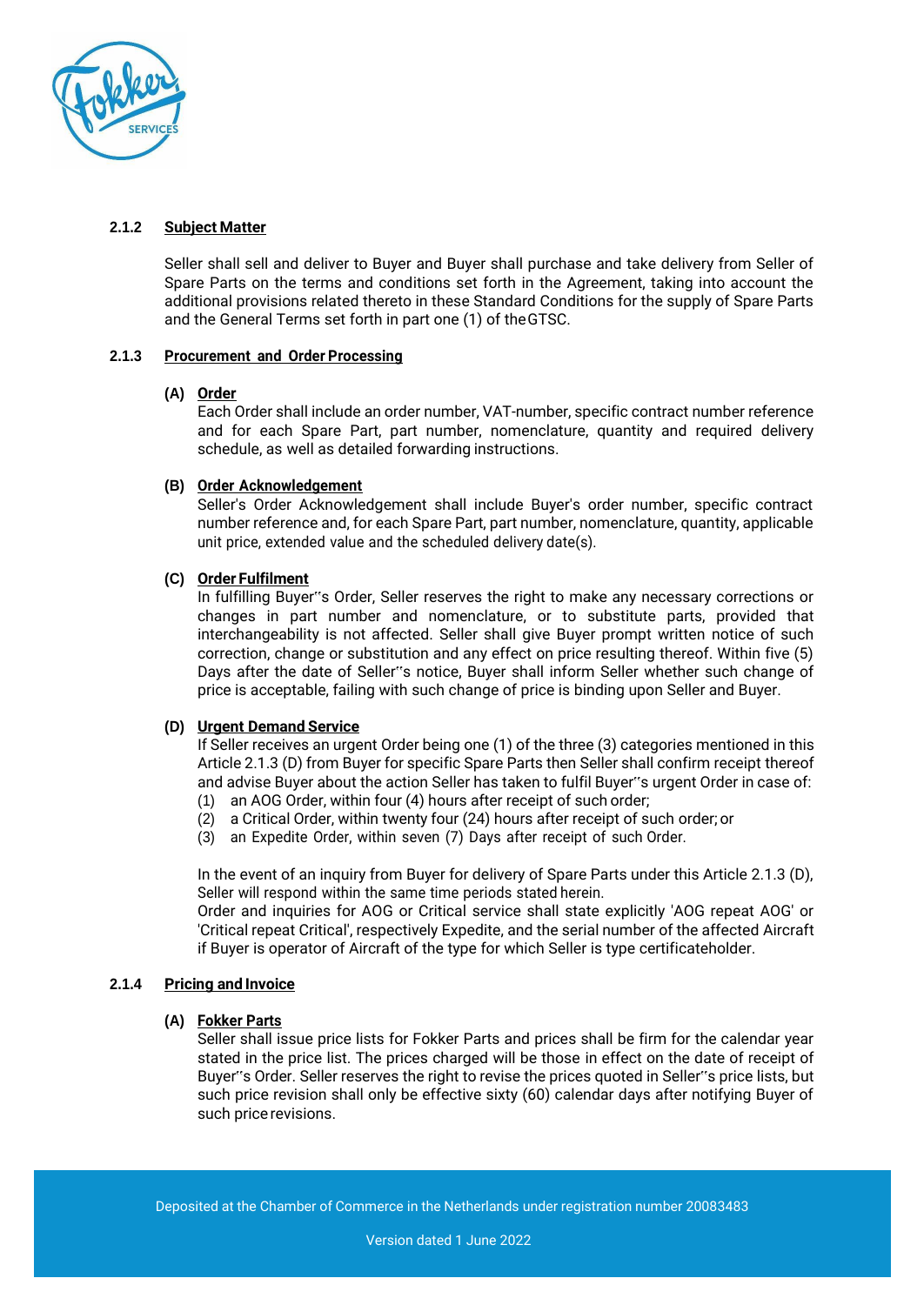#### 2.1.2 Subject Matter

Seller shall sell and deliver to Buyer and Buyer shall purchase and take delivery from Seller of Spare Parts on the terms and conditions set forth in the Agreement, taking into account the additional provisions related thereto in these Standard Conditions for the supply of Spare Parts and the General Terms set forth in part one (1) of the GTSC.

#### 2.1.3 Procurement and Order Processing

**(A) Order**

Each Order shall include an order number, VAT-number, specific contract number reference and for each Spare Part, part number, nomenclature, quantity and required delivery schedule, as well as detailed forwarding instructions.

**(B) Order Acknowledgement**

Seller's Order Acknowledgement shall include Buyer's order number, specific contract number reference and, for each Spare Part, part number, nomenclature, quantity, applicable unit price, extended value and the scheduled delivery date(s).

**(C) Order Fulfilment**

In fulfilling Buyer''s Order, Seller reserves the right to make any necessary corrections or changes in part number and nomenclature, or to substitute parts, provided that interchangeability is not affected. Seller shall give Buyer prompt written notice of such correction, change or substitution and any effect on price resulting thereof. Within five (5) Days after the date of Seller''s notice, Buyer shall inform Seller whether such change of price is acceptable, failing with such change of price is binding upon Seller and Buyer.

**(D) Urgent Demand Service**

If Seller receives an urgent Order being one (1) of the three (3) categories mentioned in this Article 2.1.3 (D) from Buyer for specific Spare Parts then Seller shall confirm receipt thereof and advise Buyer about the action Seller has taken to fulfil Buyer''s urgent Order in case of:

(1) an AOG Order, within four (4) hours after receipt of such order;
(2) a Critical Order, within twenty four (24) hours after receipt of such order; or
(3) an Expedite Order, within seven (7) Days after receipt of such Order.

In the event of an inquiry from Buyer for delivery of Spare Parts under this Article 2.1.3 (D), Seller will respond within the same time periods stated herein.
Order and inquiries for AOG or Critical service shall state explicitly 'AOG repeat AOG' or 'Critical repeat Critical', respectively Expedite, and the serial number of the affected Aircraft if Buyer is operator of Aircraft of the type for which Seller is type certificateholder.

#### 2.1.4 Pricing and Invoice

**(A) Fokker Parts**

Seller shall issue price lists for Fokker Parts and prices shall be firm for the calendar year stated in the price list. The prices charged will be those in effect on the date of receipt of Buyer''s Order. Seller reserves the right to revise the prices quoted in Seller''s price lists, but such price revision shall only be effective sixty (60) calendar days after notifying Buyer of such price revisions.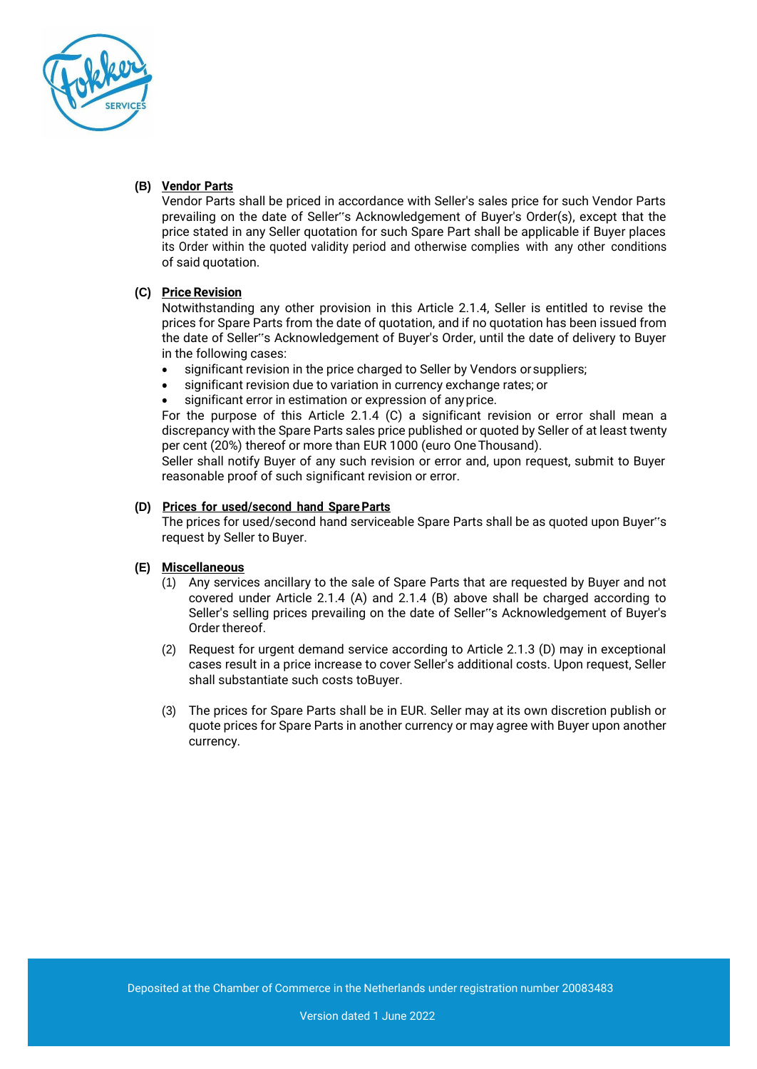**(B) Vendor Parts**

Vendor Parts shall be priced in accordance with Seller's sales price for such Vendor Parts prevailing on the date of Seller''s Acknowledgement of Buyer's Order(s), except that the price stated in any Seller quotation for such Spare Part shall be applicable if Buyer places its Order within the quoted validity period and otherwise complies with any other conditions of said quotation.

**(C) Price Revision**

Notwithstanding any other provision in this Article 2.1.4, Seller is entitled to revise the prices for Spare Parts from the date of quotation, and if no quotation has been issued from the date of Seller''s Acknowledgement of Buyer's Order, until the date of delivery to Buyer in the following cases:

- significant revision in the price charged to Seller by Vendors or suppliers;
- significant revision due to variation in currency exchange rates; or
- significant error in estimation or expression of any price.

For the purpose of this Article 2.1.4 (C) a significant revision or error shall mean a discrepancy with the Spare Parts sales price published or quoted by Seller of at least twenty per cent (20%) thereof or more than EUR 1000 (euro One Thousand).

Seller shall notify Buyer of any such revision or error and, upon request, submit to Buyer reasonable proof of such significant revision or error.

**(D) Prices for used/second hand Spare Parts**

The prices for used/second hand serviceable Spare Parts shall be as quoted upon Buyer''s request by Seller to Buyer.

**(E) Miscellaneous**

(1) Any services ancillary to the sale of Spare Parts that are requested by Buyer and not covered under Article 2.1.4 (A) and 2.1.4 (B) above shall be charged according to Seller's selling prices prevailing on the date of Seller''s Acknowledgement of Buyer's Order thereof.

(2) Request for urgent demand service according to Article 2.1.3 (D) may in exceptional cases result in a price increase to cover Seller's additional costs. Upon request, Seller shall substantiate such costs toBuyer.

(3) The prices for Spare Parts shall be in EUR. Seller may at its own discretion publish or quote prices for Spare Parts in another currency or may agree with Buyer upon another currency.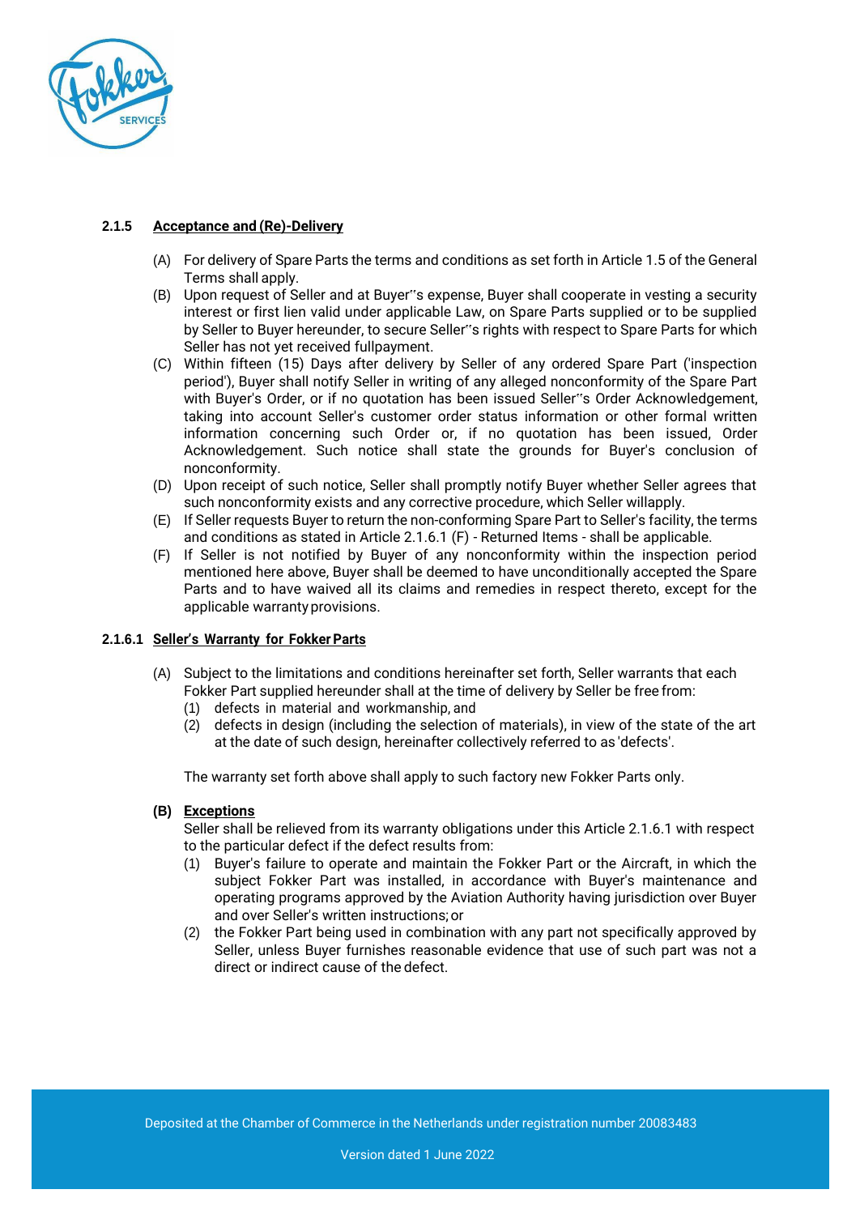### 2.1.5 Acceptance and (Re)-Delivery

(A) For delivery of Spare Parts the terms and conditions as set forth in Article 1.5 of the General Terms shall apply.

(B) Upon request of Seller and at Buyer‟s expense, Buyer shall cooperate in vesting a security interest or first lien valid under applicable Law, on Spare Parts supplied or to be supplied by Seller to Buyer hereunder, to secure Seller‟s rights with respect to Spare Parts for which Seller has not yet received fullpayment.

(C) Within fifteen (15) Days after delivery by Seller of any ordered Spare Part ('inspection period'), Buyer shall notify Seller in writing of any alleged nonconformity of the Spare Part with Buyer's Order, or if no quotation has been issued Seller‟s Order Acknowledgement, taking into account Seller's customer order status information or other formal written information concerning such Order or, if no quotation has been issued, Order Acknowledgement. Such notice shall state the grounds for Buyer's conclusion of nonconformity.

(D) Upon receipt of such notice, Seller shall promptly notify Buyer whether Seller agrees that such nonconformity exists and any corrective procedure, which Seller willapply.

(E) If Seller requests Buyer to return the non-conforming Spare Part to Seller's facility, the terms and conditions as stated in Article 2.1.6.1 (F) - Returned Items - shall be applicable.

(F) If Seller is not notified by Buyer of any nonconformity within the inspection period mentioned here above, Buyer shall be deemed to have unconditionally accepted the Spare Parts and to have waived all its claims and remedies in respect thereto, except for the applicable warranty provisions.

### 2.1.6.1 Seller's Warranty for Fokker Parts

(A) Subject to the limitations and conditions hereinafter set forth, Seller warrants that each Fokker Part supplied hereunder shall at the time of delivery by Seller be free from:
   (1) defects in material and workmanship, and
   (2) defects in design (including the selection of materials), in view of the state of the art at the date of such design, hereinafter collectively referred to as 'defects'.

   The warranty set forth above shall apply to such factory new Fokker Parts only.

**(B) Exceptions**
Seller shall be relieved from its warranty obligations under this Article 2.1.6.1 with respect to the particular defect if the defect results from:
   (1) Buyer's failure to operate and maintain the Fokker Part or the Aircraft, in which the subject Fokker Part was installed, in accordance with Buyer's maintenance and operating programs approved by the Aviation Authority having jurisdiction over Buyer and over Seller's written instructions; or
   (2) the Fokker Part being used in combination with any part not specifically approved by Seller, unless Buyer furnishes reasonable evidence that use of such part was not a direct or indirect cause of the defect.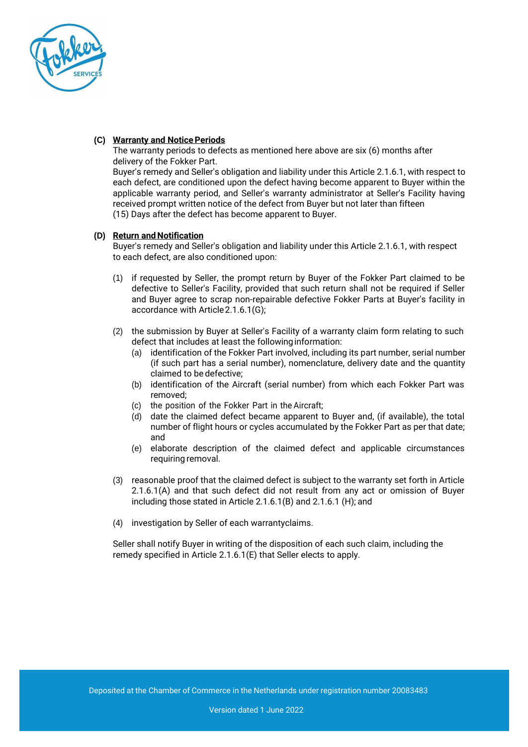**(C) Warranty and Notice Periods**

The warranty periods to defects as mentioned here above are six (6) months after delivery of the Fokker Part.

Buyer's remedy and Seller's obligation and liability under this Article 2.1.6.1, with respect to each defect, are conditioned upon the defect having become apparent to Buyer within the applicable warranty period, and Seller's warranty administrator at Seller's Facility having received prompt written notice of the defect from Buyer but not later than fifteen (15) Days after the defect has become apparent to Buyer.

**(D) Return and Notification**

Buyer's remedy and Seller's obligation and liability under this Article 2.1.6.1, with respect to each defect, are also conditioned upon:

(1) if requested by Seller, the prompt return by Buyer of the Fokker Part claimed to be defective to Seller's Facility, provided that such return shall not be required if Seller and Buyer agree to scrap non-repairable defective Fokker Parts at Buyer's facility in accordance with Article 2.1.6.1(G);

(2) the submission by Buyer at Seller's Facility of a warranty claim form relating to such defect that includes at least the following information:

   (a) identification of the Fokker Part involved, including its part number, serial number (if such part has a serial number), nomenclature, delivery date and the quantity claimed to be defective;

   (b) identification of the Aircraft (serial number) from which each Fokker Part was removed;

   (c) the position of the Fokker Part in the Aircraft;

   (d) date the claimed defect became apparent to Buyer and, (if available), the total number of flight hours or cycles accumulated by the Fokker Part as per that date; and

   (e) elaborate description of the claimed defect and applicable circumstances requiring removal.

(3) reasonable proof that the claimed defect is subject to the warranty set forth in Article 2.1.6.1(A) and that such defect did not result from any act or omission of Buyer including those stated in Article 2.1.6.1(B) and 2.1.6.1 (H); and

(4) investigation by Seller of each warrantyclaims.

Seller shall notify Buyer in writing of the disposition of each such claim, including the remedy specified in Article 2.1.6.1(E) that Seller elects to apply.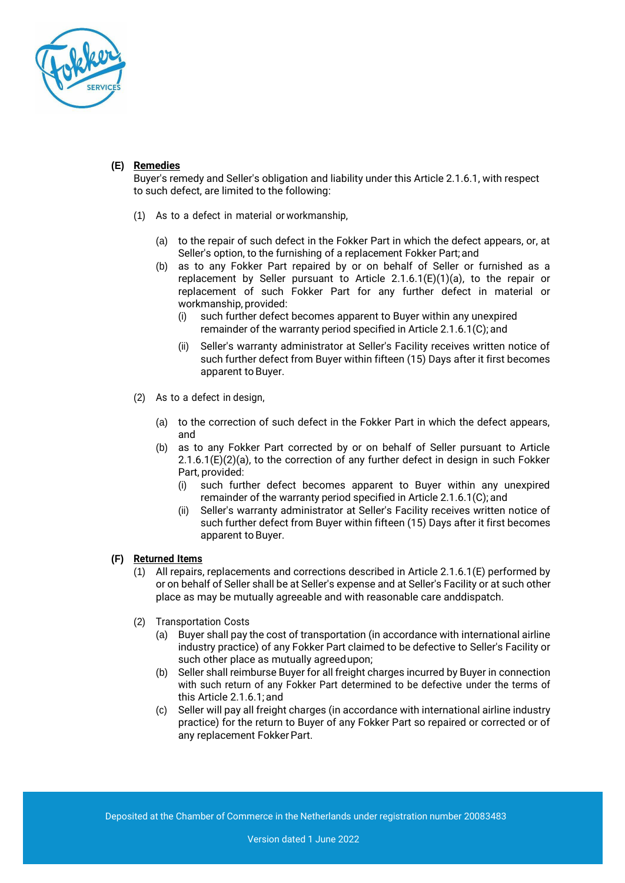**(E) Remedies**

Buyer's remedy and Seller's obligation and liability under this Article 2.1.6.1, with respect to such defect, are limited to the following:

(1) As to a defect in material or workmanship,

(a) to the repair of such defect in the Fokker Part in which the defect appears, or, at Seller's option, to the furnishing of a replacement Fokker Part; and

(b) as to any Fokker Part repaired by or on behalf of Seller or furnished as a replacement by Seller pursuant to Article 2.1.6.1(E)(1)(a), to the repair or replacement of such Fokker Part for any further defect in material or workmanship, provided:

(i) such further defect becomes apparent to Buyer within any unexpired remainder of the warranty period specified in Article 2.1.6.1(C); and

(ii) Seller's warranty administrator at Seller's Facility receives written notice of such further defect from Buyer within fifteen (15) Days after it first becomes apparent to Buyer.

(2) As to a defect in design,

(a) to the correction of such defect in the Fokker Part in which the defect appears, and

(b) as to any Fokker Part corrected by or on behalf of Seller pursuant to Article 2.1.6.1(E)(2)(a), to the correction of any further defect in design in such Fokker Part, provided:

(i) such further defect becomes apparent to Buyer within any unexpired remainder of the warranty period specified in Article 2.1.6.1(C); and

(ii) Seller's warranty administrator at Seller's Facility receives written notice of such further defect from Buyer within fifteen (15) Days after it first becomes apparent to Buyer.

**(F) Returned Items**

(1) All repairs, replacements and corrections described in Article 2.1.6.1(E) performed by or on behalf of Seller shall be at Seller's expense and at Seller's Facility or at such other place as may be mutually agreeable and with reasonable care anddispatch.

(2) Transportation Costs

(a) Buyer shall pay the cost of transportation (in accordance with international airline industry practice) of any Fokker Part claimed to be defective to Seller's Facility or such other place as mutually agreedupon;

(b) Seller shall reimburse Buyer for all freight charges incurred by Buyer in connection with such return of any Fokker Part determined to be defective under the terms of this Article 2.1.6.1; and

(c) Seller will pay all freight charges (in accordance with international airline industry practice) for the return to Buyer of any Fokker Part so repaired or corrected or of any replacement Fokker Part.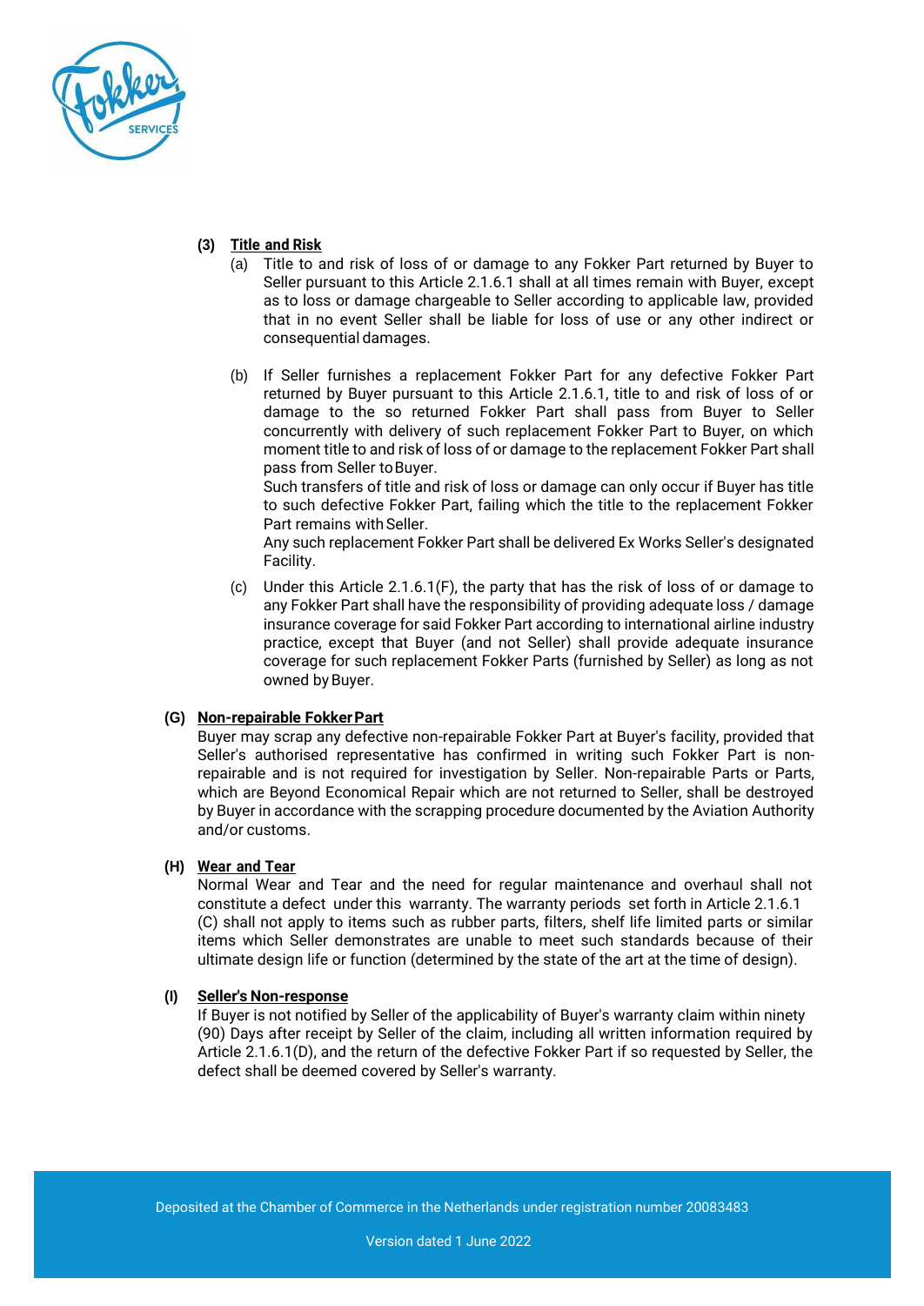**(3) Title and Risk**

(a) Title to and risk of loss of or damage to any Fokker Part returned by Buyer to Seller pursuant to this Article 2.1.6.1 shall at all times remain with Buyer, except as to loss or damage chargeable to Seller according to applicable law, provided that in no event Seller shall be liable for loss of use or any other indirect or consequential damages.

(b) If Seller furnishes a replacement Fokker Part for any defective Fokker Part returned by Buyer pursuant to this Article 2.1.6.1, title to and risk of loss of or damage to the so returned Fokker Part shall pass from Buyer to Seller concurrently with delivery of such replacement Fokker Part to Buyer, on which moment title to and risk of loss of or damage to the replacement Fokker Part shall pass from Seller to Buyer.
Such transfers of title and risk of loss or damage can only occur if Buyer has title to such defective Fokker Part, failing which the title to the replacement Fokker Part remains with Seller.
Any such replacement Fokker Part shall be delivered Ex Works Seller's designated Facility.

(c) Under this Article 2.1.6.1(F), the party that has the risk of loss of or damage to any Fokker Part shall have the responsibility of providing adequate loss / damage insurance coverage for said Fokker Part according to international airline industry practice, except that Buyer (and not Seller) shall provide adequate insurance coverage for such replacement Fokker Parts (furnished by Seller) as long as not owned by Buyer.

**(G) Non-repairable Fokker Part**

Buyer may scrap any defective non-repairable Fokker Part at Buyer's facility, provided that Seller's authorised representative has confirmed in writing such Fokker Part is non-repairable and is not required for investigation by Seller. Non-repairable Parts or Parts, which are Beyond Economical Repair which are not returned to Seller, shall be destroyed by Buyer in accordance with the scrapping procedure documented by the Aviation Authority and/or customs.

**(H) Wear and Tear**

Normal Wear and Tear and the need for regular maintenance and overhaul shall not constitute a defect under this warranty. The warranty periods set forth in Article 2.1.6.1 (C) shall not apply to items such as rubber parts, filters, shelf life limited parts or similar items which Seller demonstrates are unable to meet such standards because of their ultimate design life or function (determined by the state of the art at the time of design).

**(I) Seller's Non-response**

If Buyer is not notified by Seller of the applicability of Buyer's warranty claim within ninety (90) Days after receipt by Seller of the claim, including all written information required by Article 2.1.6.1(D), and the return of the defective Fokker Part if so requested by Seller, the defect shall be deemed covered by Seller's warranty.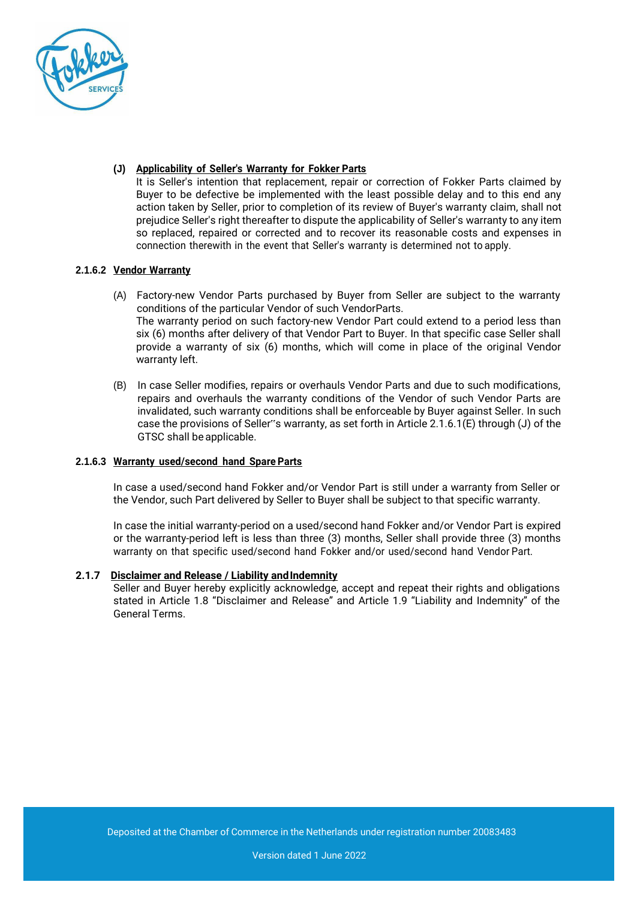**(J) Applicability of Seller's Warranty for Fokker Parts**

It is Seller's intention that replacement, repair or correction of Fokker Parts claimed by Buyer to be defective be implemented with the least possible delay and to this end any action taken by Seller, prior to completion of its review of Buyer's warranty claim, shall not prejudice Seller's right thereafter to dispute the applicability of Seller's warranty to any item so replaced, repaired or corrected and to recover its reasonable costs and expenses in connection therewith in the event that Seller's warranty is determined not to apply.

**2.1.6.2 Vendor Warranty**

(A) Factory-new Vendor Parts purchased by Buyer from Seller are subject to the warranty conditions of the particular Vendor of such VendorParts.
The warranty period on such factory-new Vendor Part could extend to a period less than six (6) months after delivery of that Vendor Part to Buyer. In that specific case Seller shall provide a warranty of six (6) months, which will come in place of the original Vendor warranty left.

(B) In case Seller modifies, repairs or overhauls Vendor Parts and due to such modifications, repairs and overhauls the warranty conditions of the Vendor of such Vendor Parts are invalidated, such warranty conditions shall be enforceable by Buyer against Seller. In such case the provisions of Seller''s warranty, as set forth in Article 2.1.6.1(E) through (J) of the GTSC shall be applicable.

**2.1.6.3 Warranty used/second hand Spare Parts**

In case a used/second hand Fokker and/or Vendor Part is still under a warranty from Seller or the Vendor, such Part delivered by Seller to Buyer shall be subject to that specific warranty.

In case the initial warranty-period on a used/second hand Fokker and/or Vendor Part is expired or the warranty-period left is less than three (3) months, Seller shall provide three (3) months warranty on that specific used/second hand Fokker and/or used/second hand Vendor Part.

**2.1.7 Disclaimer and Release / Liability and Indemnity**

Seller and Buyer hereby explicitly acknowledge, accept and repeat their rights and obligations stated in Article 1.8 "Disclaimer and Release" and Article 1.9 "Liability and Indemnity" of the General Terms.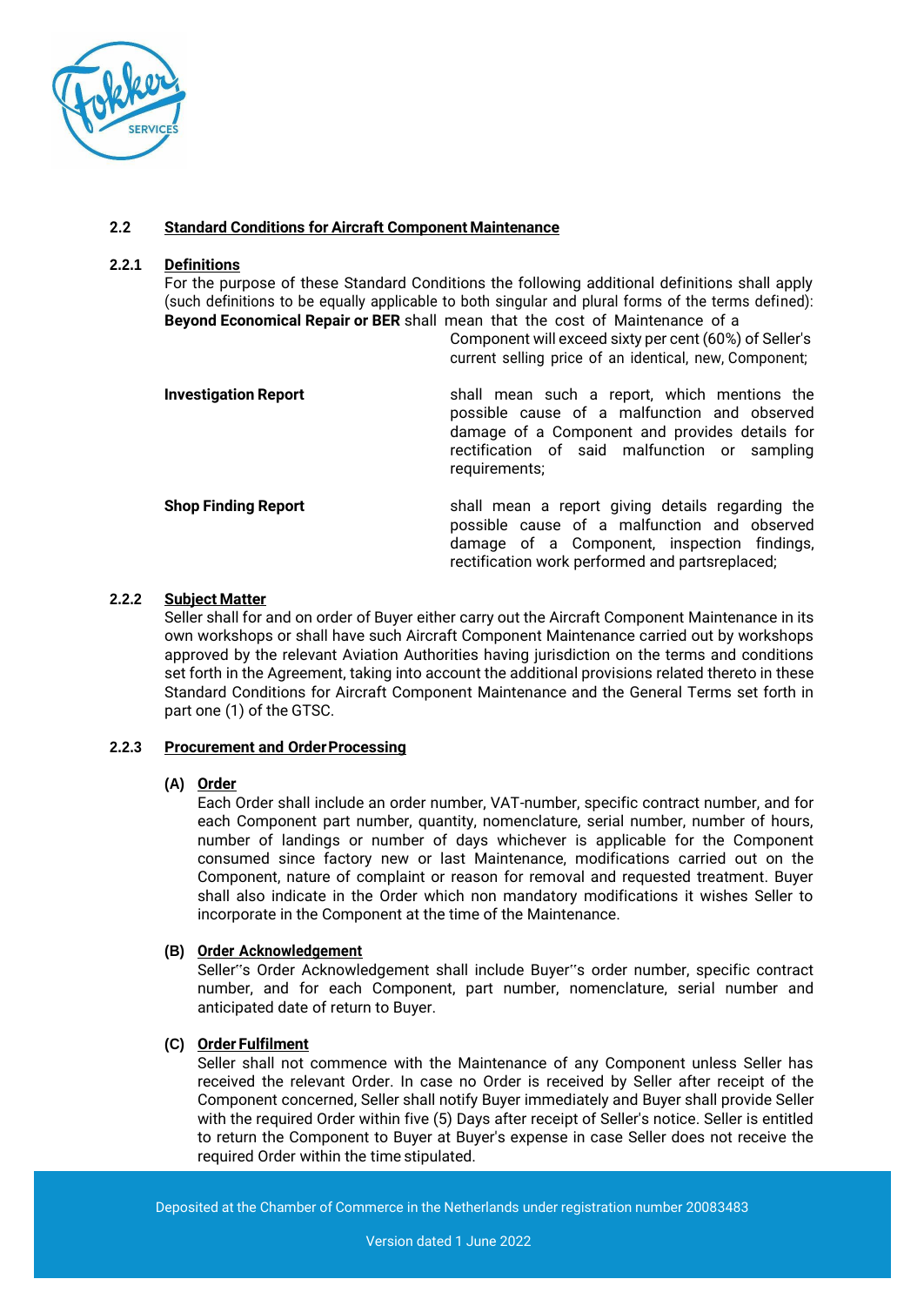### 2.2 Standard Conditions for Aircraft Component Maintenance

#### 2.2.1 Definitions

For the purpose of these Standard Conditions the following additional definitions shall apply (such definitions to be equally applicable to both singular and plural forms of the terms defined):

**Beyond Economical Repair or BER** shall mean that the cost of Maintenance of a Component will exceed sixty per cent (60%) of Seller's current selling price of an identical, new, Component;

**Investigation Report** shall mean such a report, which mentions the possible cause of a malfunction and observed damage of a Component and provides details for rectification of said malfunction or sampling requirements;

**Shop Finding Report** shall mean a report giving details regarding the possible cause of a malfunction and observed damage of a Component, inspection findings, rectification work performed and partsreplaced;

#### 2.2.2 Subject Matter

Seller shall for and on order of Buyer either carry out the Aircraft Component Maintenance in its own workshops or shall have such Aircraft Component Maintenance carried out by workshops approved by the relevant Aviation Authorities having jurisdiction on the terms and conditions set forth in the Agreement, taking into account the additional provisions related thereto in these Standard Conditions for Aircraft Component Maintenance and the General Terms set forth in part one (1) of the GTSC.

#### 2.2.3 Procurement and Order Processing

**(A) Order**

Each Order shall include an order number, VAT-number, specific contract number, and for each Component part number, quantity, nomenclature, serial number, number of hours, number of landings or number of days whichever is applicable for the Component consumed since factory new or last Maintenance, modifications carried out on the Component, nature of complaint or reason for removal and requested treatment. Buyer shall also indicate in the Order which non mandatory modifications it wishes Seller to incorporate in the Component at the time of the Maintenance.

**(B) Order Acknowledgement**

Seller''s Order Acknowledgement shall include Buyer''s order number, specific contract number, and for each Component, part number, nomenclature, serial number and anticipated date of return to Buyer.

**(C) Order Fulfilment**

Seller shall not commence with the Maintenance of any Component unless Seller has received the relevant Order. In case no Order is received by Seller after receipt of the Component concerned, Seller shall notify Buyer immediately and Buyer shall provide Seller with the required Order within five (5) Days after receipt of Seller's notice. Seller is entitled to return the Component to Buyer at Buyer's expense in case Seller does not receive the required Order within the time stipulated.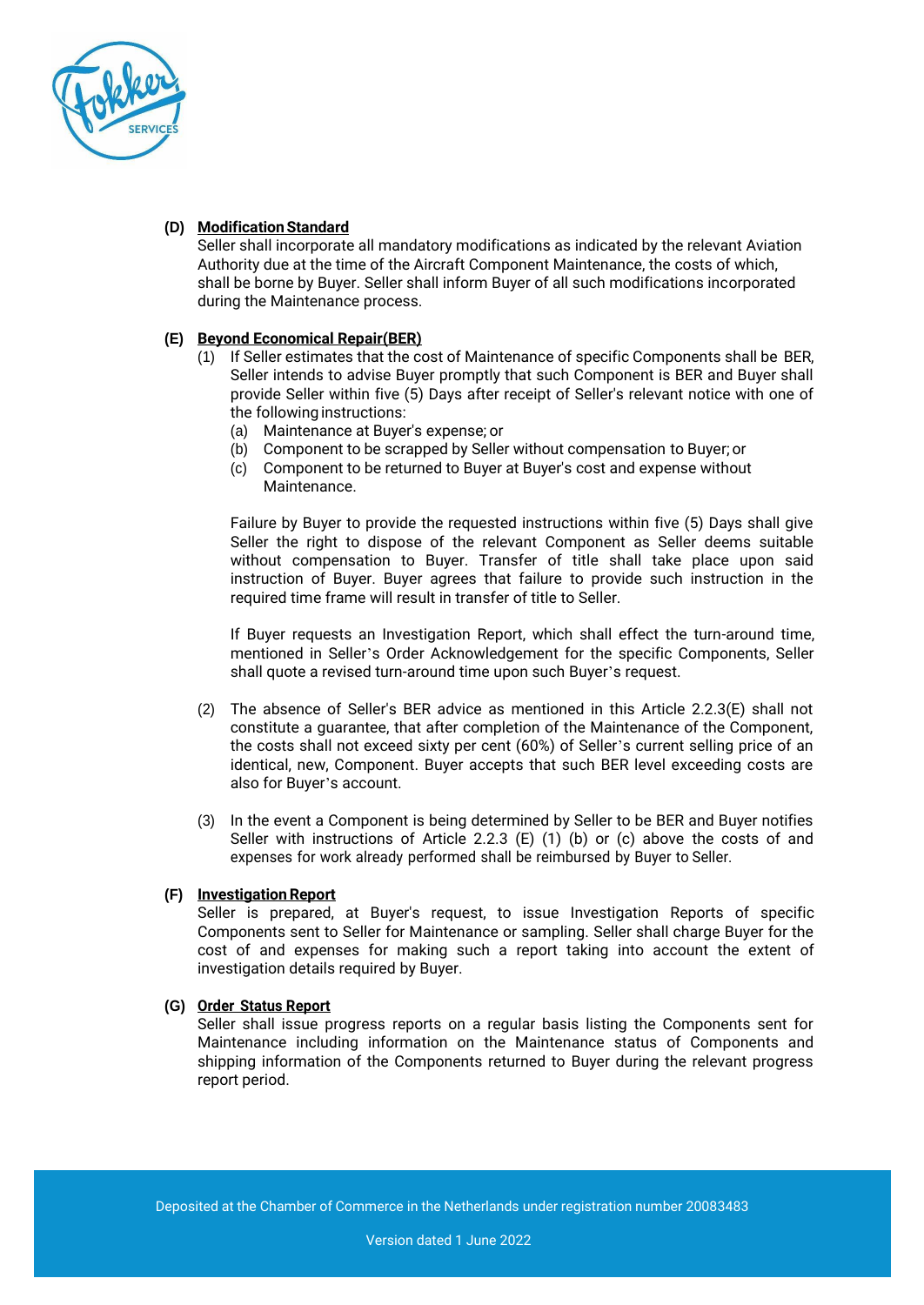**(D) Modification Standard**

Seller shall incorporate all mandatory modifications as indicated by the relevant Aviation Authority due at the time of the Aircraft Component Maintenance, the costs of which, shall be borne by Buyer. Seller shall inform Buyer of all such modifications incorporated during the Maintenance process.

**(E) Beyond Economical Repair(BER)**

(1) If Seller estimates that the cost of Maintenance of specific Components shall be BER, Seller intends to advise Buyer promptly that such Component is BER and Buyer shall provide Seller within five (5) Days after receipt of Seller's relevant notice with one of the following instructions:

(a) Maintenance at Buyer's expense; or

(b) Component to be scrapped by Seller without compensation to Buyer; or

(c) Component to be returned to Buyer at Buyer's cost and expense without Maintenance.

Failure by Buyer to provide the requested instructions within five (5) Days shall give Seller the right to dispose of the relevant Component as Seller deems suitable without compensation to Buyer. Transfer of title shall take place upon said instruction of Buyer. Buyer agrees that failure to provide such instruction in the required time frame will result in transfer of title to Seller.

If Buyer requests an Investigation Report, which shall effect the turn-around time, mentioned in Seller's Order Acknowledgement for the specific Components, Seller shall quote a revised turn-around time upon such Buyer's request.

(2) The absence of Seller's BER advice as mentioned in this Article 2.2.3(E) shall not constitute a guarantee, that after completion of the Maintenance of the Component, the costs shall not exceed sixty per cent (60%) of Seller's current selling price of an identical, new, Component. Buyer accepts that such BER level exceeding costs are also for Buyer's account.

(3) In the event a Component is being determined by Seller to be BER and Buyer notifies Seller with instructions of Article 2.2.3 (E) (1) (b) or (c) above the costs of and expenses for work already performed shall be reimbursed by Buyer to Seller.

**(F) Investigation Report**

Seller is prepared, at Buyer's request, to issue Investigation Reports of specific Components sent to Seller for Maintenance or sampling. Seller shall charge Buyer for the cost of and expenses for making such a report taking into account the extent of investigation details required by Buyer.

**(G) Order Status Report**

Seller shall issue progress reports on a regular basis listing the Components sent for Maintenance including information on the Maintenance status of Components and shipping information of the Components returned to Buyer during the relevant progress report period.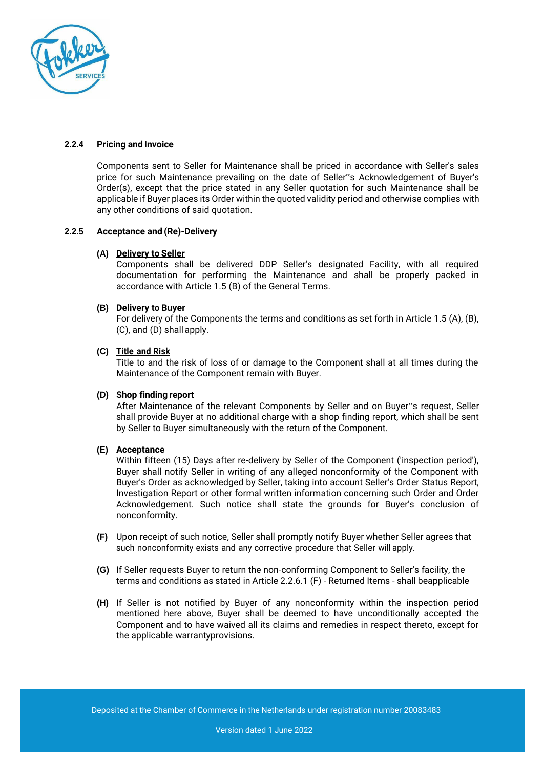### 2.2.4 Pricing and Invoice

Components sent to Seller for Maintenance shall be priced in accordance with Seller's sales price for such Maintenance prevailing on the date of Seller‟s Acknowledgement of Buyer's Order(s), except that the price stated in any Seller quotation for such Maintenance shall be applicable if Buyer places its Order within the quoted validity period and otherwise complies with any other conditions of said quotation.

### 2.2.5 Acceptance and (Re)-Delivery

**(A) Delivery to Seller**
Components shall be delivered DDP Seller's designated Facility, with all required documentation for performing the Maintenance and shall be properly packed in accordance with Article 1.5 (B) of the General Terms.

**(B) Delivery to Buyer**
For delivery of the Components the terms and conditions as set forth in Article 1.5 (A), (B), (C), and (D) shall apply.

**(C) Title and Risk**
Title to and the risk of loss of or damage to the Component shall at all times during the Maintenance of the Component remain with Buyer.

**(D) Shop finding report**
After Maintenance of the relevant Components by Seller and on Buyer‟s request, Seller shall provide Buyer at no additional charge with a shop finding report, which shall be sent by Seller to Buyer simultaneously with the return of the Component.

**(E) Acceptance**
Within fifteen (15) Days after re-delivery by Seller of the Component ('inspection period'), Buyer shall notify Seller in writing of any alleged nonconformity of the Component with Buyer's Order as acknowledged by Seller, taking into account Seller's Order Status Report, Investigation Report or other formal written information concerning such Order and Order Acknowledgement. Such notice shall state the grounds for Buyer's conclusion of nonconformity.

**(F)** Upon receipt of such notice, Seller shall promptly notify Buyer whether Seller agrees that such nonconformity exists and any corrective procedure that Seller will apply.

**(G)** If Seller requests Buyer to return the non-conforming Component to Seller's facility, the terms and conditions as stated in Article 2.2.6.1 (F) - Returned Items - shall beapplicable

**(H)** If Seller is not notified by Buyer of any nonconformity within the inspection period mentioned here above, Buyer shall be deemed to have unconditionally accepted the Component and to have waived all its claims and remedies in respect thereto, except for the applicable warrantyprovisions.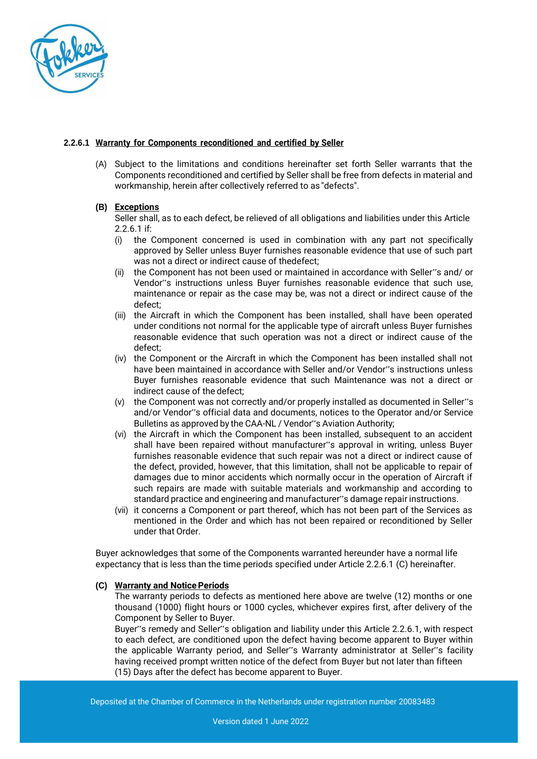#### 2.2.6.1 Warranty for Components reconditioned and certified by Seller

(A) Subject to the limitations and conditions hereinafter set forth Seller warrants that the Components reconditioned and certified by Seller shall be free from defects in material and workmanship, herein after collectively referred to as "defects".

**(B) Exceptions**

Seller shall, as to each defect, be relieved of all obligations and liabilities under this Article 2.2.6.1 if:

(i) the Component concerned is used in combination with any part not specifically approved by Seller unless Buyer furnishes reasonable evidence that use of such part was not a direct or indirect cause of thedefect;

(ii) the Component has not been used or maintained in accordance with Seller''s and/ or Vendor''s instructions unless Buyer furnishes reasonable evidence that such use, maintenance or repair as the case may be, was not a direct or indirect cause of the defect;

(iii) the Aircraft in which the Component has been installed, shall have been operated under conditions not normal for the applicable type of aircraft unless Buyer furnishes reasonable evidence that such operation was not a direct or indirect cause of the defect;

(iv) the Component or the Aircraft in which the Component has been installed shall not have been maintained in accordance with Seller and/or Vendor''s instructions unless Buyer furnishes reasonable evidence that such Maintenance was not a direct or indirect cause of the defect;

(v) the Component was not correctly and/or properly installed as documented in Seller''s and/or Vendor''s official data and documents, notices to the Operator and/or Service Bulletins as approved by the CAA-NL / Vendor''s Aviation Authority;

(vi) the Aircraft in which the Component has been installed, subsequent to an accident shall have been repaired without manufacturer''s approval in writing, unless Buyer furnishes reasonable evidence that such repair was not a direct or indirect cause of the defect, provided, however, that this limitation, shall not be applicable to repair of damages due to minor accidents which normally occur in the operation of Aircraft if such repairs are made with suitable materials and workmanship and according to standard practice and engineering and manufacturer''s damage repair instructions.

(vii) it concerns a Component or part thereof, which has not been part of the Services as mentioned in the Order and which has not been repaired or reconditioned by Seller under that Order.

Buyer acknowledges that some of the Components warranted hereunder have a normal life expectancy that is less than the time periods specified under Article 2.2.6.1 (C) hereinafter.

**(C) Warranty and Notice Periods**

The warranty periods to defects as mentioned here above are twelve (12) months or one thousand (1000) flight hours or 1000 cycles, whichever expires first, after delivery of the Component by Seller to Buyer.

Buyer''s remedy and Seller''s obligation and liability under this Article 2.2.6.1, with respect to each defect, are conditioned upon the defect having become apparent to Buyer within the applicable Warranty period, and Seller''s Warranty administrator at Seller''s facility having received prompt written notice of the defect from Buyer but not later than fifteen (15) Days after the defect has become apparent to Buyer.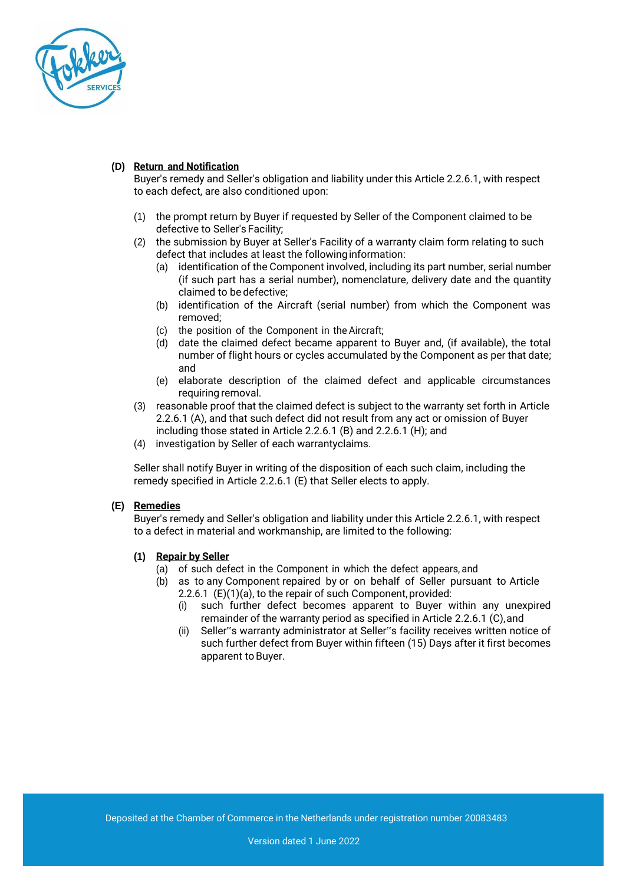**(D) Return and Notification**

Buyer's remedy and Seller's obligation and liability under this Article 2.2.6.1, with respect to each defect, are also conditioned upon:

(1) the prompt return by Buyer if requested by Seller of the Component claimed to be defective to Seller's Facility;

(2) the submission by Buyer at Seller's Facility of a warranty claim form relating to such defect that includes at least the following information:

  (a) identification of the Component involved, including its part number, serial number (if such part has a serial number), nomenclature, delivery date and the quantity claimed to be defective;

  (b) identification of the Aircraft (serial number) from which the Component was removed;

  (c) the position of the Component in the Aircraft;

  (d) date the claimed defect became apparent to Buyer and, (if available), the total number of flight hours or cycles accumulated by the Component as per that date; and

  (e) elaborate description of the claimed defect and applicable circumstances requiring removal.

(3) reasonable proof that the claimed defect is subject to the warranty set forth in Article 2.2.6.1 (A), and that such defect did not result from any act or omission of Buyer including those stated in Article 2.2.6.1 (B) and 2.2.6.1 (H); and

(4) investigation by Seller of each warrantyclaims.

Seller shall notify Buyer in writing of the disposition of each such claim, including the remedy specified in Article 2.2.6.1 (E) that Seller elects to apply.

**(E) Remedies**

Buyer's remedy and Seller's obligation and liability under this Article 2.2.6.1, with respect to a defect in material and workmanship, are limited to the following:

**(1) Repair by Seller**

  (a) of such defect in the Component in which the defect appears, and

  (b) as to any Component repaired by or on behalf of Seller pursuant to Article 2.2.6.1 (E)(1)(a), to the repair of such Component, provided:

    (i) such further defect becomes apparent to Buyer within any unexpired remainder of the warranty period as specified in Article 2.2.6.1 (C), and

    (ii) Seller‟s warranty administrator at Seller‟s facility receives written notice of such further defect from Buyer within fifteen (15) Days after it first becomes apparent to Buyer.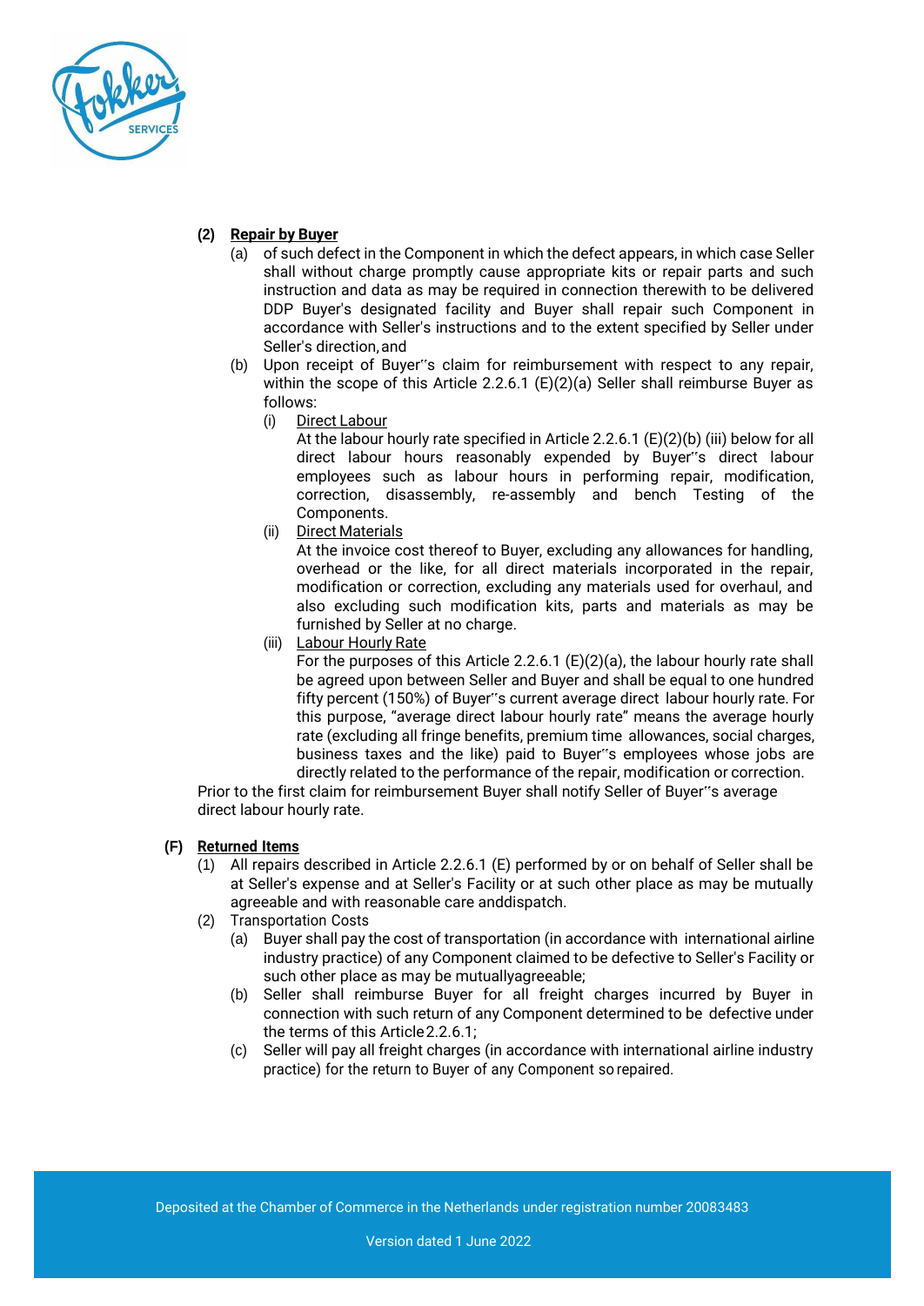**(2) Repair by Buyer**

(a) of such defect in the Component in which the defect appears, in which case Seller shall without charge promptly cause appropriate kits or repair parts and such instruction and data as may be required in connection therewith to be delivered DDP Buyer's designated facility and Buyer shall repair such Component in accordance with Seller's instructions and to the extent specified by Seller under Seller's direction, and

(b) Upon receipt of Buyer'‛s claim for reimbursement with respect to any repair, within the scope of this Article 2.2.6.1 (E)(2)(a) Seller shall reimburse Buyer as follows:

(i) Direct Labour
At the labour hourly rate specified in Article 2.2.6.1 (E)(2)(b) (iii) below for all direct labour hours reasonably expended by Buyer'‛s direct labour employees such as labour hours in performing repair, modification, correction, disassembly, re-assembly and bench Testing of the Components.

(ii) Direct Materials
At the invoice cost thereof to Buyer, excluding any allowances for handling, overhead or the like, for all direct materials incorporated in the repair, modification or correction, excluding any materials used for overhaul, and also excluding such modification kits, parts and materials as may be furnished by Seller at no charge.

(iii) Labour Hourly Rate
For the purposes of this Article 2.2.6.1 (E)(2)(a), the labour hourly rate shall be agreed upon between Seller and Buyer and shall be equal to one hundred fifty percent (150%) of Buyer'‛s current average direct labour hourly rate. For this purpose, "average direct labour hourly rate" means the average hourly rate (excluding all fringe benefits, premium time allowances, social charges, business taxes and the like) paid to Buyer'‛s employees whose jobs are directly related to the performance of the repair, modification or correction.

Prior to the first claim for reimbursement Buyer shall notify Seller of Buyer'‛s average direct labour hourly rate.

**(F) Returned Items**

(1) All repairs described in Article 2.2.6.1 (E) performed by or on behalf of Seller shall be at Seller's expense and at Seller's Facility or at such other place as may be mutually agreeable and with reasonable care anddispatch.

(2) Transportation Costs

(a) Buyer shall pay the cost of transportation (in accordance with international airline industry practice) of any Component claimed to be defective to Seller's Facility or such other place as may be mutuallyagreeable;

(b) Seller shall reimburse Buyer for all freight charges incurred by Buyer in connection with such return of any Component determined to be defective under the terms of this Article2.2.6.1;

(c) Seller will pay all freight charges (in accordance with international airline industry practice) for the return to Buyer of any Component so repaired.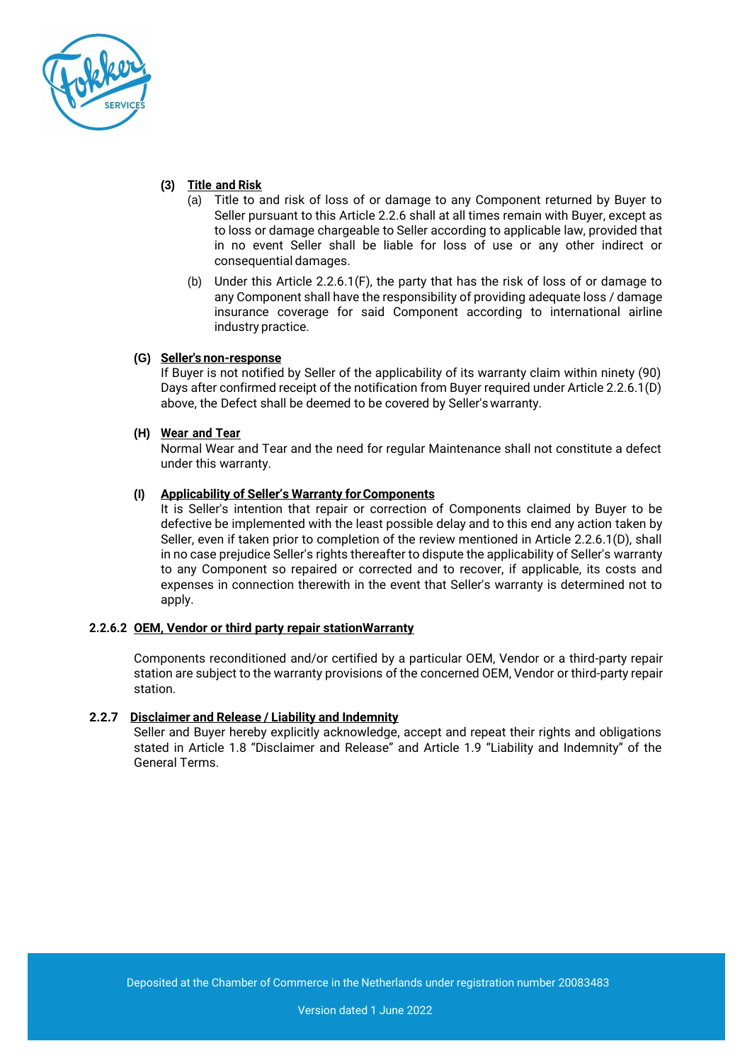**(3) Title and Risk**

(a) Title to and risk of loss of or damage to any Component returned by Buyer to Seller pursuant to this Article 2.2.6 shall at all times remain with Buyer, except as to loss or damage chargeable to Seller according to applicable law, provided that in no event Seller shall be liable for loss of use or any other indirect or consequential damages.

(b) Under this Article 2.2.6.1(F), the party that has the risk of loss of or damage to any Component shall have the responsibility of providing adequate loss / damage insurance coverage for said Component according to international airline industry practice.

**(G) Seller's non-response**

If Buyer is not notified by Seller of the applicability of its warranty claim within ninety (90) Days after confirmed receipt of the notification from Buyer required under Article 2.2.6.1(D) above, the Defect shall be deemed to be covered by Seller's warranty.

**(H) Wear and Tear**

Normal Wear and Tear and the need for regular Maintenance shall not constitute a defect under this warranty.

**(I) Applicability of Seller's Warranty for Components**

It is Seller's intention that repair or correction of Components claimed by Buyer to be defective be implemented with the least possible delay and to this end any action taken by Seller, even if taken prior to completion of the review mentioned in Article 2.2.6.1(D), shall in no case prejudice Seller's rights thereafter to dispute the applicability of Seller's warranty to any Component so repaired or corrected and to recover, if applicable, its costs and expenses in connection therewith in the event that Seller's warranty is determined not to apply.

**2.2.6.2 OEM, Vendor or third party repair stationWarranty**

Components reconditioned and/or certified by a particular OEM, Vendor or a third-party repair station are subject to the warranty provisions of the concerned OEM, Vendor or third-party repair station.

**2.2.7 Disclaimer and Release / Liability and Indemnity**

Seller and Buyer hereby explicitly acknowledge, accept and repeat their rights and obligations stated in Article 1.8 "Disclaimer and Release" and Article 1.9 "Liability and Indemnity" of the General Terms.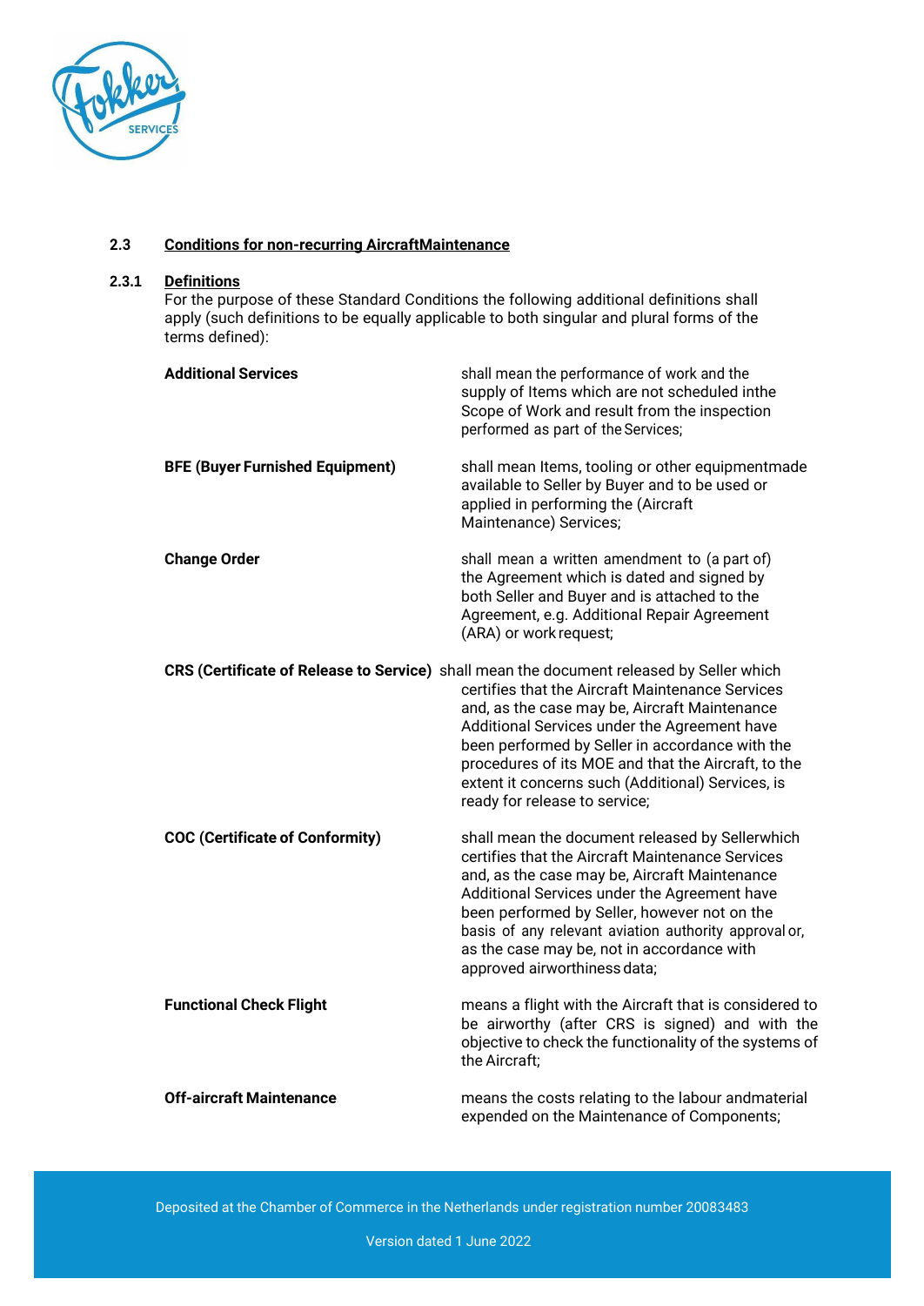### 2.3 Conditions for non-recurring AircraftMaintenance

#### 2.3.1 Definitions

For the purpose of these Standard Conditions the following additional definitions shall apply (such definitions to be equally applicable to both singular and plural forms of the terms defined):

**Additional Services** shall mean the performance of work and the supply of Items which are not scheduled inthe Scope of Work and result from the inspection performed as part of the Services;

**BFE (Buyer Furnished Equipment)** shall mean Items, tooling or other equipmentmade available to Seller by Buyer and to be used or applied in performing the (Aircraft Maintenance) Services;

**Change Order** shall mean a written amendment to (a part of) the Agreement which is dated and signed by both Seller and Buyer and is attached to the Agreement, e.g. Additional Repair Agreement (ARA) or work request;

**CRS (Certificate of Release to Service)** shall mean the document released by Seller which certifies that the Aircraft Maintenance Services and, as the case may be, Aircraft Maintenance Additional Services under the Agreement have been performed by Seller in accordance with the procedures of its MOE and that the Aircraft, to the extent it concerns such (Additional) Services, is ready for release to service;

**COC (Certificate of Conformity)** shall mean the document released by Sellerwhich certifies that the Aircraft Maintenance Services and, as the case may be, Aircraft Maintenance Additional Services under the Agreement have been performed by Seller, however not on the basis of any relevant aviation authority approval or, as the case may be, not in accordance with approved airworthiness data;

**Functional Check Flight** means a flight with the Aircraft that is considered to be airworthy (after CRS is signed) and with the objective to check the functionality of the systems of the Aircraft;

**Off-aircraft Maintenance** means the costs relating to the labour andmaterial expended on the Maintenance of Components;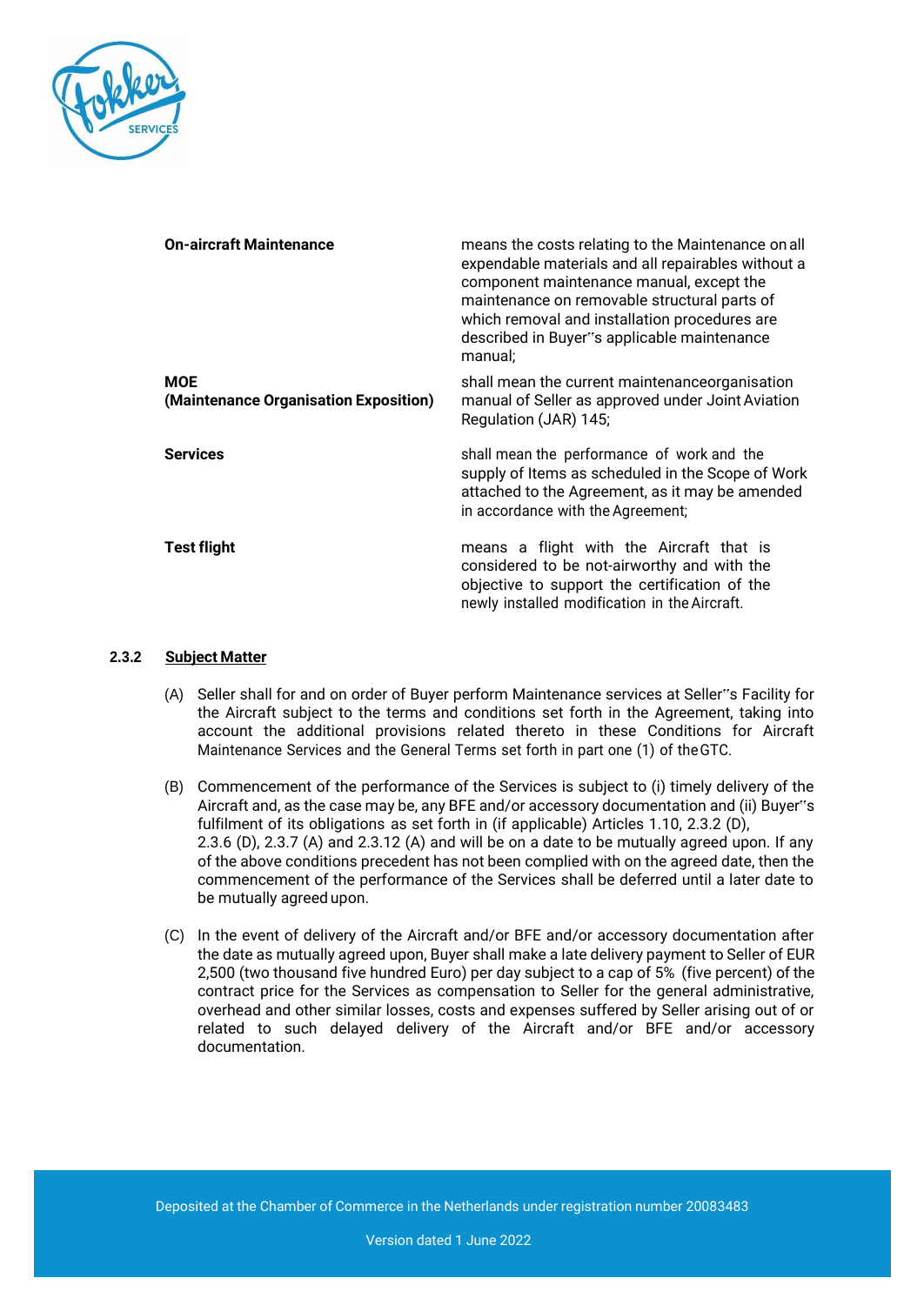| | |
|---|---|
| **On-aircraft Maintenance** | means the costs relating to the Maintenance on all expendable materials and all repairables without a component maintenance manual, except the maintenance on removable structural parts of which removal and installation procedures are described in Buyer''s applicable maintenance manual; |
| **MOE (Maintenance Organisation Exposition)** | shall mean the current maintenanceorganisation manual of Seller as approved under Joint Aviation Regulation (JAR) 145; |
| **Services** | shall mean the performance of work and the supply of Items as scheduled in the Scope of Work attached to the Agreement, as it may be amended in accordance with the Agreement; |
| **Test flight** | means a flight with the Aircraft that is considered to be not-airworthy and with the objective to support the certification of the newly installed modification in the Aircraft. |

### 2.3.2 Subject Matter

(A) Seller shall for and on order of Buyer perform Maintenance services at Seller''s Facility for the Aircraft subject to the terms and conditions set forth in the Agreement, taking into account the additional provisions related thereto in these Conditions for Aircraft Maintenance Services and the General Terms set forth in part one (1) of the GTC.

(B) Commencement of the performance of the Services is subject to (i) timely delivery of the Aircraft and, as the case may be, any BFE and/or accessory documentation and (ii) Buyer''s fulfilment of its obligations as set forth in (if applicable) Articles 1.10, 2.3.2 (D), 2.3.6 (D), 2.3.7 (A) and 2.3.12 (A) and will be on a date to be mutually agreed upon. If any of the above conditions precedent has not been complied with on the agreed date, then the commencement of the performance of the Services shall be deferred until a later date to be mutually agreed upon.

(C) In the event of delivery of the Aircraft and/or BFE and/or accessory documentation after the date as mutually agreed upon, Buyer shall make a late delivery payment to Seller of EUR 2,500 (two thousand five hundred Euro) per day subject to a cap of 5% (five percent) of the contract price for the Services as compensation to Seller for the general administrative, overhead and other similar losses, costs and expenses suffered by Seller arising out of or related to such delayed delivery of the Aircraft and/or BFE and/or accessory documentation.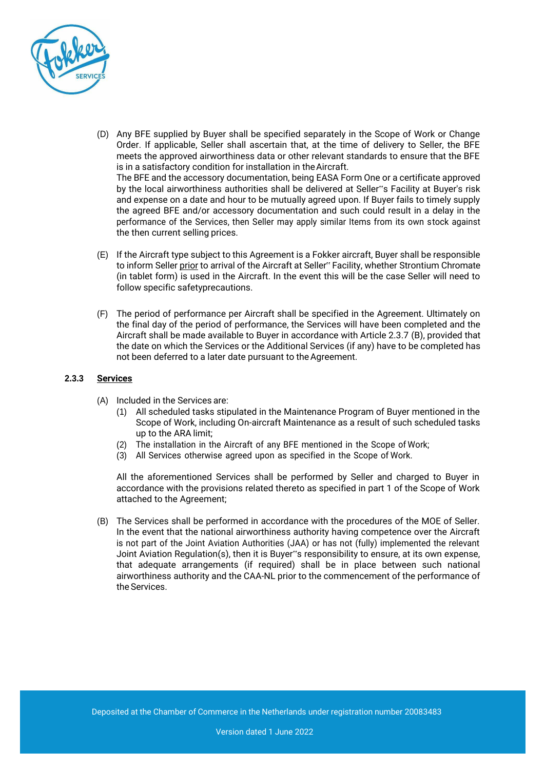(D) Any BFE supplied by Buyer shall be specified separately in the Scope of Work or Change Order. If applicable, Seller shall ascertain that, at the time of delivery to Seller, the BFE meets the approved airworthiness data or other relevant standards to ensure that the BFE is in a satisfactory condition for installation in the Aircraft.
The BFE and the accessory documentation, being EASA Form One or a certificate approved by the local airworthiness authorities shall be delivered at Seller''s Facility at Buyer's risk and expense on a date and hour to be mutually agreed upon. If Buyer fails to timely supply the agreed BFE and/or accessory documentation and such could result in a delay in the performance of the Services, then Seller may apply similar Items from its own stock against the then current selling prices.

(E) If the Aircraft type subject to this Agreement is a Fokker aircraft, Buyer shall be responsible to inform Seller <u>prior</u> to arrival of the Aircraft at Seller'' Facility, whether Strontium Chromate (in tablet form) is used in the Aircraft. In the event this will be the case Seller will need to follow specific safetyprecautions.

(F) The period of performance per Aircraft shall be specified in the Agreement. Ultimately on the final day of the period of performance, the Services will have been completed and the Aircraft shall be made available to Buyer in accordance with Article 2.3.7 (B), provided that the date on which the Services or the Additional Services (if any) have to be completed has not been deferred to a later date pursuant to the Agreement.

**2.3.3 <u>Services</u>**

(A) Included in the Services are:
   (1) All scheduled tasks stipulated in the Maintenance Program of Buyer mentioned in the Scope of Work, including On-aircraft Maintenance as a result of such scheduled tasks up to the ARA limit;
   (2) The installation in the Aircraft of any BFE mentioned in the Scope of Work;
   (3) All Services otherwise agreed upon as specified in the Scope of Work.

   All the aforementioned Services shall be performed by Seller and charged to Buyer in accordance with the provisions related thereto as specified in part 1 of the Scope of Work attached to the Agreement;

(B) The Services shall be performed in accordance with the procedures of the MOE of Seller. In the event that the national airworthiness authority having competence over the Aircraft is not part of the Joint Aviation Authorities (JAA) or has not (fully) implemented the relevant Joint Aviation Regulation(s), then it is Buyer''s responsibility to ensure, at its own expense, that adequate arrangements (if required) shall be in place between such national airworthiness authority and the CAA-NL prior to the commencement of the performance of the Services.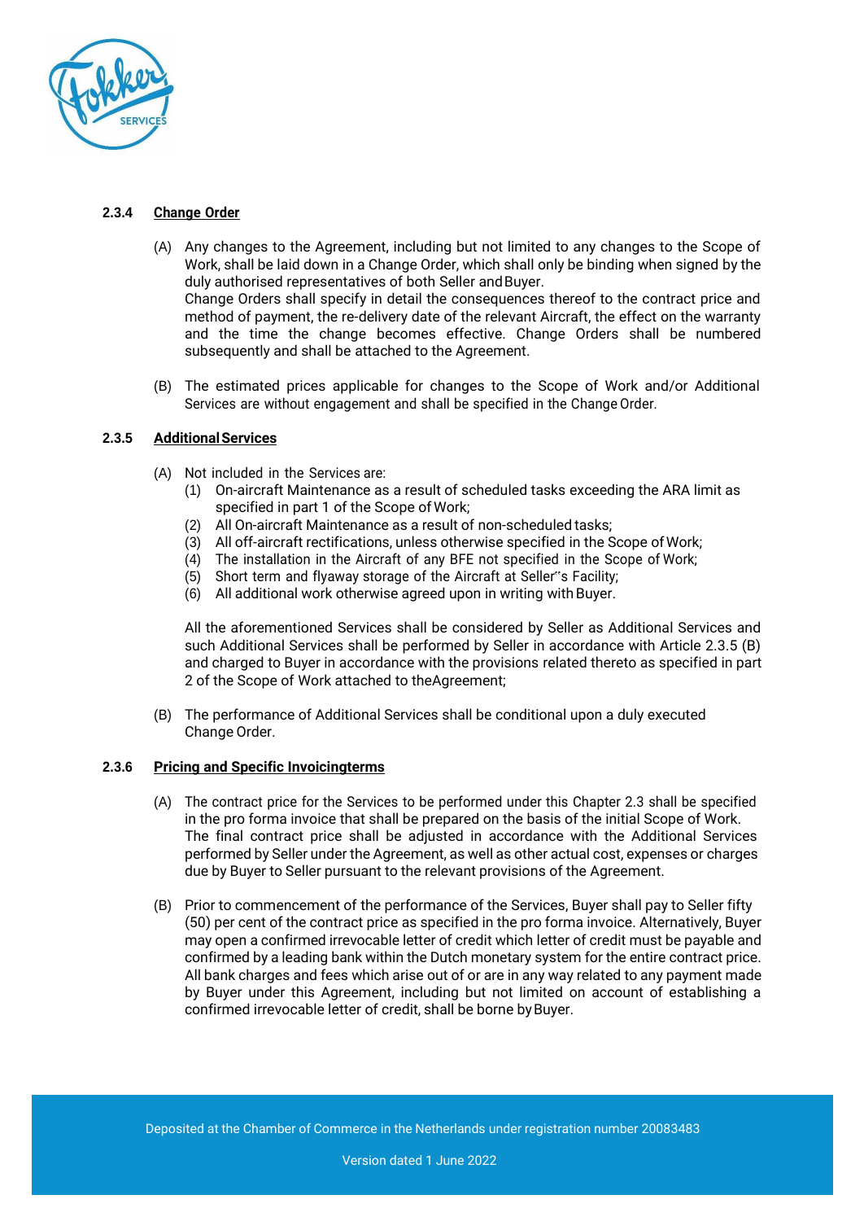#### 2.3.4 Change Order

(A) Any changes to the Agreement, including but not limited to any changes to the Scope of Work, shall be laid down in a Change Order, which shall only be binding when signed by the duly authorised representatives of both Seller and Buyer.
Change Orders shall specify in detail the consequences thereof to the contract price and method of payment, the re-delivery date of the relevant Aircraft, the effect on the warranty and the time the change becomes effective. Change Orders shall be numbered subsequently and shall be attached to the Agreement.

(B) The estimated prices applicable for changes to the Scope of Work and/or Additional Services are without engagement and shall be specified in the Change Order.

#### 2.3.5 Additional Services

(A) Not included in the Services are:
   (1) On-aircraft Maintenance as a result of scheduled tasks exceeding the ARA limit as specified in part 1 of the Scope of Work;
   (2) All On-aircraft Maintenance as a result of non-scheduled tasks;
   (3) All off-aircraft rectifications, unless otherwise specified in the Scope of Work;
   (4) The installation in the Aircraft of any BFE not specified in the Scope of Work;
   (5) Short term and flyaway storage of the Aircraft at Seller''s Facility;
   (6) All additional work otherwise agreed upon in writing with Buyer.

   All the aforementioned Services shall be considered by Seller as Additional Services and such Additional Services shall be performed by Seller in accordance with Article 2.3.5 (B) and charged to Buyer in accordance with the provisions related thereto as specified in part 2 of the Scope of Work attached to the Agreement;

(B) The performance of Additional Services shall be conditional upon a duly executed Change Order.

#### 2.3.6 Pricing and Specific Invoicing terms

(A) The contract price for the Services to be performed under this Chapter 2.3 shall be specified in the pro forma invoice that shall be prepared on the basis of the initial Scope of Work. The final contract price shall be adjusted in accordance with the Additional Services performed by Seller under the Agreement, as well as other actual cost, expenses or charges due by Buyer to Seller pursuant to the relevant provisions of the Agreement.

(B) Prior to commencement of the performance of the Services, Buyer shall pay to Seller fifty (50) per cent of the contract price as specified in the pro forma invoice. Alternatively, Buyer may open a confirmed irrevocable letter of credit which letter of credit must be payable and confirmed by a leading bank within the Dutch monetary system for the entire contract price. All bank charges and fees which arise out of or are in any way related to any payment made by Buyer under this Agreement, including but not limited on account of establishing a confirmed irrevocable letter of credit, shall be borne by Buyer.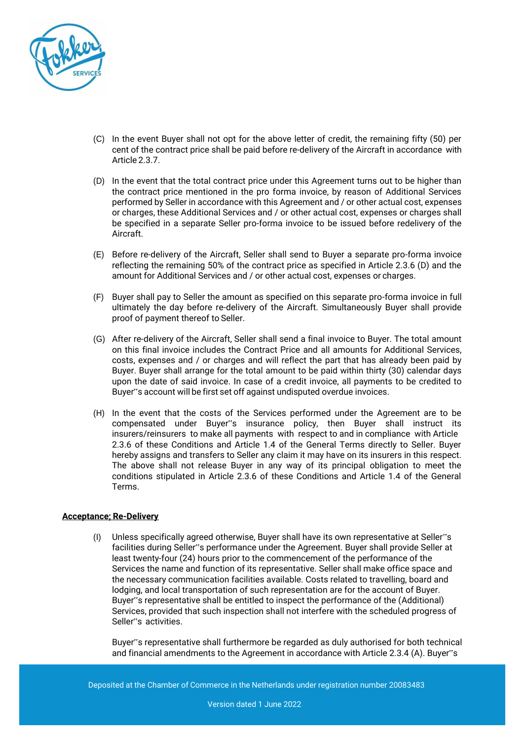(C) In the event Buyer shall not opt for the above letter of credit, the remaining fifty (50) per cent of the contract price shall be paid before re-delivery of the Aircraft in accordance with Article 2.3.7.

(D) In the event that the total contract price under this Agreement turns out to be higher than the contract price mentioned in the pro forma invoice, by reason of Additional Services performed by Seller in accordance with this Agreement and / or other actual cost, expenses or charges, these Additional Services and / or other actual cost, expenses or charges shall be specified in a separate Seller pro-forma invoice to be issued before redelivery of the Aircraft.

(E) Before re-delivery of the Aircraft, Seller shall send to Buyer a separate pro-forma invoice reflecting the remaining 50% of the contract price as specified in Article 2.3.6 (D) and the amount for Additional Services and / or other actual cost, expenses or charges.

(F) Buyer shall pay to Seller the amount as specified on this separate pro-forma invoice in full ultimately the day before re-delivery of the Aircraft. Simultaneously Buyer shall provide proof of payment thereof to Seller.

(G) After re-delivery of the Aircraft, Seller shall send a final invoice to Buyer. The total amount on this final invoice includes the Contract Price and all amounts for Additional Services, costs, expenses and / or charges and will reflect the part that has already been paid by Buyer. Buyer shall arrange for the total amount to be paid within thirty (30) calendar days upon the date of said invoice. In case of a credit invoice, all payments to be credited to Buyer‟s account will be first set off against undisputed overdue invoices.

(H) In the event that the costs of the Services performed under the Agreement are to be compensated under Buyer‟s insurance policy, then Buyer shall instruct its insurers/reinsurers to make all payments with respect to and in compliance with Article 2.3.6 of these Conditions and Article 1.4 of the General Terms directly to Seller. Buyer hereby assigns and transfers to Seller any claim it may have on its insurers in this respect. The above shall not release Buyer in any way of its principal obligation to meet the conditions stipulated in Article 2.3.6 of these Conditions and Article 1.4 of the General Terms.

**Acceptance; Re-Delivery**

(I) Unless specifically agreed otherwise, Buyer shall have its own representative at Seller‟s facilities during Seller‟s performance under the Agreement. Buyer shall provide Seller at least twenty-four (24) hours prior to the commencement of the performance of the Services the name and function of its representative. Seller shall make office space and the necessary communication facilities available. Costs related to travelling, board and lodging, and local transportation of such representation are for the account of Buyer. Buyer‟s representative shall be entitled to inspect the performance of the (Additional) Services, provided that such inspection shall not interfere with the scheduled progress of Seller‟s activities.

Buyer‟s representative shall furthermore be regarded as duly authorised for both technical and financial amendments to the Agreement in accordance with Article 2.3.4 (A). Buyer‟s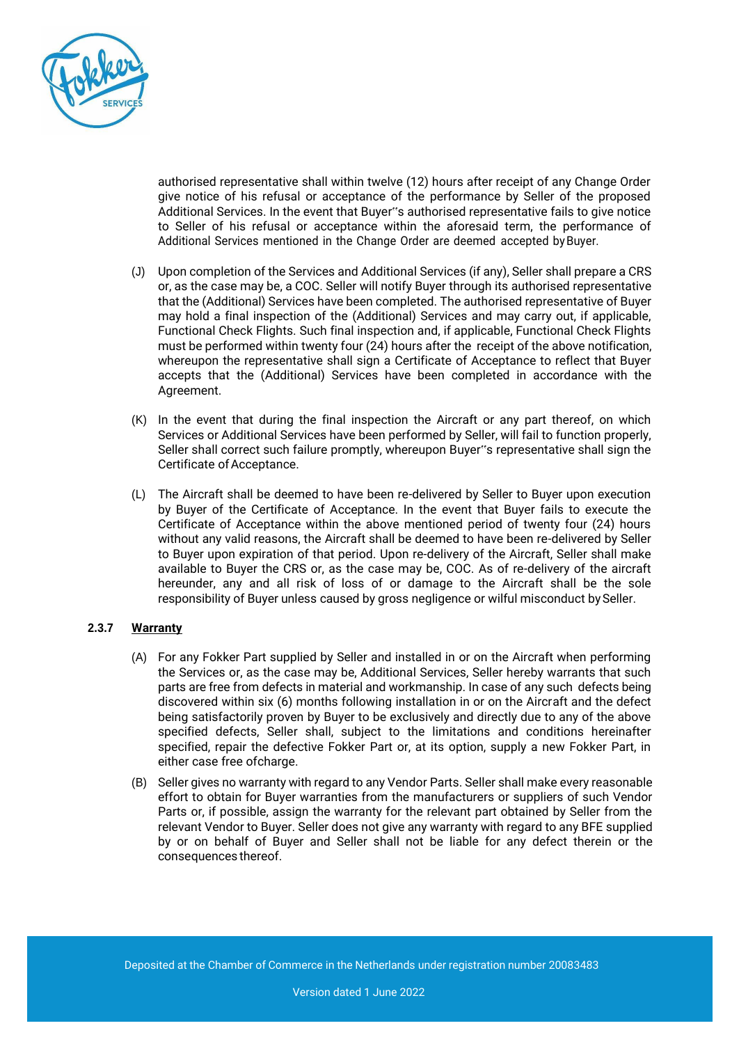authorised representative shall within twelve (12) hours after receipt of any Change Order give notice of his refusal or acceptance of the performance by Seller of the proposed Additional Services. In the event that Buyer''s authorised representative fails to give notice to Seller of his refusal or acceptance within the aforesaid term, the performance of Additional Services mentioned in the Change Order are deemed accepted by Buyer.

(J) Upon completion of the Services and Additional Services (if any), Seller shall prepare a CRS or, as the case may be, a COC. Seller will notify Buyer through its authorised representative that the (Additional) Services have been completed. The authorised representative of Buyer may hold a final inspection of the (Additional) Services and may carry out, if applicable, Functional Check Flights. Such final inspection and, if applicable, Functional Check Flights must be performed within twenty four (24) hours after the receipt of the above notification, whereupon the representative shall sign a Certificate of Acceptance to reflect that Buyer accepts that the (Additional) Services have been completed in accordance with the Agreement.

(K) In the event that during the final inspection the Aircraft or any part thereof, on which Services or Additional Services have been performed by Seller, will fail to function properly, Seller shall correct such failure promptly, whereupon Buyer''s representative shall sign the Certificate of Acceptance.

(L) The Aircraft shall be deemed to have been re-delivered by Seller to Buyer upon execution by Buyer of the Certificate of Acceptance. In the event that Buyer fails to execute the Certificate of Acceptance within the above mentioned period of twenty four (24) hours without any valid reasons, the Aircraft shall be deemed to have been re-delivered by Seller to Buyer upon expiration of that period. Upon re-delivery of the Aircraft, Seller shall make available to Buyer the CRS or, as the case may be, COC. As of re-delivery of the aircraft hereunder, any and all risk of loss of or damage to the Aircraft shall be the sole responsibility of Buyer unless caused by gross negligence or wilful misconduct by Seller.

**2.3.7 <u>Warranty</u>**

(A) For any Fokker Part supplied by Seller and installed in or on the Aircraft when performing the Services or, as the case may be, Additional Services, Seller hereby warrants that such parts are free from defects in material and workmanship. In case of any such defects being discovered within six (6) months following installation in or on the Aircraft and the defect being satisfactorily proven by Buyer to be exclusively and directly due to any of the above specified defects, Seller shall, subject to the limitations and conditions hereinafter specified, repair the defective Fokker Part or, at its option, supply a new Fokker Part, in either case free of charge.

(B) Seller gives no warranty with regard to any Vendor Parts. Seller shall make every reasonable effort to obtain for Buyer warranties from the manufacturers or suppliers of such Vendor Parts or, if possible, assign the warranty for the relevant part obtained by Seller from the relevant Vendor to Buyer. Seller does not give any warranty with regard to any BFE supplied by or on behalf of Buyer and Seller shall not be liable for any defect therein or the consequences thereof.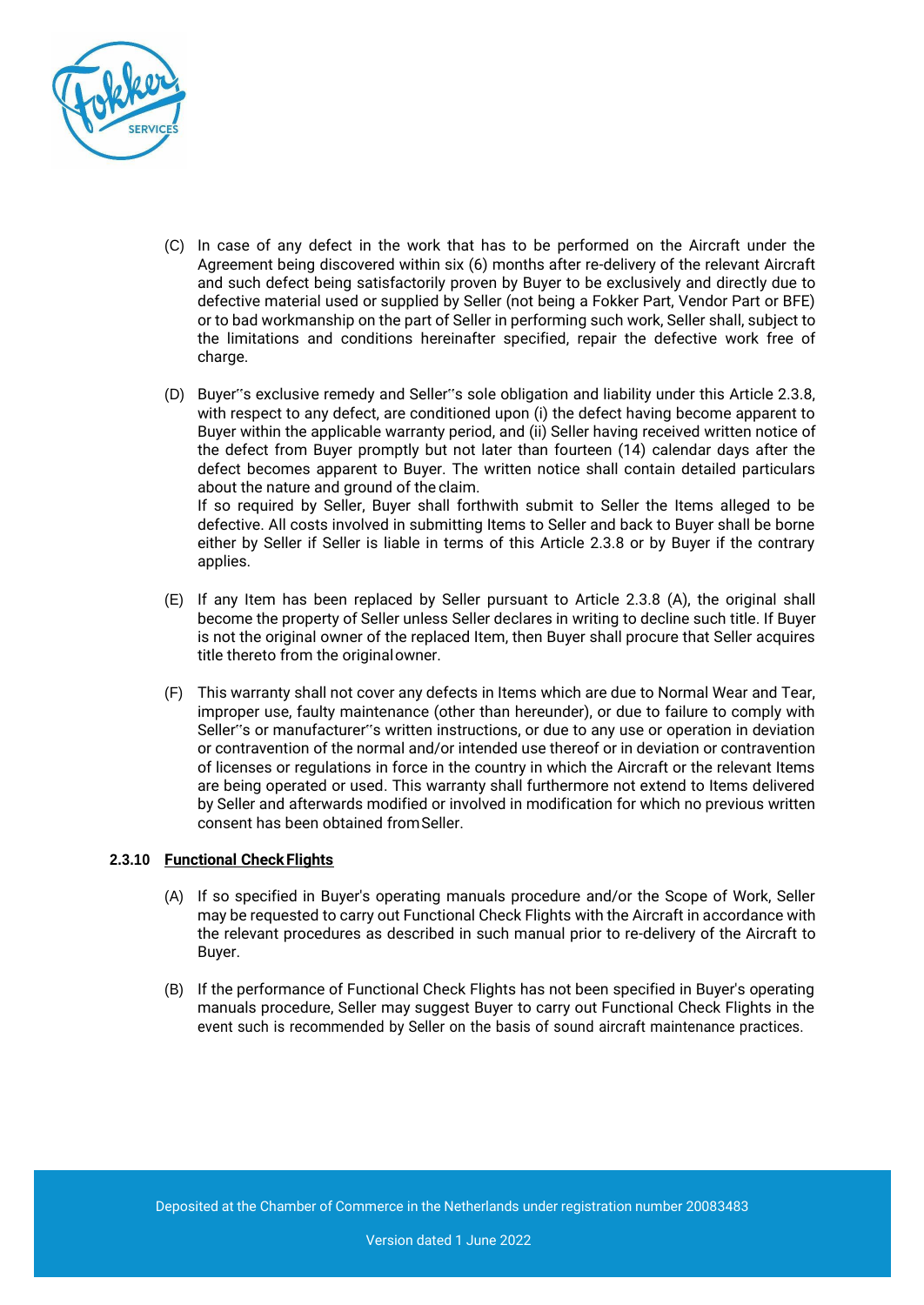(C) In case of any defect in the work that has to be performed on the Aircraft under the Agreement being discovered within six (6) months after re-delivery of the relevant Aircraft and such defect being satisfactorily proven by Buyer to be exclusively and directly due to defective material used or supplied by Seller (not being a Fokker Part, Vendor Part or BFE) or to bad workmanship on the part of Seller in performing such work, Seller shall, subject to the limitations and conditions hereinafter specified, repair the defective work free of charge.

(D) Buyer�very's exclusive remedy and Seller's sole obligation and liability under this Article 2.3.8, with respect to any defect, are conditioned upon (i) the defect having become apparent to Buyer within the applicable warranty period, and (ii) Seller having received written notice of the defect from Buyer promptly but not later than fourteen (14) calendar days after the defect becomes apparent to Buyer. The written notice shall contain detailed particulars about the nature and ground of the claim.
If so required by Seller, Buyer shall forthwith submit to Seller the Items alleged to be defective. All costs involved in submitting Items to Seller and back to Buyer shall be borne either by Seller if Seller is liable in terms of this Article 2.3.8 or by Buyer if the contrary applies.

(E) If any Item has been replaced by Seller pursuant to Article 2.3.8 (A), the original shall become the property of Seller unless Seller declares in writing to decline such title. If Buyer is not the original owner of the replaced Item, then Buyer shall procure that Seller acquires title thereto from the original owner.

(F) This warranty shall not cover any defects in Items which are due to Normal Wear and Tear, improper use, faulty maintenance (other than hereunder), or due to failure to comply with Seller's or manufacturer's written instructions, or due to any use or operation in deviation or contravention of the normal and/or intended use thereof or in deviation or contravention of licenses or regulations in force in the country in which the Aircraft or the relevant Items are being operated or used. This warranty shall furthermore not extend to Items delivered by Seller and afterwards modified or involved in modification for which no previous written consent has been obtained from Seller.

**2.3.10 <u>Functional Check Flights</u>**

(A) If so specified in Buyer's operating manuals procedure and/or the Scope of Work, Seller may be requested to carry out Functional Check Flights with the Aircraft in accordance with the relevant procedures as described in such manual prior to re-delivery of the Aircraft to Buyer.

(B) If the performance of Functional Check Flights has not been specified in Buyer's operating manuals procedure, Seller may suggest Buyer to carry out Functional Check Flights in the event such is recommended by Seller on the basis of sound aircraft maintenance practices.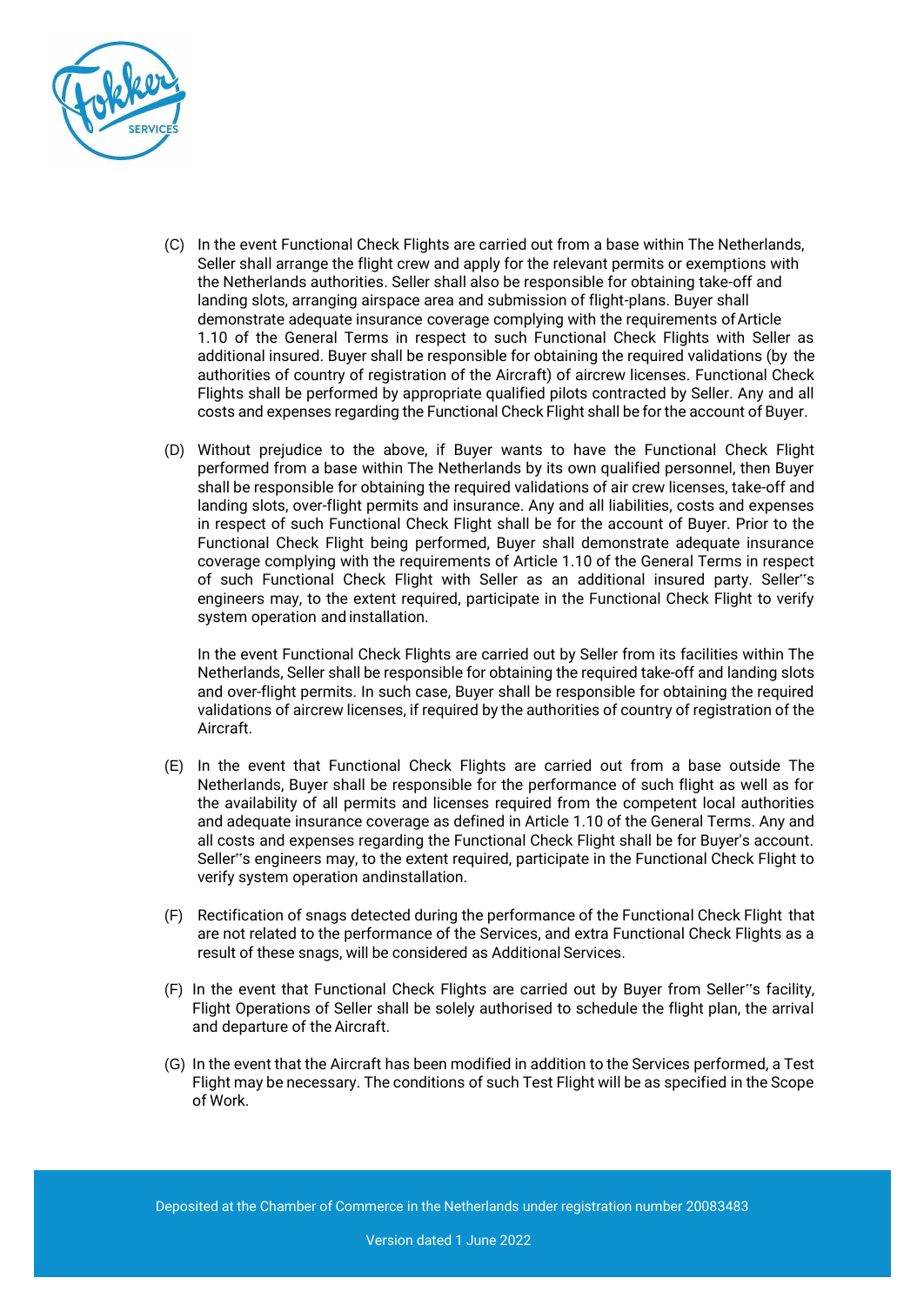(C) In the event Functional Check Flights are carried out from a base within The Netherlands, Seller shall arrange the flight crew and apply for the relevant permits or exemptions with the Netherlands authorities. Seller shall also be responsible for obtaining take-off and landing slots, arranging airspace area and submission of flight-plans. Buyer shall demonstrate adequate insurance coverage complying with the requirements of Article 1.10 of the General Terms in respect to such Functional Check Flights with Seller as additional insured. Buyer shall be responsible for obtaining the required validations (by the authorities of country of registration of the Aircraft) of aircrew licenses. Functional Check Flights shall be performed by appropriate qualified pilots contracted by Seller. Any and all costs and expenses regarding the Functional Check Flight shall be for the account of Buyer.

(D) Without prejudice to the above, if Buyer wants to have the Functional Check Flight performed from a base within The Netherlands by its own qualified personnel, then Buyer shall be responsible for obtaining the required validations of air crew licenses, take-off and landing slots, over-flight permits and insurance. Any and all liabilities, costs and expenses in respect of such Functional Check Flight shall be for the account of Buyer. Prior to the Functional Check Flight being performed, Buyer shall demonstrate adequate insurance coverage complying with the requirements of Article 1.10 of the General Terms in respect of such Functional Check Flight with Seller as an additional insured party. Seller''s engineers may, to the extent required, participate in the Functional Check Flight to verify system operation and installation.

In the event Functional Check Flights are carried out by Seller from its facilities within The Netherlands, Seller shall be responsible for obtaining the required take-off and landing slots and over-flight permits. In such case, Buyer shall be responsible for obtaining the required validations of aircrew licenses, if required by the authorities of country of registration of the Aircraft.

(E) In the event that Functional Check Flights are carried out from a base outside The Netherlands, Buyer shall be responsible for the performance of such flight as well as for the availability of all permits and licenses required from the competent local authorities and adequate insurance coverage as defined in Article 1.10 of the General Terms. Any and all costs and expenses regarding the Functional Check Flight shall be for Buyer's account. Seller''s engineers may, to the extent required, participate in the Functional Check Flight to verify system operation andinstallation.

(F) Rectification of snags detected during the performance of the Functional Check Flight that are not related to the performance of the Services, and extra Functional Check Flights as a result of these snags, will be considered as Additional Services.

(F) In the event that Functional Check Flights are carried out by Buyer from Seller''s facility, Flight Operations of Seller shall be solely authorised to schedule the flight plan, the arrival and departure of the Aircraft.

(G) In the event that the Aircraft has been modified in addition to the Services performed, a Test Flight may be necessary. The conditions of such Test Flight will be as specified in the Scope of Work.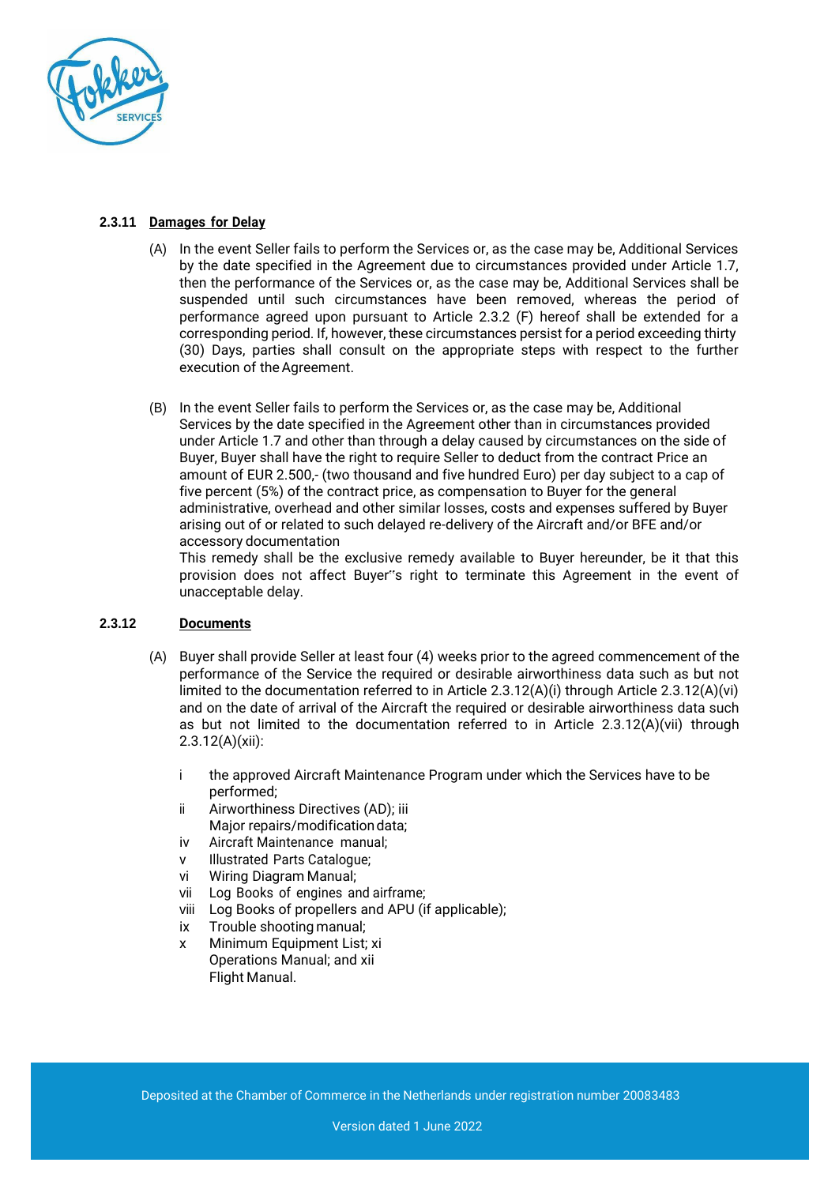#### 2.3.11 Damages for Delay

(A) In the event Seller fails to perform the Services or, as the case may be, Additional Services by the date specified in the Agreement due to circumstances provided under Article 1.7, then the performance of the Services or, as the case may be, Additional Services shall be suspended until such circumstances have been removed, whereas the period of performance agreed upon pursuant to Article 2.3.2 (F) hereof shall be extended for a corresponding period. If, however, these circumstances persist for a period exceeding thirty (30) Days, parties shall consult on the appropriate steps with respect to the further execution of the Agreement.

(B) In the event Seller fails to perform the Services or, as the case may be, Additional Services by the date specified in the Agreement other than in circumstances provided under Article 1.7 and other than through a delay caused by circumstances on the side of Buyer, Buyer shall have the right to require Seller to deduct from the contract Price an amount of EUR 2.500,- (two thousand and five hundred Euro) per day subject to a cap of five percent (5%) of the contract price, as compensation to Buyer for the general administrative, overhead and other similar losses, costs and expenses suffered by Buyer arising out of or related to such delayed re-delivery of the Aircraft and/or BFE and/or accessory documentation
This remedy shall be the exclusive remedy available to Buyer hereunder, be it that this provision does not affect Buyer'‘s right to terminate this Agreement in the event of unacceptable delay.

#### 2.3.12 Documents

(A) Buyer shall provide Seller at least four (4) weeks prior to the agreed commencement of the performance of the Service the required or desirable airworthiness data such as but not limited to the documentation referred to in Article 2.3.12(A)(i) through Article 2.3.12(A)(vi) and on the date of arrival of the Aircraft the required or desirable airworthiness data such as but not limited to the documentation referred to in Article 2.3.12(A)(vii) through 2.3.12(A)(xii):

- i the approved Aircraft Maintenance Program under which the Services have to be performed;
- ii Airworthiness Directives (AD);
- iii Major repairs/modification data;
- iv Aircraft Maintenance manual;
- v Illustrated Parts Catalogue;
- vi Wiring Diagram Manual;
- vii Log Books of engines and airframe;
- viii Log Books of propellers and APU (if applicable);
- ix Trouble shooting manual;
- x Minimum Equipment List;
- xi Operations Manual; and
- xii Flight Manual.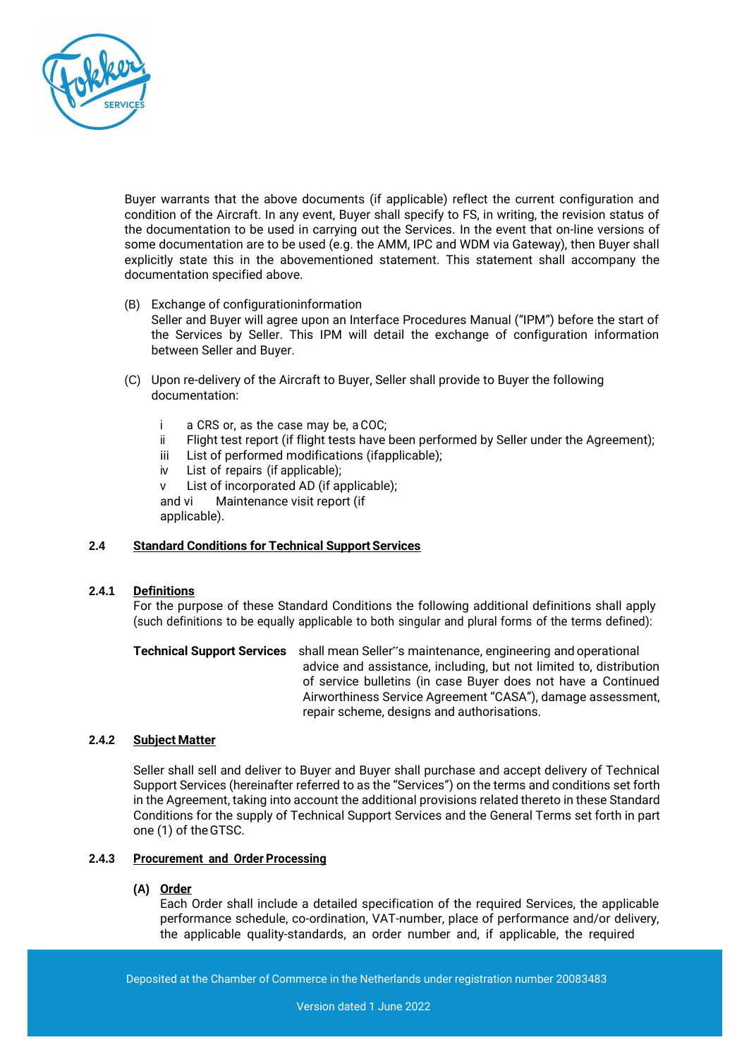Buyer warrants that the above documents (if applicable) reflect the current configuration and condition of the Aircraft. In any event, Buyer shall specify to FS, in writing, the revision status of the documentation to be used in carrying out the Services. In the event that on-line versions of some documentation are to be used (e.g. the AMM, IPC and WDM via Gateway), then Buyer shall explicitly state this in the abovementioned statement. This statement shall accompany the documentation specified above.

(B) Exchange of configurationinformation
Seller and Buyer will agree upon an Interface Procedures Manual ("IPM") before the start of the Services by Seller. This IPM will detail the exchange of configuration information between Seller and Buyer.

(C) Upon re-delivery of the Aircraft to Buyer, Seller shall provide to Buyer the following documentation:

i a CRS or, as the case may be, a COC;
ii Flight test report (if flight tests have been performed by Seller under the Agreement);
iii List of performed modifications (ifapplicable);
iv List of repairs (if applicable);
v List of incorporated AD (if applicable);
and vi Maintenance visit report (if applicable).

## 2.4 Standard Conditions for Technical Support Services

### 2.4.1 Definitions

For the purpose of these Standard Conditions the following additional definitions shall apply (such definitions to be equally applicable to both singular and plural forms of the terms defined):

**Technical Support Services** shall mean Seller"s maintenance, engineering and operational advice and assistance, including, but not limited to, distribution of service bulletins (in case Buyer does not have a Continued Airworthiness Service Agreement "CASA"), damage assessment, repair scheme, designs and authorisations.

### 2.4.2 Subject Matter

Seller shall sell and deliver to Buyer and Buyer shall purchase and accept delivery of Technical Support Services (hereinafter referred to as the "Services") on the terms and conditions set forth in the Agreement, taking into account the additional provisions related thereto in these Standard Conditions for the supply of Technical Support Services and the General Terms set forth in part one (1) of the GTSC.

### 2.4.3 Procurement and Order Processing

**(A) Order**
Each Order shall include a detailed specification of the required Services, the applicable performance schedule, co-ordination, VAT-number, place of performance and/or delivery, the applicable quality-standards, an order number and, if applicable, the required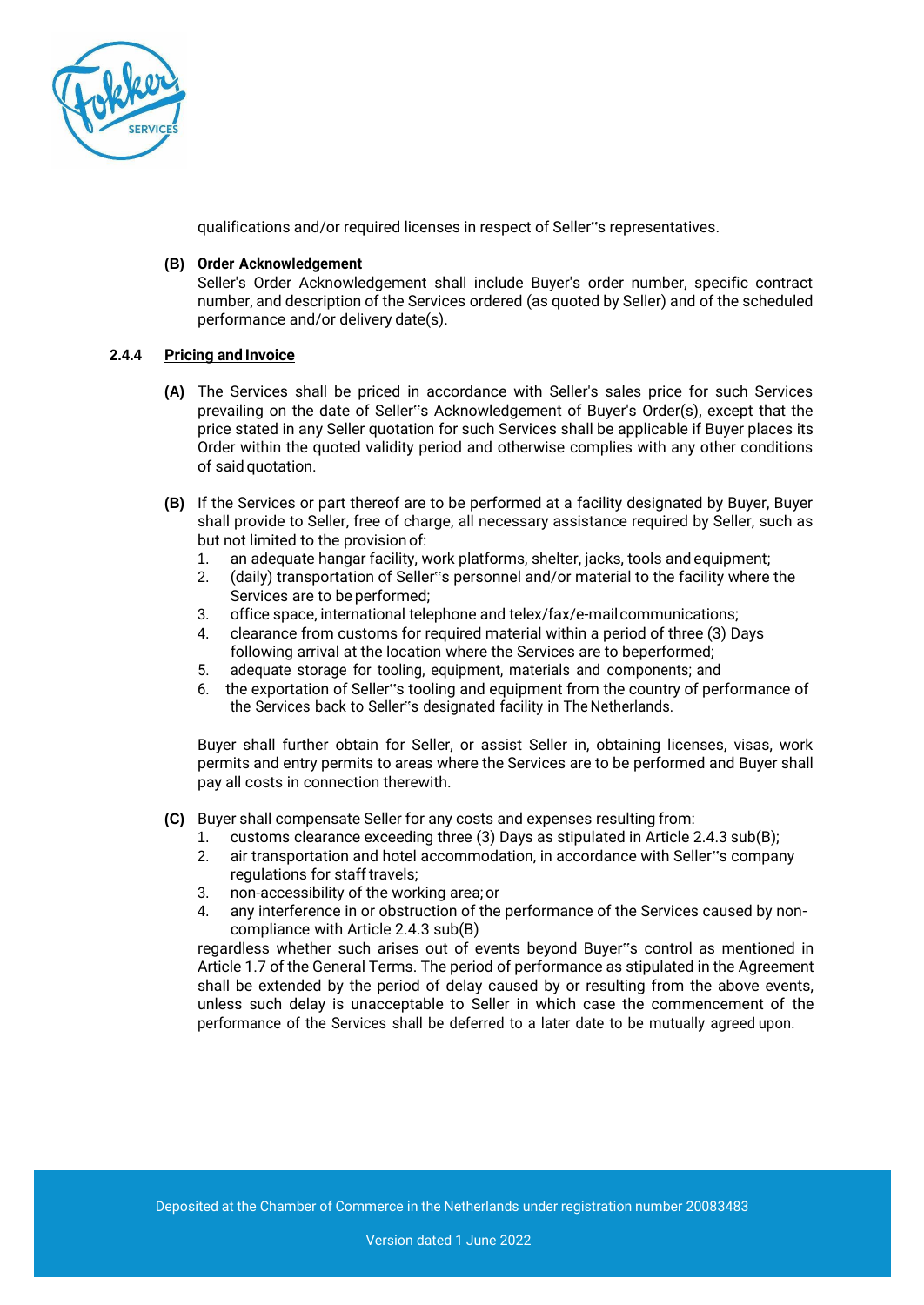qualifications and/or required licenses in respect of Seller's representatives.

**(B) Order Acknowledgement**

Seller's Order Acknowledgement shall include Buyer's order number, specific contract number, and description of the Services ordered (as quoted by Seller) and of the scheduled performance and/or delivery date(s).

**2.4.4 Pricing and Invoice**

**(A)** The Services shall be priced in accordance with Seller's sales price for such Services prevailing on the date of Seller's Acknowledgement of Buyer's Order(s), except that the price stated in any Seller quotation for such Services shall be applicable if Buyer places its Order within the quoted validity period and otherwise complies with any other conditions of said quotation.

**(B)** If the Services or part thereof are to be performed at a facility designated by Buyer, Buyer shall provide to Seller, free of charge, all necessary assistance required by Seller, such as but not limited to the provision of:

1. an adequate hangar facility, work platforms, shelter, jacks, tools and equipment;
2. (daily) transportation of Seller's personnel and/or material to the facility where the Services are to be performed;
3. office space, international telephone and telex/fax/e-mail communications;
4. clearance from customs for required material within a period of three (3) Days following arrival at the location where the Services are to beperformed;
5. adequate storage for tooling, equipment, materials and components; and
6. the exportation of Seller's tooling and equipment from the country of performance of the Services back to Seller's designated facility in The Netherlands.

Buyer shall further obtain for Seller, or assist Seller in, obtaining licenses, visas, work permits and entry permits to areas where the Services are to be performed and Buyer shall pay all costs in connection therewith.

**(C)** Buyer shall compensate Seller for any costs and expenses resulting from:

1. customs clearance exceeding three (3) Days as stipulated in Article 2.4.3 sub(B);
2. air transportation and hotel accommodation, in accordance with Seller's company regulations for staff travels;
3. non-accessibility of the working area; or
4. any interference in or obstruction of the performance of the Services caused by non-compliance with Article 2.4.3 sub(B)

regardless whether such arises out of events beyond Buyer's control as mentioned in Article 1.7 of the General Terms. The period of performance as stipulated in the Agreement shall be extended by the period of delay caused by or resulting from the above events, unless such delay is unacceptable to Seller in which case the commencement of the performance of the Services shall be deferred to a later date to be mutually agreed upon.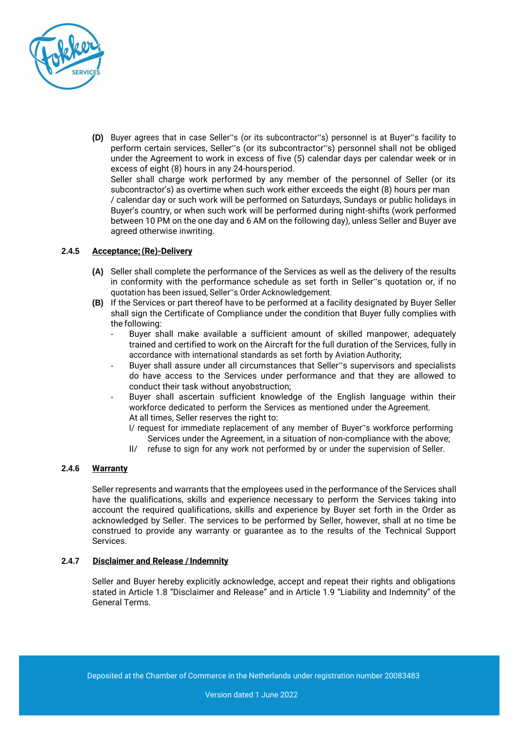**(D)** Buyer agrees that in case Seller"s (or its subcontractor"s) personnel is at Buyer"s facility to perform certain services, Seller"s (or its subcontractor"s) personnel shall not be obliged under the Agreement to work in excess of five (5) calendar days per calendar week or in excess of eight (8) hours in any 24-hours period.
Seller shall charge work performed by any member of the personnel of Seller (or its subcontractor's) as overtime when such work either exceeds the eight (8) hours per man / calendar day or such work will be performed on Saturdays, Sundays or public holidays in Buyer's country, or when such work will be performed during night-shifts (work performed between 10 PM on the one day and 6 AM on the following day), unless Seller and Buyer ave agreed otherwise inwriting.

### 2.4.5 Acceptance; (Re)-Delivery

**(A)** Seller shall complete the performance of the Services as well as the delivery of the results in conformity with the performance schedule as set forth in Seller"s quotation or, if no quotation has been issued, Seller"s Order Acknowledgement.

**(B)** If the Services or part thereof have to be performed at a facility designated by Buyer Seller shall sign the Certificate of Compliance under the condition that Buyer fully complies with the following:

- Buyer shall make available a sufficient amount of skilled manpower, adequately trained and certified to work on the Aircraft for the full duration of the Services, fully in accordance with international standards as set forth by Aviation Authority;
- Buyer shall assure under all circumstances that Seller"s supervisors and specialists do have access to the Services under performance and that they are allowed to conduct their task without anyobstruction;
- Buyer shall ascertain sufficient knowledge of the English language within their workforce dedicated to perform the Services as mentioned under the Agreement.
  At all times, Seller reserves the right to:
  I/ request for immediate replacement of any member of Buyer"s workforce performing Services under the Agreement, in a situation of non-compliance with the above;
  II/ refuse to sign for any work not performed by or under the supervision of Seller.

### 2.4.6 Warranty

Seller represents and warrants that the employees used in the performance of the Services shall have the qualifications, skills and experience necessary to perform the Services taking into account the required qualifications, skills and experience by Buyer set forth in the Order as acknowledged by Seller. The services to be performed by Seller, however, shall at no time be construed to provide any warranty or guarantee as to the results of the Technical Support Services.

### 2.4.7 Disclaimer and Release / Indemnity

Seller and Buyer hereby explicitly acknowledge, accept and repeat their rights and obligations stated in Article 1.8 "Disclaimer and Release" and in Article 1.9 "Liability and Indemnity" of the General Terms.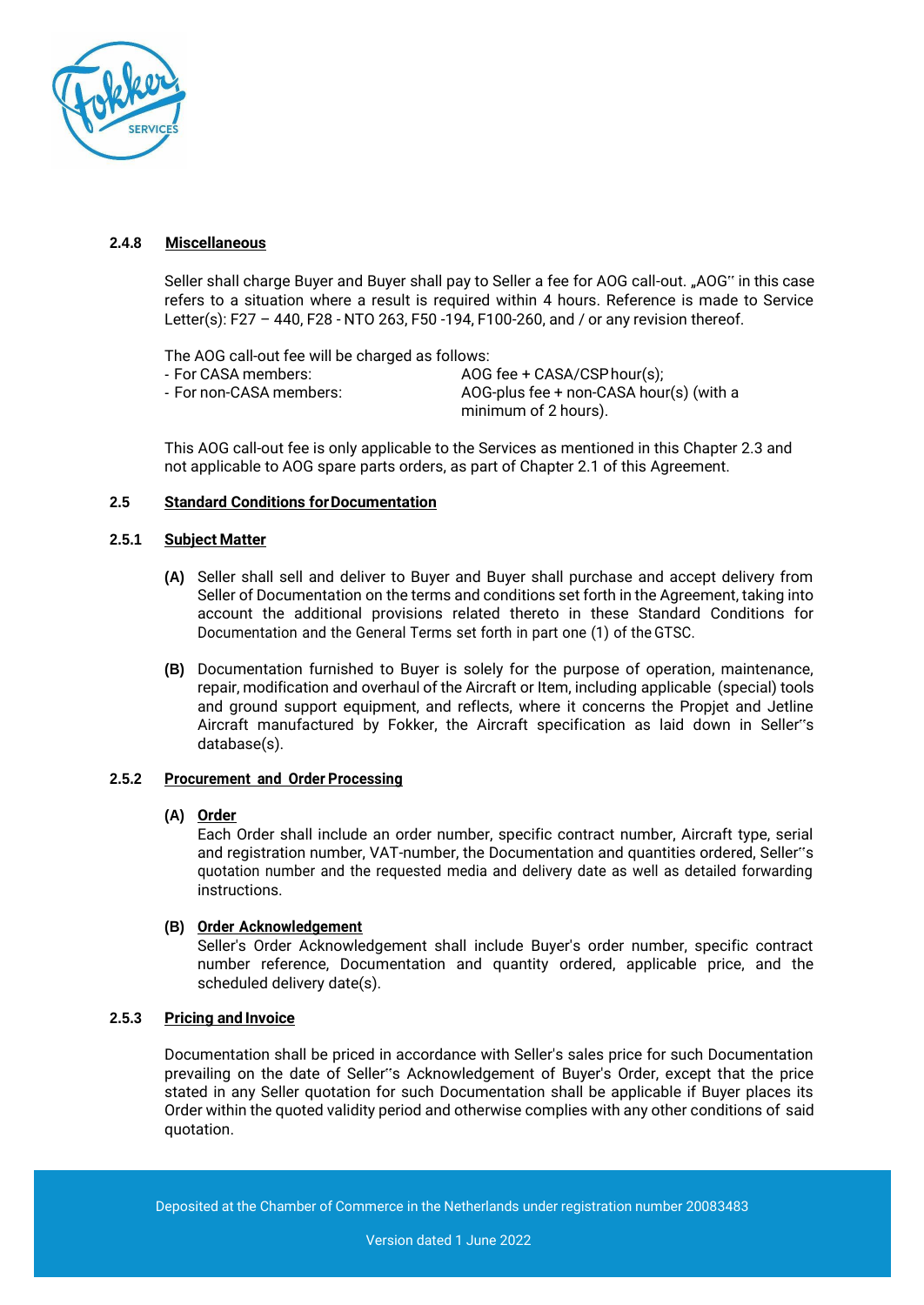#### 2.4.8 Miscellaneous

Seller shall charge Buyer and Buyer shall pay to Seller a fee for AOG call-out. „AOG'' in this case refers to a situation where a result is required within 4 hours. Reference is made to Service Letter(s): F27 – 440, F28 - NTO 263, F50 -194, F100-260, and / or any revision thereof.

The AOG call-out fee will be charged as follows:

| | |
|---|---|
| - For CASA members: | AOG fee + CASA/CSP hour(s); |
| - For non-CASA members: | AOG-plus fee + non-CASA hour(s) (with a minimum of 2 hours). |

This AOG call-out fee is only applicable to the Services as mentioned in this Chapter 2.3 and not applicable to AOG spare parts orders, as part of Chapter 2.1 of this Agreement.

### 2.5 Standard Conditions for Documentation

#### 2.5.1 Subject Matter

**(A)** Seller shall sell and deliver to Buyer and Buyer shall purchase and accept delivery from Seller of Documentation on the terms and conditions set forth in the Agreement, taking into account the additional provisions related thereto in these Standard Conditions for Documentation and the General Terms set forth in part one (1) of the GTSC.

**(B)** Documentation furnished to Buyer is solely for the purpose of operation, maintenance, repair, modification and overhaul of the Aircraft or Item, including applicable (special) tools and ground support equipment, and reflects, where it concerns the Propjet and Jetline Aircraft manufactured by Fokker, the Aircraft specification as laid down in Seller''s database(s).

#### 2.5.2 Procurement and Order Processing

**(A) Order**
Each Order shall include an order number, specific contract number, Aircraft type, serial and registration number, VAT-number, the Documentation and quantities ordered, Seller''s quotation number and the requested media and delivery date as well as detailed forwarding instructions.

**(B) Order Acknowledgement**
Seller's Order Acknowledgement shall include Buyer's order number, specific contract number reference, Documentation and quantity ordered, applicable price, and the scheduled delivery date(s).

#### 2.5.3 Pricing and Invoice

Documentation shall be priced in accordance with Seller's sales price for such Documentation prevailing on the date of Seller''s Acknowledgement of Buyer's Order, except that the price stated in any Seller quotation for such Documentation shall be applicable if Buyer places its Order within the quoted validity period and otherwise complies with any other conditions of said quotation.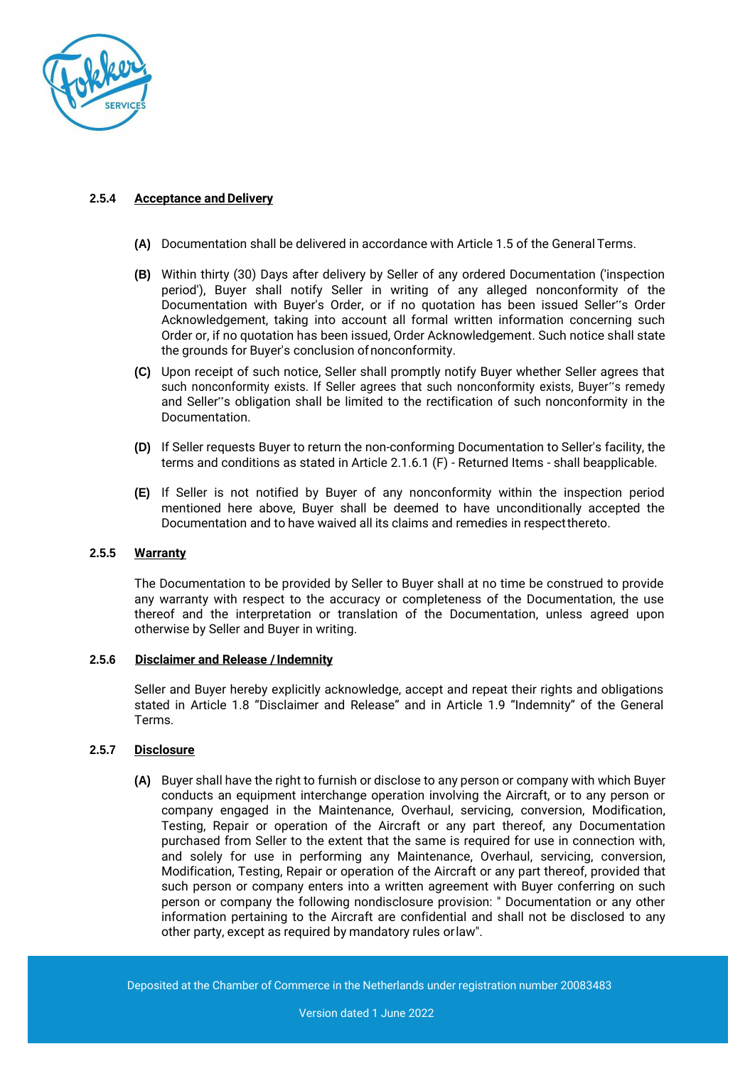### 2.5.4 Acceptance and Delivery

**(A)** Documentation shall be delivered in accordance with Article 1.5 of the General Terms.

**(B)** Within thirty (30) Days after delivery by Seller of any ordered Documentation ('inspection period'), Buyer shall notify Seller in writing of any alleged nonconformity of the Documentation with Buyer's Order, or if no quotation has been issued Seller�did s Order Acknowledgement, taking into account all formal written information concerning such Order or, if no quotation has been issued, Order Acknowledgement. Such notice shall state the grounds for Buyer's conclusion of nonconformity.

**(C)** Upon receipt of such notice, Seller shall promptly notify Buyer whether Seller agrees that such nonconformity exists. If Seller agrees that such nonconformity exists, Buyer‟s remedy and Seller‟s obligation shall be limited to the rectification of such nonconformity in the Documentation.

**(D)** If Seller requests Buyer to return the non-conforming Documentation to Seller's facility, the terms and conditions as stated in Article 2.1.6.1 (F) - Returned Items - shall beapplicable.

**(E)** If Seller is not notified by Buyer of any nonconformity within the inspection period mentioned here above, Buyer shall be deemed to have unconditionally accepted the Documentation and to have waived all its claims and remedies in respect thereto.

### 2.5.5 Warranty

The Documentation to be provided by Seller to Buyer shall at no time be construed to provide any warranty with respect to the accuracy or completeness of the Documentation, the use thereof and the interpretation or translation of the Documentation, unless agreed upon otherwise by Seller and Buyer in writing.

### 2.5.6 Disclaimer and Release / Indemnity

Seller and Buyer hereby explicitly acknowledge, accept and repeat their rights and obligations stated in Article 1.8 “Disclaimer and Release” and in Article 1.9 “Indemnity” of the General Terms.

### 2.5.7 Disclosure

**(A)** Buyer shall have the right to furnish or disclose to any person or company with which Buyer conducts an equipment interchange operation involving the Aircraft, or to any person or company engaged in the Maintenance, Overhaul, servicing, conversion, Modification, Testing, Repair or operation of the Aircraft or any part thereof, any Documentation purchased from Seller to the extent that the same is required for use in connection with, and solely for use in performing any Maintenance, Overhaul, servicing, conversion, Modification, Testing, Repair or operation of the Aircraft or any part thereof, provided that such person or company enters into a written agreement with Buyer conferring on such person or company the following nondisclosure provision: " Documentation or any other information pertaining to the Aircraft are confidential and shall not be disclosed to any other party, except as required by mandatory rules or law".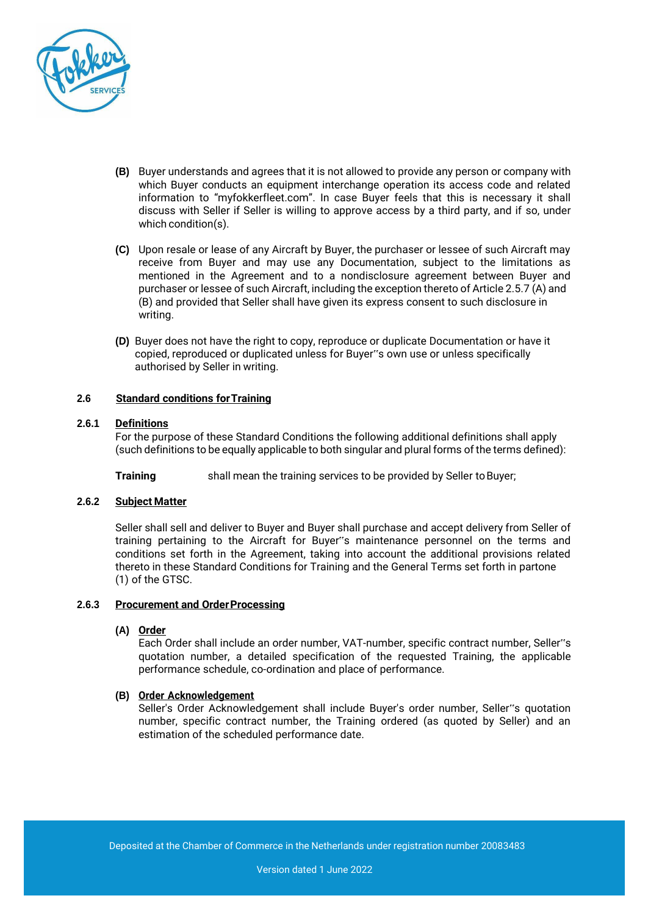**(B)** Buyer understands and agrees that it is not allowed to provide any person or company with which Buyer conducts an equipment interchange operation its access code and related information to "myfokkerfleet.com". In case Buyer feels that this is necessary it shall discuss with Seller if Seller is willing to approve access by a third party, and if so, under which condition(s).

**(C)** Upon resale or lease of any Aircraft by Buyer, the purchaser or lessee of such Aircraft may receive from Buyer and may use any Documentation, subject to the limitations as mentioned in the Agreement and to a nondisclosure agreement between Buyer and purchaser or lessee of such Aircraft, including the exception thereto of Article 2.5.7 (A) and (B) and provided that Seller shall have given its express consent to such disclosure in writing.

**(D)** Buyer does not have the right to copy, reproduce or duplicate Documentation or have it copied, reproduced or duplicated unless for Buyer''s own use or unless specifically authorised by Seller in writing.

### 2.6 Standard conditions for Training

#### 2.6.1 Definitions

For the purpose of these Standard Conditions the following additional definitions shall apply (such definitions to be equally applicable to both singular and plural forms of the terms defined):

**Training** shall mean the training services to be provided by Seller to Buyer;

#### 2.6.2 Subject Matter

Seller shall sell and deliver to Buyer and Buyer shall purchase and accept delivery from Seller of training pertaining to the Aircraft for Buyer''s maintenance personnel on the terms and conditions set forth in the Agreement, taking into account the additional provisions related thereto in these Standard Conditions for Training and the General Terms set forth in partone (1) of the GTSC.

#### 2.6.3 Procurement and Order Processing

**(A) Order**

Each Order shall include an order number, VAT-number, specific contract number, Seller''s quotation number, a detailed specification of the requested Training, the applicable performance schedule, co-ordination and place of performance.

**(B) Order Acknowledgement**

Seller's Order Acknowledgement shall include Buyer's order number, Seller''s quotation number, specific contract number, the Training ordered (as quoted by Seller) and an estimation of the scheduled performance date.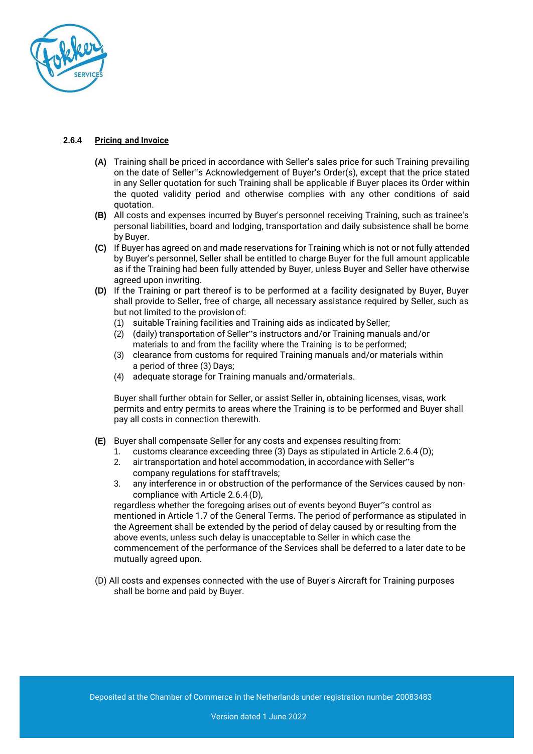#### 2.6.4 **Pricing and Invoice**

**(A)** Training shall be priced in accordance with Seller's sales price for such Training prevailing on the date of Seller''s Acknowledgement of Buyer's Order(s), except that the price stated in any Seller quotation for such Training shall be applicable if Buyer places its Order within the quoted validity period and otherwise complies with any other conditions of said quotation.

**(B)** All costs and expenses incurred by Buyer's personnel receiving Training, such as trainee's personal liabilities, board and lodging, transportation and daily subsistence shall be borne by Buyer.

**(C)** If Buyer has agreed on and made reservations for Training which is not or not fully attended by Buyer's personnel, Seller shall be entitled to charge Buyer for the full amount applicable as if the Training had been fully attended by Buyer, unless Buyer and Seller have otherwise agreed upon inwriting.

**(D)** If the Training or part thereof is to be performed at a facility designated by Buyer, Buyer shall provide to Seller, free of charge, all necessary assistance required by Seller, such as but not limited to the provision of:

(1) suitable Training facilities and Training aids as indicated by Seller;
(2) (daily) transportation of Seller''s instructors and/or Training manuals and/or materials to and from the facility where the Training is to be performed;
(3) clearance from customs for required Training manuals and/or materials within a period of three (3) Days;
(4) adequate storage for Training manuals and/ormaterials.

Buyer shall further obtain for Seller, or assist Seller in, obtaining licenses, visas, work permits and entry permits to areas where the Training is to be performed and Buyer shall pay all costs in connection therewith.

**(E)** Buyer shall compensate Seller for any costs and expenses resulting from:

1. customs clearance exceeding three (3) Days as stipulated in Article 2.6.4 (D);
2. air transportation and hotel accommodation, in accordance with Seller''s company regulations for staff travels;
3. any interference in or obstruction of the performance of the Services caused by non-compliance with Article 2.6.4 (D),

regardless whether the foregoing arises out of events beyond Buyer''s control as mentioned in Article 1.7 of the General Terms. The period of performance as stipulated in the Agreement shall be extended by the period of delay caused by or resulting from the above events, unless such delay is unacceptable to Seller in which case the commencement of the performance of the Services shall be deferred to a later date to be mutually agreed upon.

(D) All costs and expenses connected with the use of Buyer's Aircraft for Training purposes shall be borne and paid by Buyer.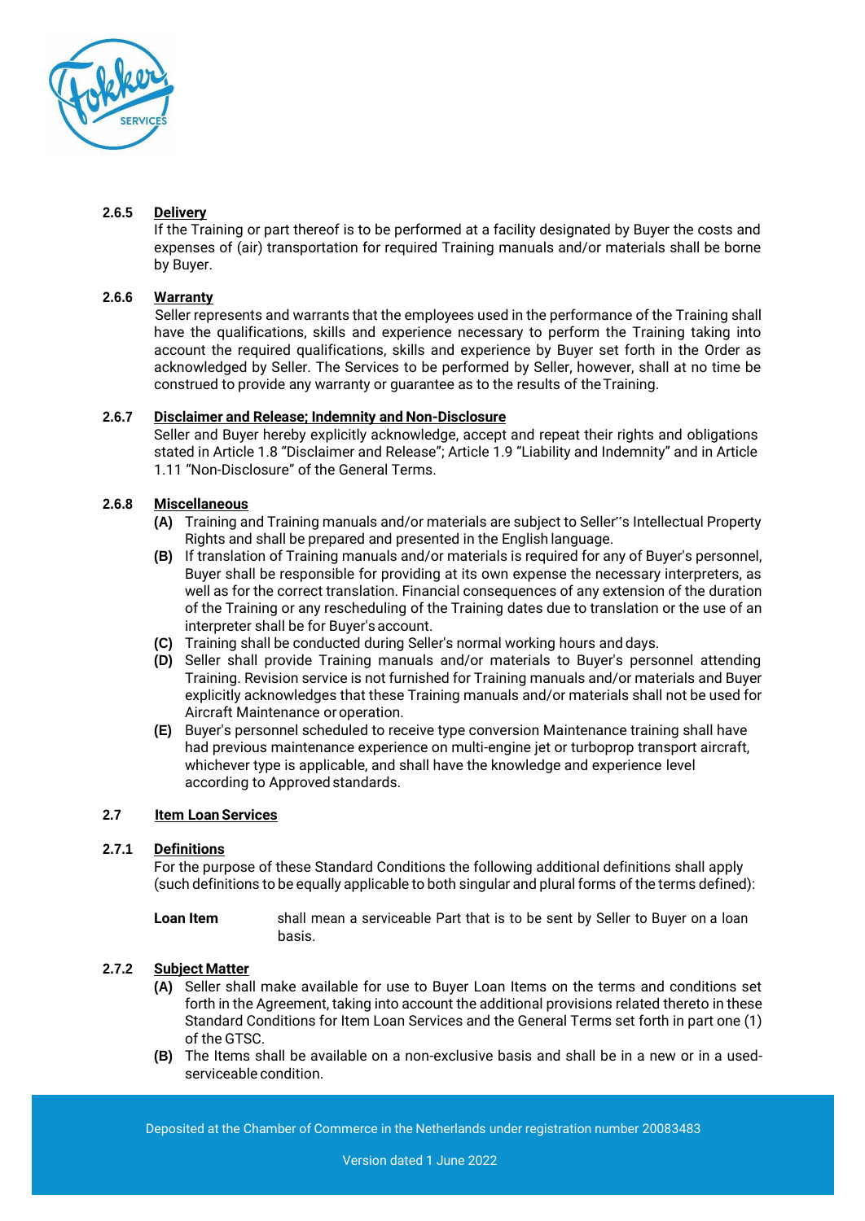**2.6.5 Delivery**

If the Training or part thereof is to be performed at a facility designated by Buyer the costs and expenses of (air) transportation for required Training manuals and/or materials shall be borne by Buyer.

**2.6.6 Warranty**

Seller represents and warrants that the employees used in the performance of the Training shall have the qualifications, skills and experience necessary to perform the Training taking into account the required qualifications, skills and experience by Buyer set forth in the Order as acknowledged by Seller. The Services to be performed by Seller, however, shall at no time be construed to provide any warranty or guarantee as to the results of the Training.

**2.6.7 Disclaimer and Release; Indemnity and Non-Disclosure**

Seller and Buyer hereby explicitly acknowledge, accept and repeat their rights and obligations stated in Article 1.8 "Disclaimer and Release"; Article 1.9 "Liability and Indemnity" and in Article 1.11 "Non-Disclosure" of the General Terms.

**2.6.8 Miscellaneous**

**(A)** Training and Training manuals and/or materials are subject to Seller's Intellectual Property Rights and shall be prepared and presented in the English language.

**(B)** If translation of Training manuals and/or materials is required for any of Buyer's personnel, Buyer shall be responsible for providing at its own expense the necessary interpreters, as well as for the correct translation. Financial consequences of any extension of the duration of the Training or any rescheduling of the Training dates due to translation or the use of an interpreter shall be for Buyer's account.

**(C)** Training shall be conducted during Seller's normal working hours and days.

**(D)** Seller shall provide Training manuals and/or materials to Buyer's personnel attending Training. Revision service is not furnished for Training manuals and/or materials and Buyer explicitly acknowledges that these Training manuals and/or materials shall not be used for Aircraft Maintenance or operation.

**(E)** Buyer's personnel scheduled to receive type conversion Maintenance training shall have had previous maintenance experience on multi-engine jet or turboprop transport aircraft, whichever type is applicable, and shall have the knowledge and experience level according to Approved standards.

## 2.7 Item Loan Services

**2.7.1 Definitions**

For the purpose of these Standard Conditions the following additional definitions shall apply (such definitions to be equally applicable to both singular and plural forms of the terms defined):

**Loan Item** shall mean a serviceable Part that is to be sent by Seller to Buyer on a loan basis.

**2.7.2 Subject Matter**

**(A)** Seller shall make available for use to Buyer Loan Items on the terms and conditions set forth in the Agreement, taking into account the additional provisions related thereto in these Standard Conditions for Item Loan Services and the General Terms set forth in part one (1) of the GTSC.

**(B)** The Items shall be available on a non-exclusive basis and shall be in a new or in a used-serviceable condition.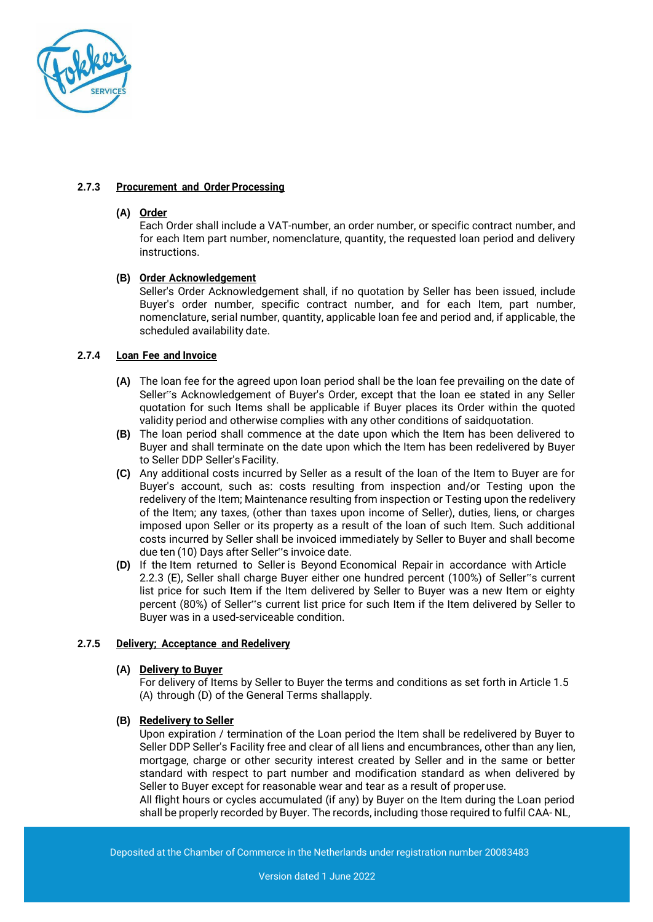### 2.7.3 Procurement and Order Processing

**(A) Order**

Each Order shall include a VAT-number, an order number, or specific contract number, and for each Item part number, nomenclature, quantity, the requested loan period and delivery instructions.

**(B) Order Acknowledgement**

Seller's Order Acknowledgement shall, if no quotation by Seller has been issued, include Buyer's order number, specific contract number, and for each Item, part number, nomenclature, serial number, quantity, applicable loan fee and period and, if applicable, the scheduled availability date.

### 2.7.4 Loan Fee and Invoice

**(A)** The loan fee for the agreed upon loan period shall be the loan fee prevailing on the date of Seller''s Acknowledgement of Buyer's Order, except that the loan ee stated in any Seller quotation for such Items shall be applicable if Buyer places its Order within the quoted validity period and otherwise complies with any other conditions of saidquotation.

**(B)** The loan period shall commence at the date upon which the Item has been delivered to Buyer and shall terminate on the date upon which the Item has been redelivered by Buyer to Seller DDP Seller's Facility.

**(C)** Any additional costs incurred by Seller as a result of the loan of the Item to Buyer are for Buyer's account, such as: costs resulting from inspection and/or Testing upon the redelivery of the Item; Maintenance resulting from inspection or Testing upon the redelivery of the Item; any taxes, (other than taxes upon income of Seller), duties, liens, or charges imposed upon Seller or its property as a result of the loan of such Item. Such additional costs incurred by Seller shall be invoiced immediately by Seller to Buyer and shall become due ten (10) Days after Seller''s invoice date.

**(D)** If the Item returned to Seller is Beyond Economical Repair in accordance with Article 2.2.3 (E), Seller shall charge Buyer either one hundred percent (100%) of Seller''s current list price for such Item if the Item delivered by Seller to Buyer was a new Item or eighty percent (80%) of Seller''s current list price for such Item if the Item delivered by Seller to Buyer was in a used-serviceable condition.

### 2.7.5 Delivery; Acceptance and Redelivery

**(A) Delivery to Buyer**

For delivery of Items by Seller to Buyer the terms and conditions as set forth in Article 1.5 (A) through (D) of the General Terms shallapply.

**(B) Redelivery to Seller**

Upon expiration / termination of the Loan period the Item shall be redelivered by Buyer to Seller DDP Seller's Facility free and clear of all liens and encumbrances, other than any lien, mortgage, charge or other security interest created by Seller and in the same or better standard with respect to part number and modification standard as when delivered by Seller to Buyer except for reasonable wear and tear as a result of properuse.

All flight hours or cycles accumulated (if any) by Buyer on the Item during the Loan period shall be properly recorded by Buyer. The records, including those required to fulfil CAA- NL,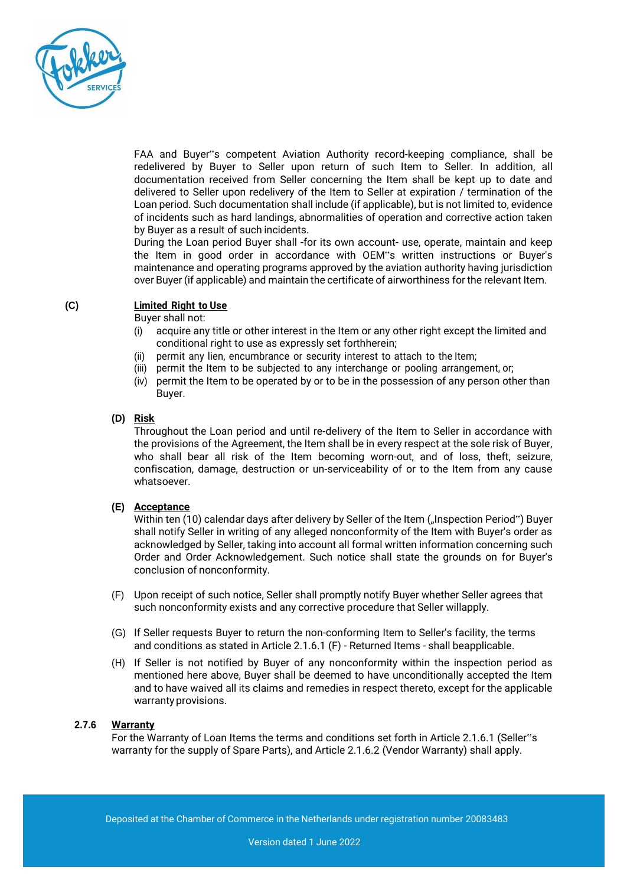FAA and Buyer"s competent Aviation Authority record-keeping compliance, shall be redelivered by Buyer to Seller upon return of such Item to Seller. In addition, all documentation received from Seller concerning the Item shall be kept up to date and delivered to Seller upon redelivery of the Item to Seller at expiration / termination of the Loan period. Such documentation shall include (if applicable), but is not limited to, evidence of incidents such as hard landings, abnormalities of operation and corrective action taken by Buyer as a result of such incidents.

During the Loan period Buyer shall -for its own account- use, operate, maintain and keep the Item in good order in accordance with OEM"s written instructions or Buyer's maintenance and operating programs approved by the aviation authority having jurisdiction over Buyer (if applicable) and maintain the certificate of airworthiness for the relevant Item.

**(C)** **Limited Right to Use**

Buyer shall not:

(i) acquire any title or other interest in the Item or any other right except the limited and conditional right to use as expressly set forthherein;

(ii) permit any lien, encumbrance or security interest to attach to the Item;

(iii) permit the Item to be subjected to any interchange or pooling arrangement, or;

(iv) permit the Item to be operated by or to be in the possession of any person other than Buyer.

**(D) Risk**

Throughout the Loan period and until re-delivery of the Item to Seller in accordance with the provisions of the Agreement, the Item shall be in every respect at the sole risk of Buyer, who shall bear all risk of the Item becoming worn-out, and of loss, theft, seizure, confiscation, damage, destruction or un-serviceability of or to the Item from any cause whatsoever.

**(E) Acceptance**

Within ten (10) calendar days after delivery by Seller of the Item („Inspection Period") Buyer shall notify Seller in writing of any alleged nonconformity of the Item with Buyer's order as acknowledged by Seller, taking into account all formal written information concerning such Order and Order Acknowledgement. Such notice shall state the grounds on for Buyer's conclusion of nonconformity.

(F) Upon receipt of such notice, Seller shall promptly notify Buyer whether Seller agrees that such nonconformity exists and any corrective procedure that Seller willapply.

(G) If Seller requests Buyer to return the non-conforming Item to Seller's facility, the terms and conditions as stated in Article 2.1.6.1 (F) - Returned Items - shall beapplicable.

(H) If Seller is not notified by Buyer of any nonconformity within the inspection period as mentioned here above, Buyer shall be deemed to have unconditionally accepted the Item and to have waived all its claims and remedies in respect thereto, except for the applicable warranty provisions.

**2.7.6** **Warranty**

For the Warranty of Loan Items the terms and conditions set forth in Article 2.1.6.1 (Seller"s warranty for the supply of Spare Parts), and Article 2.1.6.2 (Vendor Warranty) shall apply.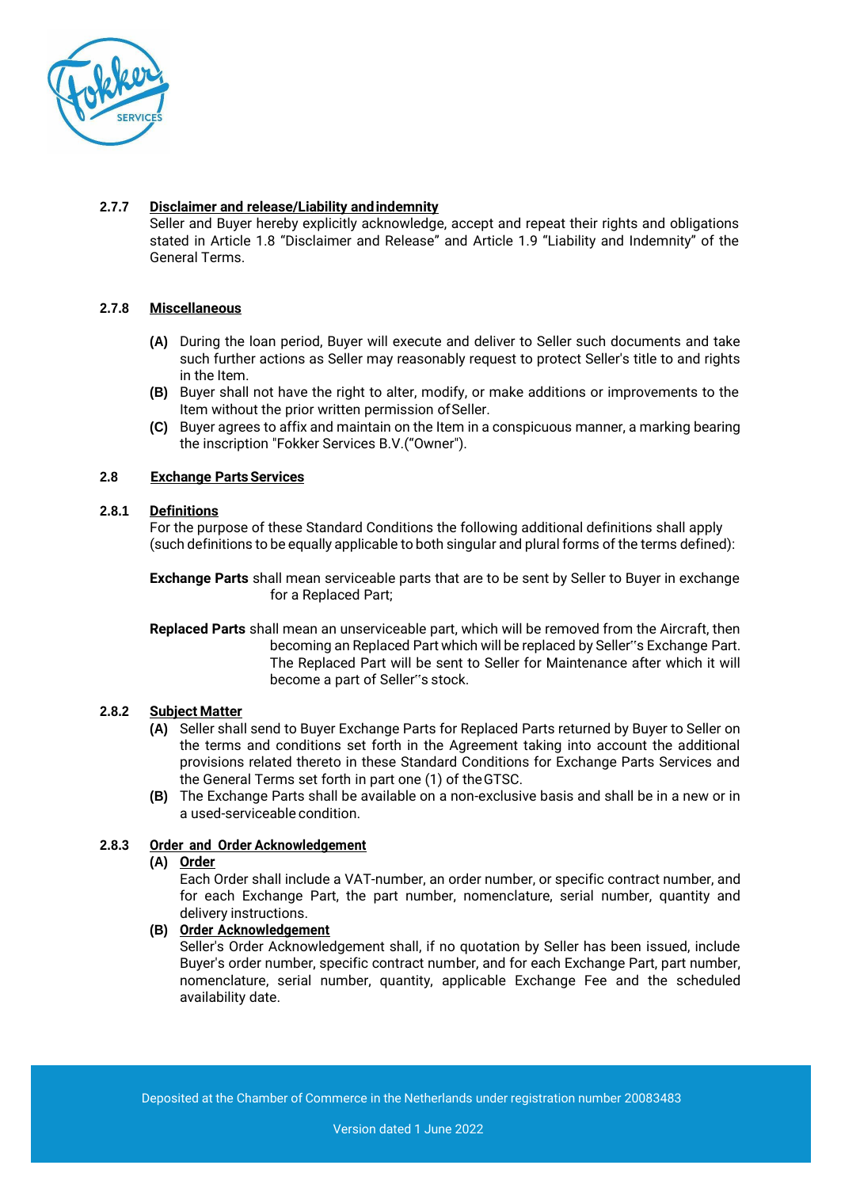#### 2.7.7 Disclaimer and release/Liability and indemnity

Seller and Buyer hereby explicitly acknowledge, accept and repeat their rights and obligations stated in Article 1.8 "Disclaimer and Release" and Article 1.9 "Liability and Indemnity" of the General Terms.

#### 2.7.8 Miscellaneous

**(A)** During the loan period, Buyer will execute and deliver to Seller such documents and take such further actions as Seller may reasonably request to protect Seller's title to and rights in the Item.

**(B)** Buyer shall not have the right to alter, modify, or make additions or improvements to the Item without the prior written permission of Seller.

**(C)** Buyer agrees to affix and maintain on the Item in a conspicuous manner, a marking bearing the inscription "Fokker Services B.V.("Owner").

### 2.8 Exchange Parts Services

#### 2.8.1 Definitions

For the purpose of these Standard Conditions the following additional definitions shall apply (such definitions to be equally applicable to both singular and plural forms of the terms defined):

**Exchange Parts** shall mean serviceable parts that are to be sent by Seller to Buyer in exchange for a Replaced Part;

**Replaced Parts** shall mean an unserviceable part, which will be removed from the Aircraft, then becoming an Replaced Part which will be replaced by Seller''s Exchange Part. The Replaced Part will be sent to Seller for Maintenance after which it will become a part of Seller''s stock.

#### 2.8.2 Subject Matter

**(A)** Seller shall send to Buyer Exchange Parts for Replaced Parts returned by Buyer to Seller on the terms and conditions set forth in the Agreement taking into account the additional provisions related thereto in these Standard Conditions for Exchange Parts Services and the General Terms set forth in part one (1) of the GTSC.

**(B)** The Exchange Parts shall be available on a non-exclusive basis and shall be in a new or in a used-serviceable condition.

#### 2.8.3 Order and Order Acknowledgement

**(A) Order**

Each Order shall include a VAT-number, an order number, or specific contract number, and for each Exchange Part, the part number, nomenclature, serial number, quantity and delivery instructions.

**(B) Order Acknowledgement**

Seller's Order Acknowledgement shall, if no quotation by Seller has been issued, include Buyer's order number, specific contract number, and for each Exchange Part, part number, nomenclature, serial number, quantity, applicable Exchange Fee and the scheduled availability date.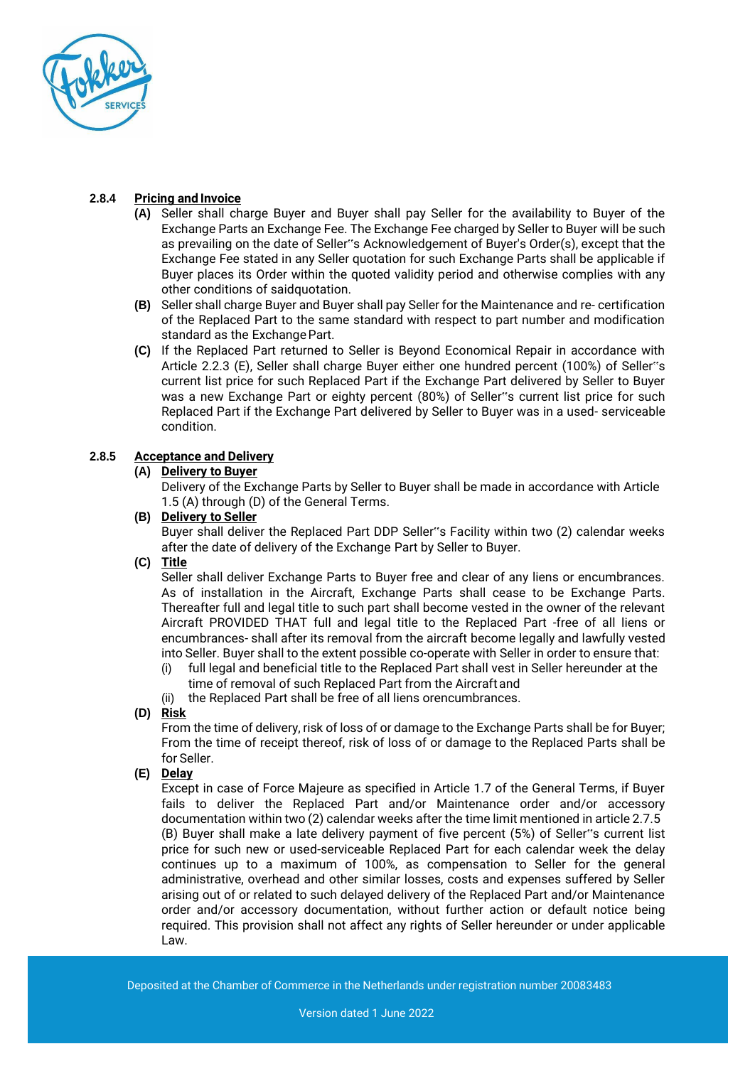#### 2.8.4 Pricing and Invoice

**(A)** Seller shall charge Buyer and Buyer shall pay Seller for the availability to Buyer of the Exchange Parts an Exchange Fee. The Exchange Fee charged by Seller to Buyer will be such as prevailing on the date of Seller''s Acknowledgement of Buyer's Order(s), except that the Exchange Fee stated in any Seller quotation for such Exchange Parts shall be applicable if Buyer places its Order within the quoted validity period and otherwise complies with any other conditions of saidquotation.

**(B)** Seller shall charge Buyer and Buyer shall pay Seller for the Maintenance and re- certification of the Replaced Part to the same standard with respect to part number and modification standard as the Exchange Part.

**(C)** If the Replaced Part returned to Seller is Beyond Economical Repair in accordance with Article 2.2.3 (E), Seller shall charge Buyer either one hundred percent (100%) of Seller''s current list price for such Replaced Part if the Exchange Part delivered by Seller to Buyer was a new Exchange Part or eighty percent (80%) of Seller''s current list price for such Replaced Part if the Exchange Part delivered by Seller to Buyer was in a used- serviceable condition.

#### 2.8.5 Acceptance and Delivery

**(A) Delivery to Buyer**

Delivery of the Exchange Parts by Seller to Buyer shall be made in accordance with Article 1.5 (A) through (D) of the General Terms.

**(B) Delivery to Seller**

Buyer shall deliver the Replaced Part DDP Seller''s Facility within two (2) calendar weeks after the date of delivery of the Exchange Part by Seller to Buyer.

**(C) Title**

Seller shall deliver Exchange Parts to Buyer free and clear of any liens or encumbrances. As of installation in the Aircraft, Exchange Parts shall cease to be Exchange Parts. Thereafter full and legal title to such part shall become vested in the owner of the relevant Aircraft PROVIDED THAT full and legal title to the Replaced Part -free of all liens or encumbrances- shall after its removal from the aircraft become legally and lawfully vested into Seller. Buyer shall to the extent possible co-operate with Seller in order to ensure that:

(i) full legal and beneficial title to the Replaced Part shall vest in Seller hereunder at the time of removal of such Replaced Part from the Aircraft and

(ii) the Replaced Part shall be free of all liens orencumbrances.

**(D) Risk**

From the time of delivery, risk of loss of or damage to the Exchange Parts shall be for Buyer; From the time of receipt thereof, risk of loss of or damage to the Replaced Parts shall be for Seller.

**(E) Delay**

Except in case of Force Majeure as specified in Article 1.7 of the General Terms, if Buyer fails to deliver the Replaced Part and/or Maintenance order and/or accessory documentation within two (2) calendar weeks after the time limit mentioned in article 2.7.5 (B) Buyer shall make a late delivery payment of five percent (5%) of Seller''s current list price for such new or used-serviceable Replaced Part for each calendar week the delay continues up to a maximum of 100%, as compensation to Seller for the general administrative, overhead and other similar losses, costs and expenses suffered by Seller arising out of or related to such delayed delivery of the Replaced Part and/or Maintenance order and/or accessory documentation, without further action or default notice being required. This provision shall not affect any rights of Seller hereunder or under applicable Law.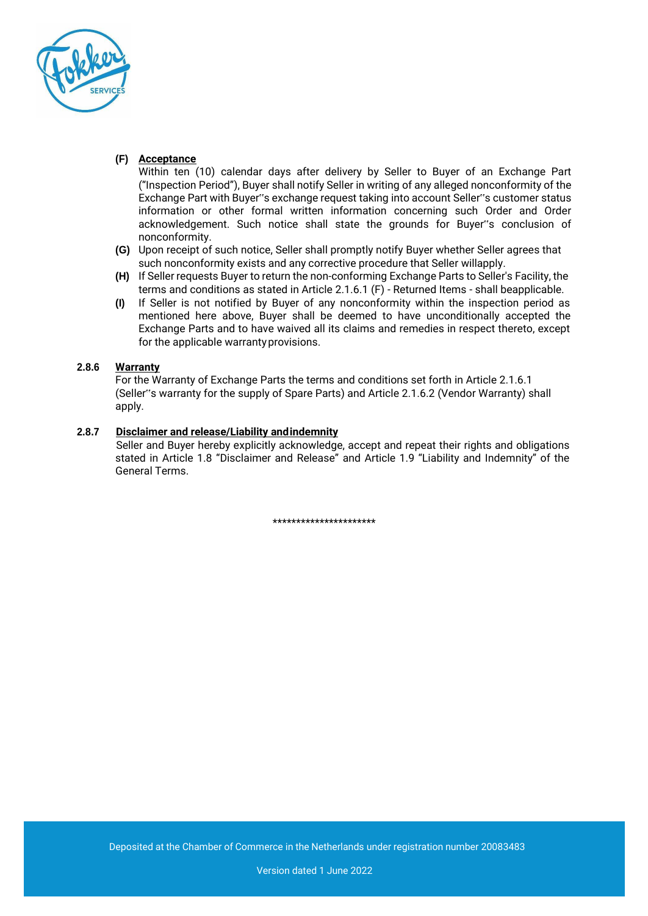**(F)** **Acceptance**

Within ten (10) calendar days after delivery by Seller to Buyer of an Exchange Part ("Inspection Period"), Buyer shall notify Seller in writing of any alleged nonconformity of the Exchange Part with Buyer''s exchange request taking into account Seller''s customer status information or other formal written information concerning such Order and Order acknowledgement. Such notice shall state the grounds for Buyer''s conclusion of nonconformity.

**(G)** Upon receipt of such notice, Seller shall promptly notify Buyer whether Seller agrees that such nonconformity exists and any corrective procedure that Seller willapply.

**(H)** If Seller requests Buyer to return the non-conforming Exchange Parts to Seller's Facility, the terms and conditions as stated in Article 2.1.6.1 (F) - Returned Items - shall beapplicable.

**(I)** If Seller is not notified by Buyer of any nonconformity within the inspection period as mentioned here above, Buyer shall be deemed to have unconditionally accepted the Exchange Parts and to have waived all its claims and remedies in respect thereto, except for the applicable warranty provisions.

**2.8.6** **Warranty**

For the Warranty of Exchange Parts the terms and conditions set forth in Article 2.1.6.1 (Seller''s warranty for the supply of Spare Parts) and Article 2.1.6.2 (Vendor Warranty) shall apply.

**2.8.7** **Disclaimer and release/Liability andindemnity**

Seller and Buyer hereby explicitly acknowledge, accept and repeat their rights and obligations stated in Article 1.8 "Disclaimer and Release" and Article 1.9 "Liability and Indemnity" of the General Terms.

**********************

Deposited at the Chamber of Commerce in the Netherlands under registration number 20083483

Version dated 1 June 2022